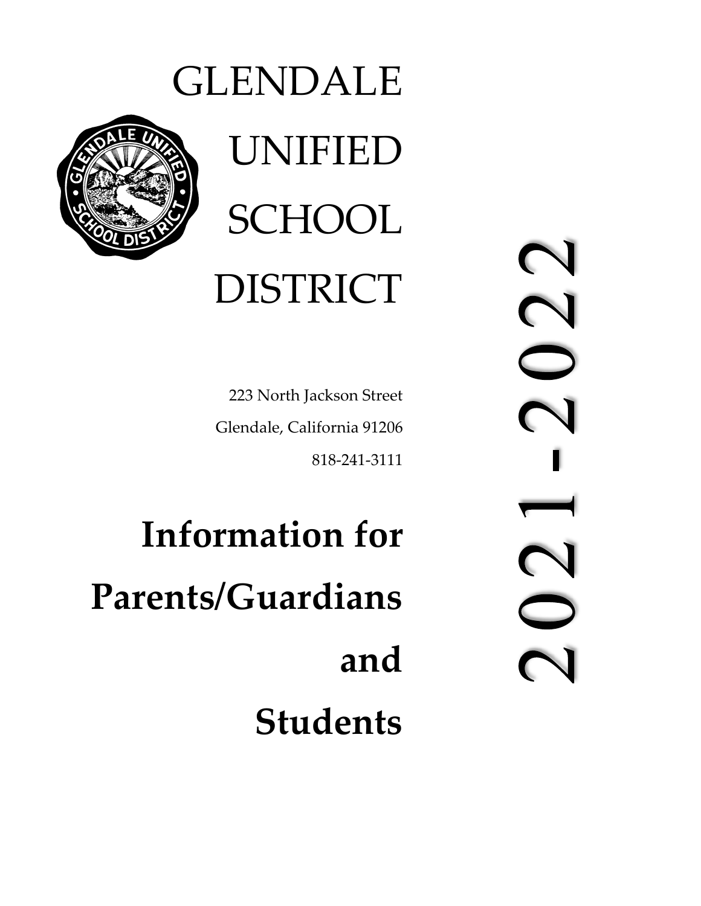# GLENDALE UNIFIED SCHOOL DISTRICT

223 North Jackson Street

Glendale, California 91206

818-241-3111

**Information for Parents/Guardians and Students**

2021-2022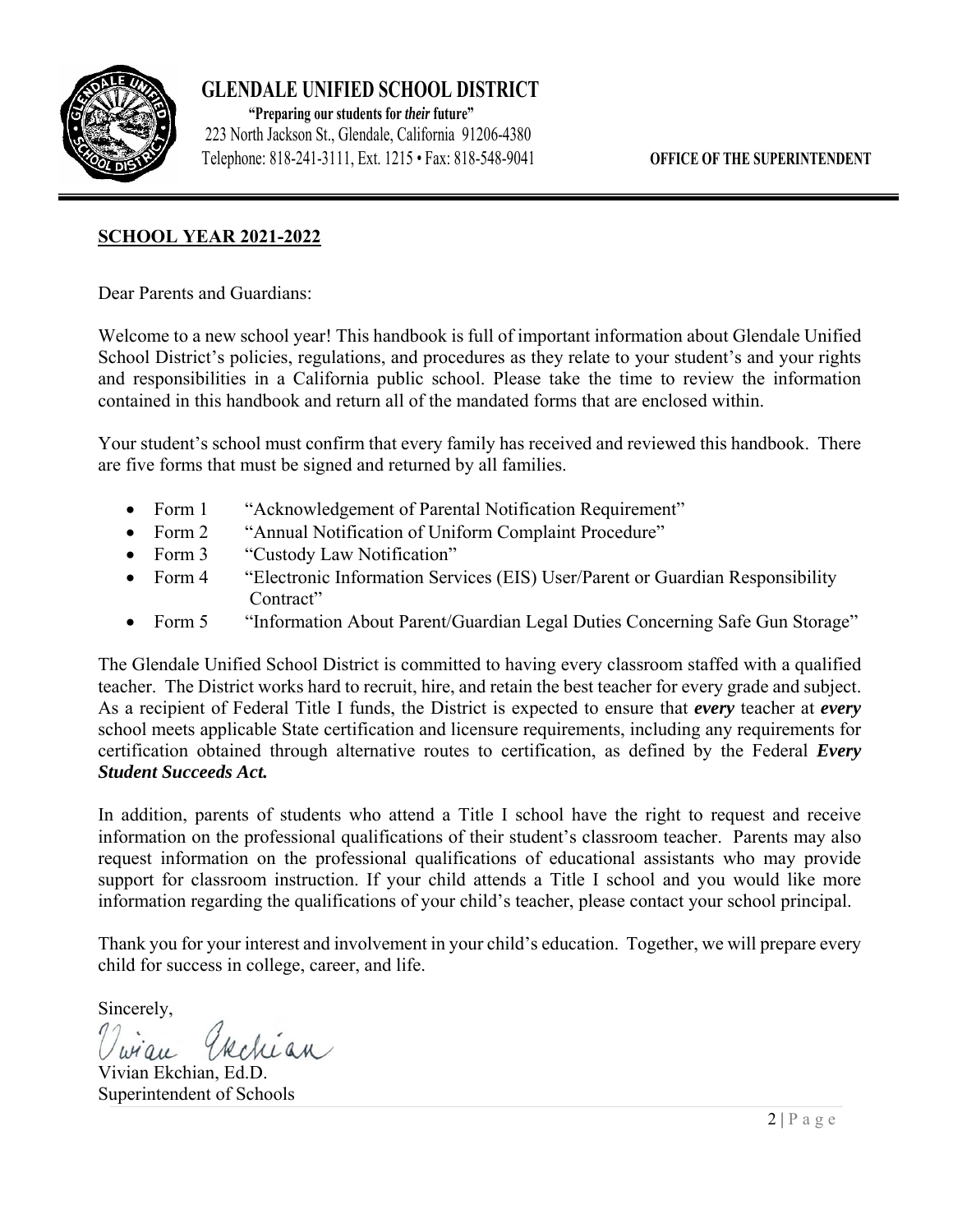# GLENDALE UNIFIED SCHOOL DISTRICT

**"Preparing our students for *their* future"**
223 North Jackson St., Glendale, California 91206-4380
Telephone: 818-241-3111, Ext. 1215 • Fax: 818-548-9041

**OFFICE OF THE SUPERINTENDENT**

---

## SCHOOL YEAR 2021-2022

Dear Parents and Guardians:

Welcome to a new school year! This handbook is full of important information about Glendale Unified School District's policies, regulations, and procedures as they relate to your student's and your rights and responsibilities in a California public school. Please take the time to review the information contained in this handbook and return all of the mandated forms that are enclosed within.

Your student's school must confirm that every family has received and reviewed this handbook. There are five forms that must be signed and returned by all families.

- Form 1 "Acknowledgement of Parental Notification Requirement"
- Form 2 "Annual Notification of Uniform Complaint Procedure"
- Form 3 "Custody Law Notification"
- Form 4 "Electronic Information Services (EIS) User/Parent or Guardian Responsibility Contract"
- Form 5 "Information About Parent/Guardian Legal Duties Concerning Safe Gun Storage"

The Glendale Unified School District is committed to having every classroom staffed with a qualified teacher. The District works hard to recruit, hire, and retain the best teacher for every grade and subject. As a recipient of Federal Title I funds, the District is expected to ensure that ***every*** teacher at ***every*** school meets applicable State certification and licensure requirements, including any requirements for certification obtained through alternative routes to certification, as defined by the Federal ***Every Student Succeeds Act.***

In addition, parents of students who attend a Title I school have the right to request and receive information on the professional qualifications of their student's classroom teacher. Parents may also request information on the professional qualifications of educational assistants who may provide support for classroom instruction. If your child attends a Title I school and you would like more information regarding the qualifications of your child's teacher, please contact your school principal.

Thank you for your interest and involvement in your child's education. Together, we will prepare every child for success in college, career, and life.

Sincerely,

Vivian Ekchian

Vivian Ekchian, Ed.D.
Superintendent of Schools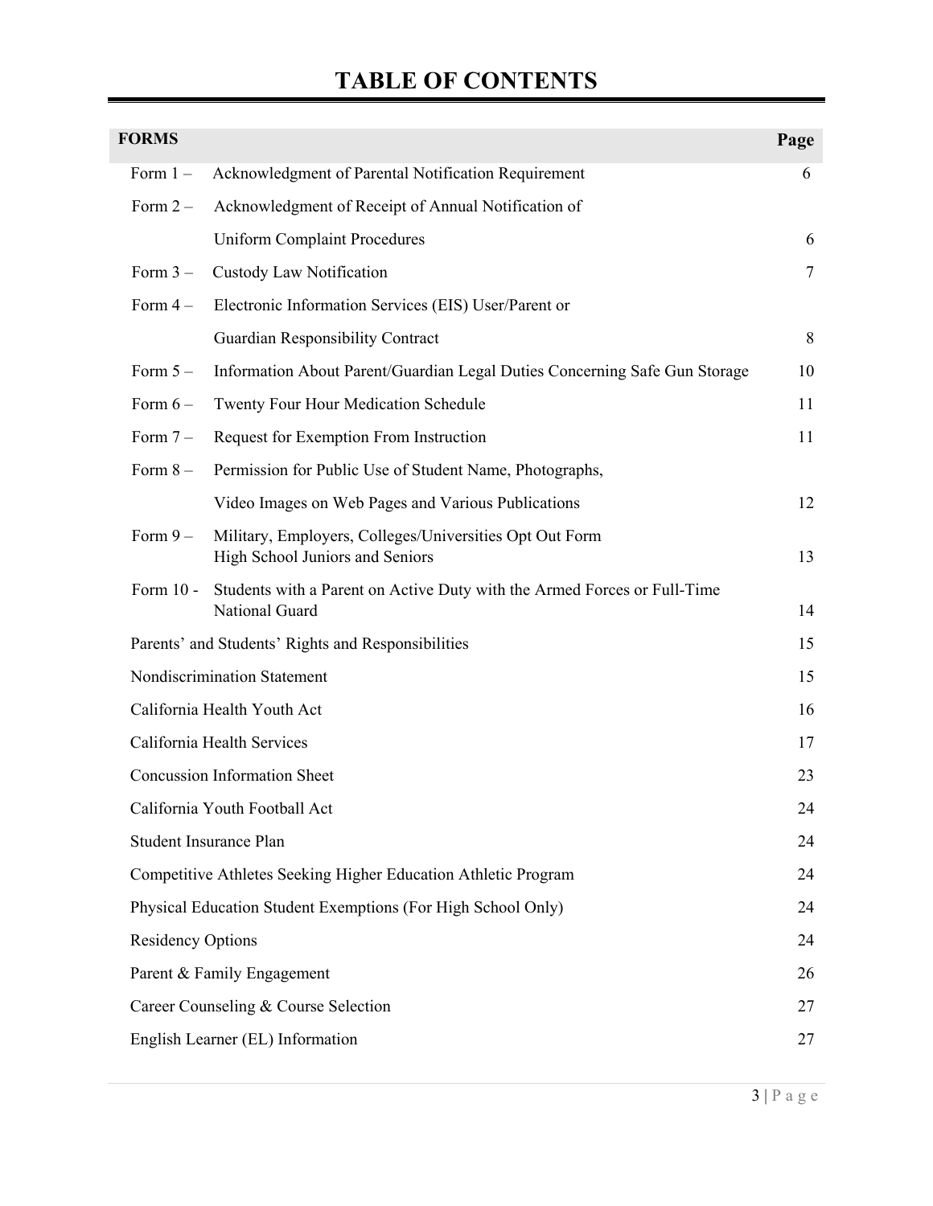# TABLE OF CONTENTS

| FORMS | | Page |
|---|---|---|
| Form 1 – | Acknowledgment of Parental Notification Requirement | 6 |
| Form 2 – | Acknowledgment of Receipt of Annual Notification of Uniform Complaint Procedures | 6 |
| Form 3 – | Custody Law Notification | 7 |
| Form 4 – | Electronic Information Services (EIS) User/Parent or Guardian Responsibility Contract | 8 |
| Form 5 – | Information About Parent/Guardian Legal Duties Concerning Safe Gun Storage | 10 |
| Form 6 – | Twenty Four Hour Medication Schedule | 11 |
| Form 7 – | Request for Exemption From Instruction | 11 |
| Form 8 – | Permission for Public Use of Student Name, Photographs, Video Images on Web Pages and Various Publications | 12 |
| Form 9 – | Military, Employers, Colleges/Universities Opt Out Form High School Juniors and Seniors | 13 |
| Form 10 - | Students with a Parent on Active Duty with the Armed Forces or Full-Time National Guard | 14 |
| Parents' and Students' Rights and Responsibilities | | 15 |
| Nondiscrimination Statement | | 15 |
| California Health Youth Act | | 16 |
| California Health Services | | 17 |
| Concussion Information Sheet | | 23 |
| California Youth Football Act | | 24 |
| Student Insurance Plan | | 24 |
| Competitive Athletes Seeking Higher Education Athletic Program | | 24 |
| Physical Education Student Exemptions (For High School Only) | | 24 |
| Residency Options | | 24 |
| Parent & Family Engagement | | 26 |
| Career Counseling & Course Selection | | 27 |
| English Learner (EL) Information | | 27 |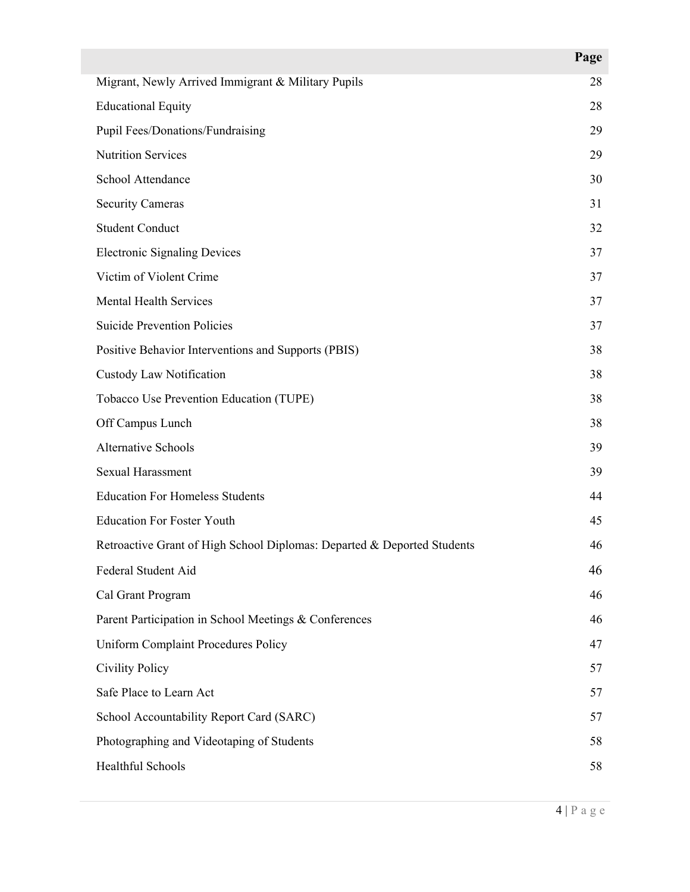| | Page |
|---|---|
| Migrant, Newly Arrived Immigrant & Military Pupils | 28 |
| Educational Equity | 28 |
| Pupil Fees/Donations/Fundraising | 29 |
| Nutrition Services | 29 |
| School Attendance | 30 |
| Security Cameras | 31 |
| Student Conduct | 32 |
| Electronic Signaling Devices | 37 |
| Victim of Violent Crime | 37 |
| Mental Health Services | 37 |
| Suicide Prevention Policies | 37 |
| Positive Behavior Interventions and Supports (PBIS) | 38 |
| Custody Law Notification | 38 |
| Tobacco Use Prevention Education (TUPE) | 38 |
| Off Campus Lunch | 38 |
| Alternative Schools | 39 |
| Sexual Harassment | 39 |
| Education For Homeless Students | 44 |
| Education For Foster Youth | 45 |
| Retroactive Grant of High School Diplomas: Departed & Deported Students | 46 |
| Federal Student Aid | 46 |
| Cal Grant Program | 46 |
| Parent Participation in School Meetings & Conferences | 46 |
| Uniform Complaint Procedures Policy | 47 |
| Civility Policy | 57 |
| Safe Place to Learn Act | 57 |
| School Accountability Report Card (SARC) | 57 |
| Photographing and Videotaping of Students | 58 |
| Healthful Schools | 58 |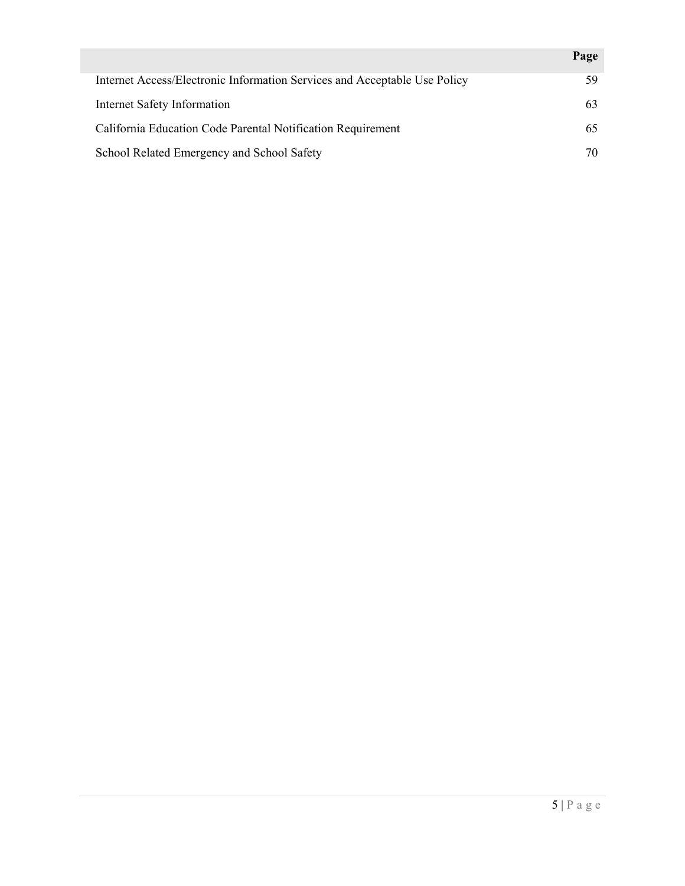| | Page |
|---|---|
| Internet Access/Electronic Information Services and Acceptable Use Policy | 59 |
| Internet Safety Information | 63 |
| California Education Code Parental Notification Requirement | 65 |
| School Related Emergency and School Safety | 70 |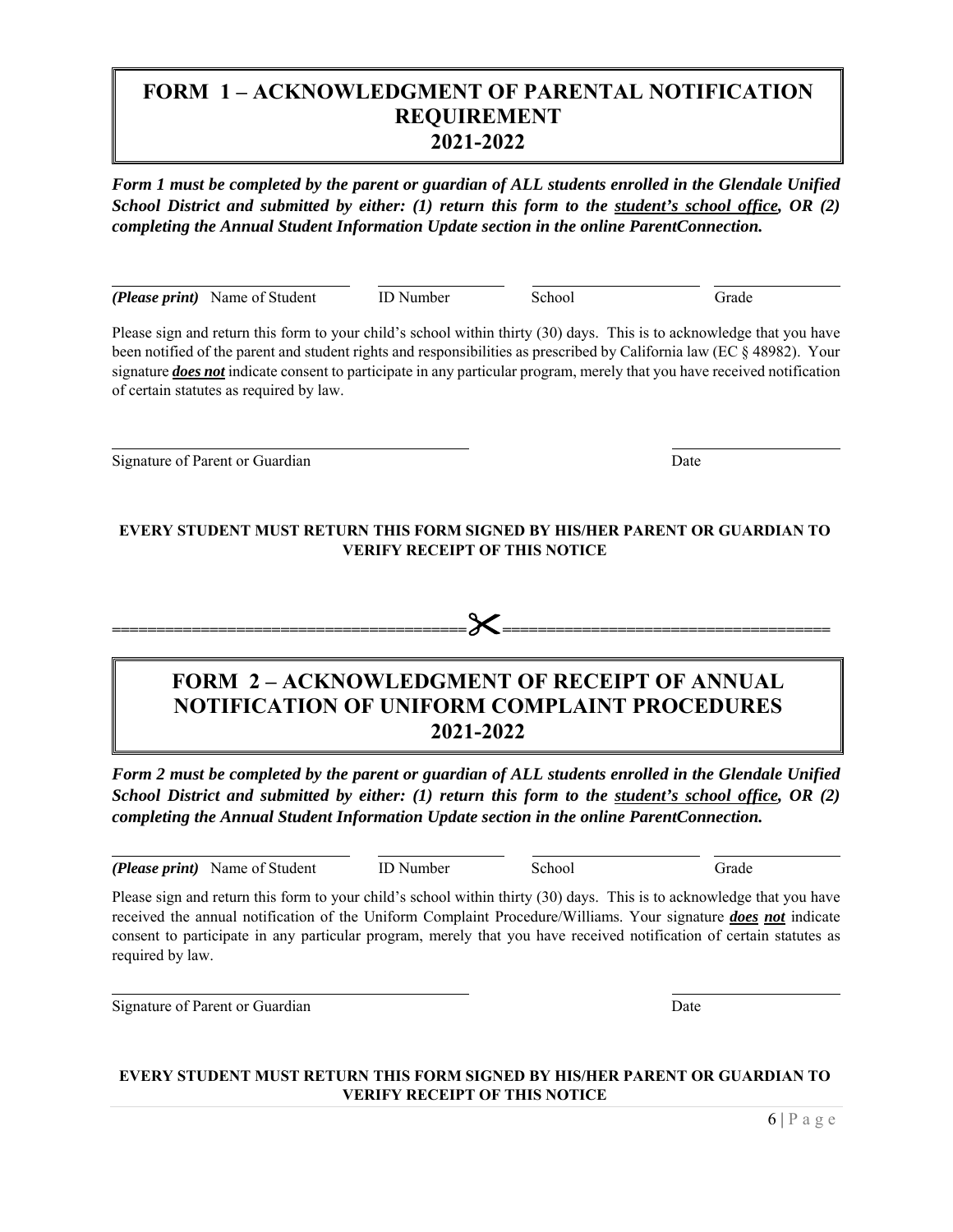# FORM 1 – ACKNOWLEDGMENT OF PARENTAL NOTIFICATION REQUIREMENT 2021-2022

***Form 1 must be completed by the parent or guardian of ALL students enrolled in the Glendale Unified School District and submitted by either: (1) return this form to the <u>student's school office</u>, OR (2) completing the Annual Student Information Update section in the online ParentConnection.***

| ***(Please print)*** Name of Student | ID Number | School | Grade |
|---|---|---|---|

Please sign and return this form to your child's school within thirty (30) days. This is to acknowledge that you have been notified of the parent and student rights and responsibilities as prescribed by California law (EC § 48982). Your signature ***<u>does not</u>*** indicate consent to participate in any particular program, merely that you have received notification of certain statutes as required by law.

| Signature of Parent or Guardian | Date |
|---|---|

**EVERY STUDENT MUST RETURN THIS FORM SIGNED BY HIS/HER PARENT OR GUARDIAN TO VERIFY RECEIPT OF THIS NOTICE**

---

# FORM 2 – ACKNOWLEDGMENT OF RECEIPT OF ANNUAL NOTIFICATION OF UNIFORM COMPLAINT PROCEDURES 2021-2022

***Form 2 must be completed by the parent or guardian of ALL students enrolled in the Glendale Unified School District and submitted by either: (1) return this form to the <u>student's school office</u>, OR (2) completing the Annual Student Information Update section in the online ParentConnection.***

| ***(Please print)*** Name of Student | ID Number | School | Grade |
|---|---|---|---|

Please sign and return this form to your child's school within thirty (30) days. This is to acknowledge that you have received the annual notification of the Uniform Complaint Procedure/Williams. Your signature ***<u>does not</u>*** indicate consent to participate in any particular program, merely that you have received notification of certain statutes as required by law.

| Signature of Parent or Guardian | Date |
|---|---|

**EVERY STUDENT MUST RETURN THIS FORM SIGNED BY HIS/HER PARENT OR GUARDIAN TO VERIFY RECEIPT OF THIS NOTICE**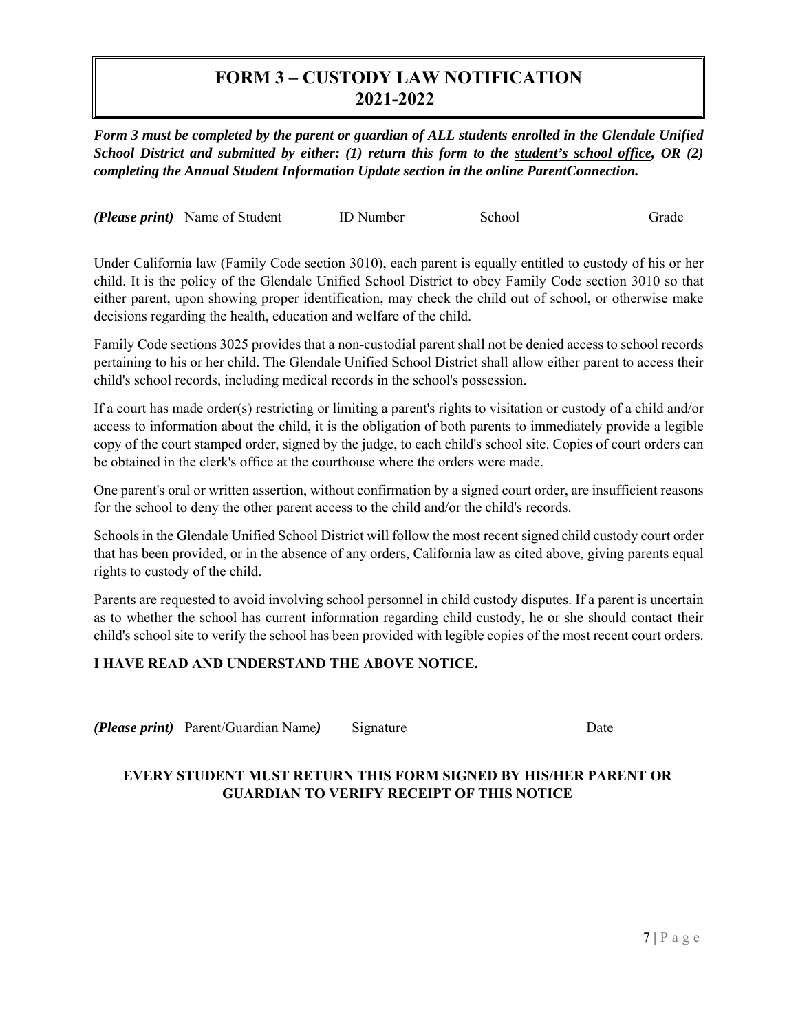# FORM 3 – CUSTODY LAW NOTIFICATION 2021-2022

***Form 3 must be completed by the parent or guardian of ALL students enrolled in the Glendale Unified School District and submitted by either: (1) return this form to the <u>student's school office</u>, OR (2) completing the Annual Student Information Update section in the online ParentConnection.***

| ***(Please print)*** Name of Student | ID Number | School | Grade |
|---|---|---|---|
| | | | |

Under California law (Family Code section 3010), each parent is equally entitled to custody of his or her child. It is the policy of the Glendale Unified School District to obey Family Code section 3010 so that either parent, upon showing proper identification, may check the child out of school, or otherwise make decisions regarding the health, education and welfare of the child.

Family Code sections 3025 provides that a non-custodial parent shall not be denied access to school records pertaining to his or her child. The Glendale Unified School District shall allow either parent to access their child's school records, including medical records in the school's possession.

If a court has made order(s) restricting or limiting a parent's rights to visitation or custody of a child and/or access to information about the child, it is the obligation of both parents to immediately provide a legible copy of the court stamped order, signed by the judge, to each child's school site. Copies of court orders can be obtained in the clerk's office at the courthouse where the orders were made.

One parent's oral or written assertion, without confirmation by a signed court order, are insufficient reasons for the school to deny the other parent access to the child and/or the child's records.

Schools in the Glendale Unified School District will follow the most recent signed child custody court order that has been provided, or in the absence of any orders, California law as cited above, giving parents equal rights to custody of the child.

Parents are requested to avoid involving school personnel in child custody disputes. If a parent is uncertain as to whether the school has current information regarding child custody, he or she should contact their child's school site to verify the school has been provided with legible copies of the most recent court orders.

**I HAVE READ AND UNDERSTAND THE ABOVE NOTICE.**

| ***(Please print)*** Parent/Guardian Name***)*** | Signature | Date |
|---|---|---|
| | | |

**EVERY STUDENT MUST RETURN THIS FORM SIGNED BY HIS/HER PARENT OR GUARDIAN TO VERIFY RECEIPT OF THIS NOTICE**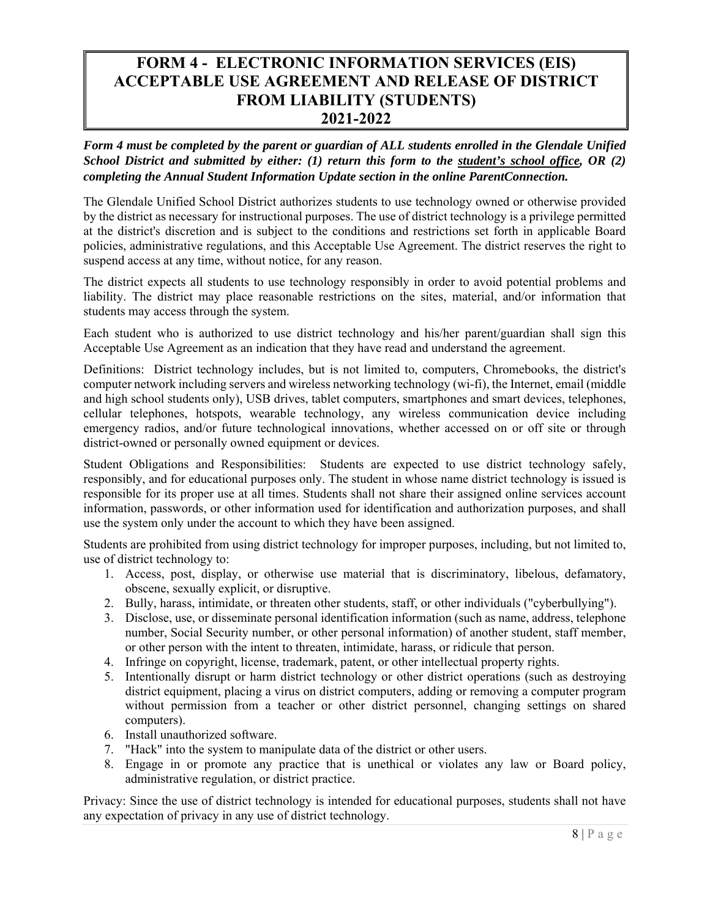# FORM 4 - ELECTRONIC INFORMATION SERVICES (EIS) ACCEPTABLE USE AGREEMENT AND RELEASE OF DISTRICT FROM LIABILITY (STUDENTS) 2021-2022

***Form 4 must be completed by the parent or guardian of ALL students enrolled in the Glendale Unified School District and submitted by either: (1) return this form to the <u>student's school office</u>, OR (2) completing the Annual Student Information Update section in the online ParentConnection.***

The Glendale Unified School District authorizes students to use technology owned or otherwise provided by the district as necessary for instructional purposes. The use of district technology is a privilege permitted at the district's discretion and is subject to the conditions and restrictions set forth in applicable Board policies, administrative regulations, and this Acceptable Use Agreement. The district reserves the right to suspend access at any time, without notice, for any reason.

The district expects all students to use technology responsibly in order to avoid potential problems and liability. The district may place reasonable restrictions on the sites, material, and/or information that students may access through the system.

Each student who is authorized to use district technology and his/her parent/guardian shall sign this Acceptable Use Agreement as an indication that they have read and understand the agreement.

Definitions: District technology includes, but is not limited to, computers, Chromebooks, the district's computer network including servers and wireless networking technology (wi-fi), the Internet, email (middle and high school students only), USB drives, tablet computers, smartphones and smart devices, telephones, cellular telephones, hotspots, wearable technology, any wireless communication device including emergency radios, and/or future technological innovations, whether accessed on or off site or through district-owned or personally owned equipment or devices.

Student Obligations and Responsibilities: Students are expected to use district technology safely, responsibly, and for educational purposes only. The student in whose name district technology is issued is responsible for its proper use at all times. Students shall not share their assigned online services account information, passwords, or other information used for identification and authorization purposes, and shall use the system only under the account to which they have been assigned.

Students are prohibited from using district technology for improper purposes, including, but not limited to, use of district technology to:

1. Access, post, display, or otherwise use material that is discriminatory, libelous, defamatory, obscene, sexually explicit, or disruptive.
2. Bully, harass, intimidate, or threaten other students, staff, or other individuals ("cyberbullying").
3. Disclose, use, or disseminate personal identification information (such as name, address, telephone number, Social Security number, or other personal information) of another student, staff member, or other person with the intent to threaten, intimidate, harass, or ridicule that person.
4. Infringe on copyright, license, trademark, patent, or other intellectual property rights.
5. Intentionally disrupt or harm district technology or other district operations (such as destroying district equipment, placing a virus on district computers, adding or removing a computer program without permission from a teacher or other district personnel, changing settings on shared computers).
6. Install unauthorized software.
7. "Hack" into the system to manipulate data of the district or other users.
8. Engage in or promote any practice that is unethical or violates any law or Board policy, administrative regulation, or district practice.

Privacy: Since the use of district technology is intended for educational purposes, students shall not have any expectation of privacy in any use of district technology.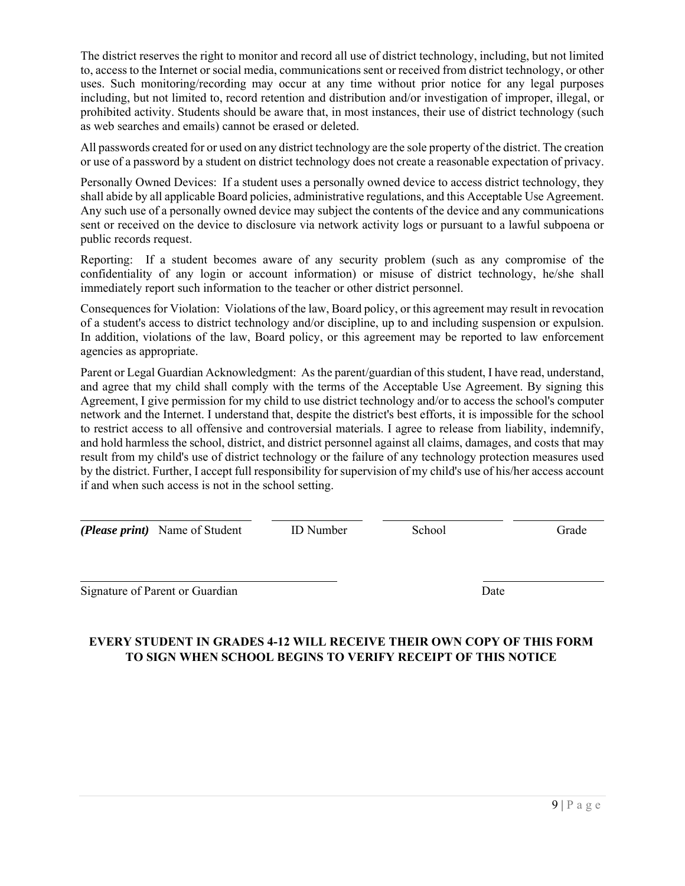The district reserves the right to monitor and record all use of district technology, including, but not limited to, access to the Internet or social media, communications sent or received from district technology, or other uses. Such monitoring/recording may occur at any time without prior notice for any legal purposes including, but not limited to, record retention and distribution and/or investigation of improper, illegal, or prohibited activity. Students should be aware that, in most instances, their use of district technology (such as web searches and emails) cannot be erased or deleted.

All passwords created for or used on any district technology are the sole property of the district. The creation or use of a password by a student on district technology does not create a reasonable expectation of privacy.

Personally Owned Devices: If a student uses a personally owned device to access district technology, they shall abide by all applicable Board policies, administrative regulations, and this Acceptable Use Agreement. Any such use of a personally owned device may subject the contents of the device and any communications sent or received on the device to disclosure via network activity logs or pursuant to a lawful subpoena or public records request.

Reporting: If a student becomes aware of any security problem (such as any compromise of the confidentiality of any login or account information) or misuse of district technology, he/she shall immediately report such information to the teacher or other district personnel.

Consequences for Violation: Violations of the law, Board policy, or this agreement may result in revocation of a student's access to district technology and/or discipline, up to and including suspension or expulsion. In addition, violations of the law, Board policy, or this agreement may be reported to law enforcement agencies as appropriate.

Parent or Legal Guardian Acknowledgment: As the parent/guardian of this student, I have read, understand, and agree that my child shall comply with the terms of the Acceptable Use Agreement. By signing this Agreement, I give permission for my child to use district technology and/or to access the school's computer network and the Internet. I understand that, despite the district's best efforts, it is impossible for the school to restrict access to all offensive and controversial materials. I agree to release from liability, indemnify, and hold harmless the school, district, and district personnel against all claims, damages, and costs that may result from my child's use of district technology or the failure of any technology protection measures used by the district. Further, I accept full responsibility for supervision of my child's use of his/her access account if and when such access is not in the school setting.

\_\_\_\_\_\_\_\_\_\_\_\_\_\_\_\_\_\_\_\_\_\_\_\_\_ \_\_\_\_\_\_\_\_\_\_\_\_\_ \_\_\_\_\_\_\_\_\_\_\_\_\_\_\_\_\_ \_\_\_\_\_\_\_\_\_\_\_\_

***(Please print)*** Name of Student    ID Number    School    Grade

\_\_\_\_\_\_\_\_\_\_\_\_\_\_\_\_\_\_\_\_\_\_\_\_\_\_\_\_\_\_\_\_\_\_\_\_\_\_ \_\_\_\_\_\_\_\_\_\_\_\_\_\_\_\_\_\_

Signature of Parent or Guardian    Date

**EVERY STUDENT IN GRADES 4-12 WILL RECEIVE THEIR OWN COPY OF THIS FORM TO SIGN WHEN SCHOOL BEGINS TO VERIFY RECEIPT OF THIS NOTICE**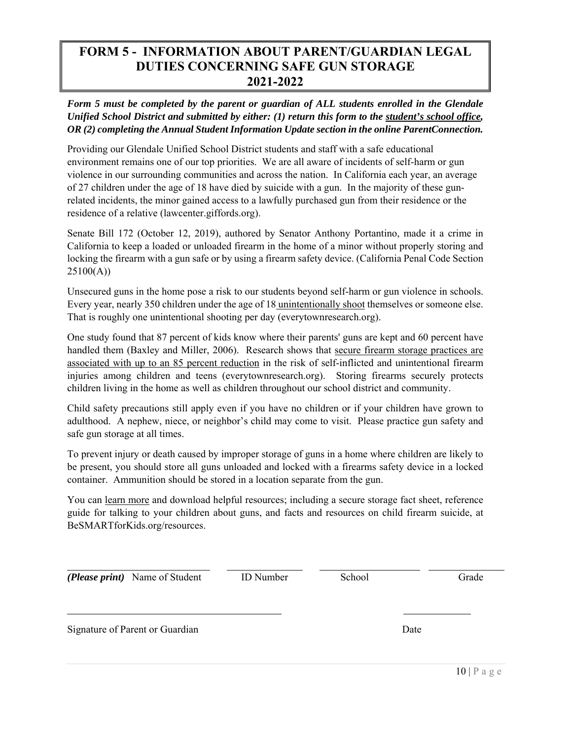# FORM 5 - INFORMATION ABOUT PARENT/GUARDIAN LEGAL DUTIES CONCERNING SAFE GUN STORAGE 2021-2022

***Form 5 must be completed by the parent or guardian of ALL students enrolled in the Glendale Unified School District and submitted by either: (1) return this form to the student's school office, OR (2) completing the Annual Student Information Update section in the online ParentConnection.***

Providing our Glendale Unified School District students and staff with a safe educational environment remains one of our top priorities. We are all aware of incidents of self-harm or gun violence in our surrounding communities and across the nation. In California each year, an average of 27 children under the age of 18 have died by suicide with a gun. In the majority of these gun-related incidents, the minor gained access to a lawfully purchased gun from their residence or the residence of a relative (lawcenter.giffords.org).

Senate Bill 172 (October 12, 2019), authored by Senator Anthony Portantino, made it a crime in California to keep a loaded or unloaded firearm in the home of a minor without properly storing and locking the firearm with a gun safe or by using a firearm safety device. (California Penal Code Section 25100(A))

Unsecured guns in the home pose a risk to our students beyond self-harm or gun violence in schools. Every year, nearly 350 children under the age of 18 unintentionally shoot themselves or someone else. That is roughly one unintentional shooting per day (everytownresearch.org).

One study found that 87 percent of kids know where their parents' guns are kept and 60 percent have handled them (Baxley and Miller, 2006). Research shows that secure firearm storage practices are associated with up to an 85 percent reduction in the risk of self-inflicted and unintentional firearm injuries among children and teens (everytownresearch.org). Storing firearms securely protects children living in the home as well as children throughout our school district and community.

Child safety precautions still apply even if you have no children or if your children have grown to adulthood. A nephew, niece, or neighbor's child may come to visit. Please practice gun safety and safe gun storage at all times.

To prevent injury or death caused by improper storage of guns in a home where children are likely to be present, you should store all guns unloaded and locked with a firearms safety device in a locked container. Ammunition should be stored in a location separate from the gun.

You can learn more and download helpful resources; including a secure storage fact sheet, reference guide for talking to your children about guns, and facts and resources on child firearm suicide, at BeSMARTforKids.org/resources.

| ____________________ | ____________ | ______________ | ____________ |
|---|---|---|---|
| ***(Please print)*** Name of Student | ID Number | School | Grade |

______________________________ ____________

Signature of Parent or Guardian Date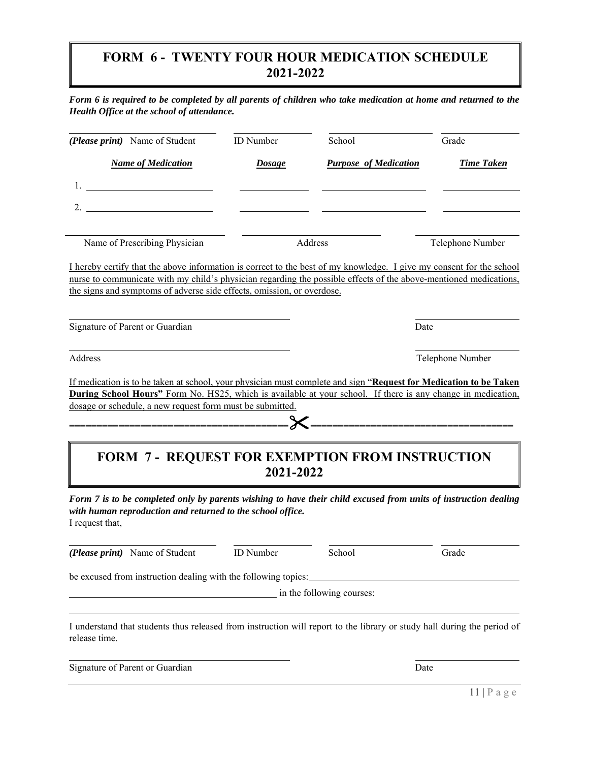# FORM 6 - TWENTY FOUR HOUR MEDICATION SCHEDULE 2021-2022

***Form 6 is required to be completed by all parents of children who take medication at home and returned to the Health Office at the school of attendance.***

| ***(Please print)*** Name of Student | ID Number | School | Grade |
|---|---|---|---|

| ***Name of Medication*** | ***Dosage*** | ***Purpose of Medication*** | ***Time Taken*** |
|---|---|---|---|
| 1. | | | |
| 2. | | | |

| Name of Prescribing Physician | Address | Telephone Number |
|---|---|---|

I hereby certify that the above information is correct to the best of my knowledge. I give my consent for the school nurse to communicate with my child's physician regarding the possible effects of the above-mentioned medications, the signs and symptoms of adverse side effects, omission, or overdose.

Signature of Parent or Guardian ______________________ Date ____________

Address ______________________ Telephone Number ____________

If medication is to be taken at school, your physician must complete and sign "**Request for Medication to be Taken During School Hours"** Form No. HS25, which is available at your school. If there is any change in medication, dosage or schedule, a new request form must be submitted.

======================================✂======================================

# FORM 7 - REQUEST FOR EXEMPTION FROM INSTRUCTION 2021-2022

***Form 7 is to be completed only by parents wishing to have their child excused from units of instruction dealing with human reproduction and returned to the school office.***

I request that,

| ***(Please print)*** Name of Student | ID Number | School | Grade |
|---|---|---|---|

be excused from instruction dealing with the following topics: ______________________

______________________ in the following courses:

______________________

I understand that students thus released from instruction will report to the library or study hall during the period of release time.

Signature of Parent or Guardian ______________________ Date ____________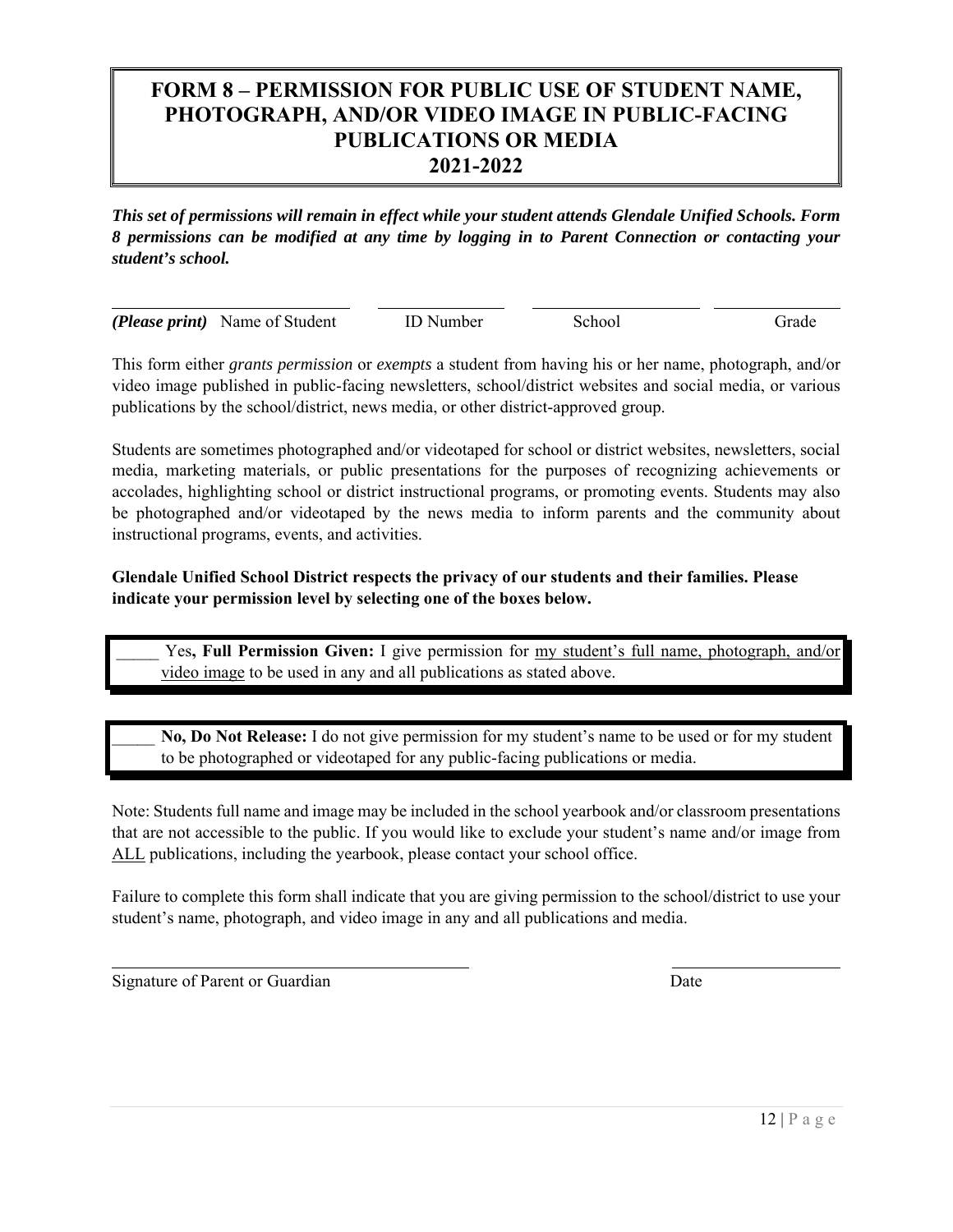# FORM 8 – PERMISSION FOR PUBLIC USE OF STUDENT NAME, PHOTOGRAPH, AND/OR VIDEO IMAGE IN PUBLIC-FACING PUBLICATIONS OR MEDIA 2021-2022

***This set of permissions will remain in effect while your student attends Glendale Unified Schools. Form 8 permissions can be modified at any time by logging in to Parent Connection or contacting your student's school.***

| ___________________________ | _______________ | ____________________ | _______________ |
|---|---|---|---|
| ***(Please print)*** Name of Student | ID Number | School | Grade |

This form either *grants permission* or *exempts* a student from having his or her name, photograph, and/or video image published in public-facing newsletters, school/district websites and social media, or various publications by the school/district, news media, or other district-approved group.

Students are sometimes photographed and/or videotaped for school or district websites, newsletters, social media, marketing materials, or public presentations for the purposes of recognizing achievements or accolades, highlighting school or district instructional programs, or promoting events. Students may also be photographed and/or videotaped by the news media to inform parents and the community about instructional programs, events, and activities.

**Glendale Unified School District respects the privacy of our students and their families. Please indicate your permission level by selecting one of the boxes below.**

_____ Yes**, Full Permission Given:** I give permission for my student's full name, photograph, and/or video image to be used in any and all publications as stated above.

_____ **No, Do Not Release:** I do not give permission for my student's name to be used or for my student to be photographed or videotaped for any public-facing publications or media.

Note: Students full name and image may be included in the school yearbook and/or classroom presentations that are not accessible to the public. If you would like to exclude your student's name and/or image from ALL publications, including the yearbook, please contact your school office.

Failure to complete this form shall indicate that you are giving permission to the school/district to use your student's name, photograph, and video image in any and all publications and media.

_________________________________________ ____________________

Signature of Parent or Guardian Date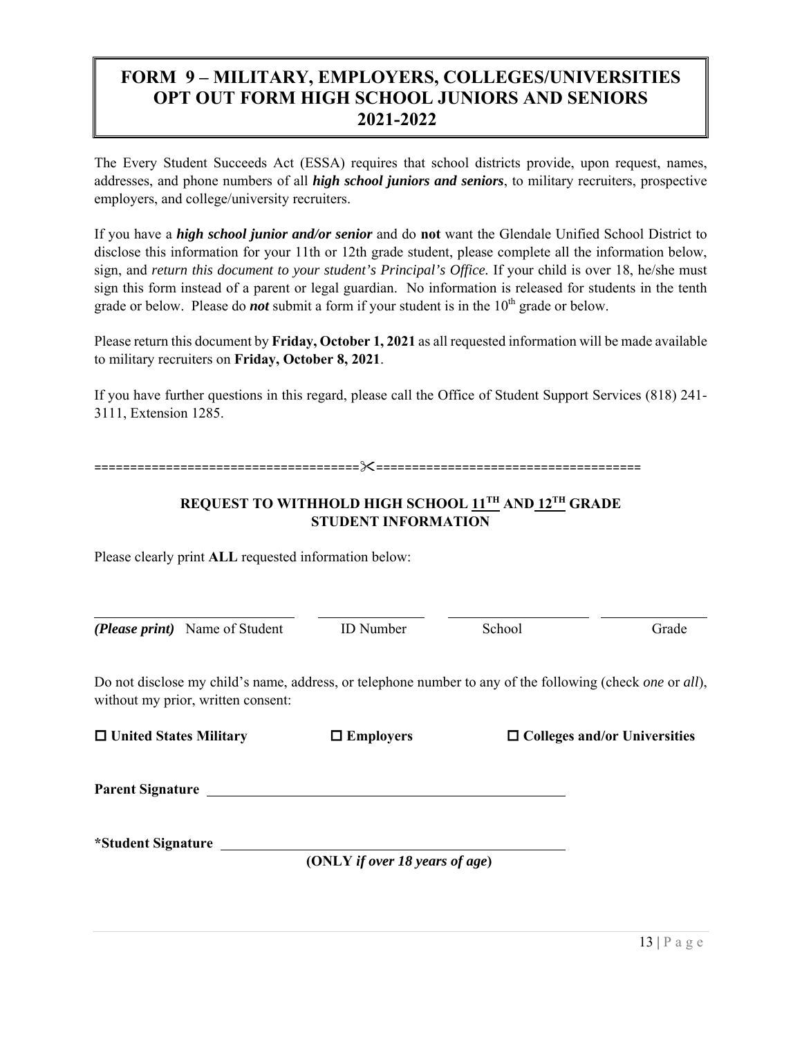# FORM 9 – MILITARY, EMPLOYERS, COLLEGES/UNIVERSITIES OPT OUT FORM HIGH SCHOOL JUNIORS AND SENIORS 2021-2022

The Every Student Succeeds Act (ESSA) requires that school districts provide, upon request, names, addresses, and phone numbers of all ***high school juniors and seniors***, to military recruiters, prospective employers, and college/university recruiters.

If you have a ***high school junior and/or senior*** and do **not** want the Glendale Unified School District to disclose this information for your 11th or 12th grade student, please complete all the information below, sign, and *return this document to your student's Principal's Office.* If your child is over 18, he/she must sign this form instead of a parent or legal guardian. No information is released for students in the tenth grade or below. Please do ***not*** submit a form if your student is in the 10th grade or below.

Please return this document by **Friday, October 1, 2021** as all requested information will be made available to military recruiters on **Friday, October 8, 2021**.

If you have further questions in this regard, please call the Office of Student Support Services (818) 241-3111, Extension 1285.

===================================✂===================================

## REQUEST TO WITHHOLD HIGH SCHOOL 11TH AND 12TH GRADE STUDENT INFORMATION

Please clearly print **ALL** requested information below:

| ***(Please print)*** Name of Student | ID Number | School | Grade |
|---|---|---|---|
| | | | |

Do not disclose my child's name, address, or telephone number to any of the following (check *one* or *all*), without my prior, written consent:

☐ **United States Military** ☐ **Employers** ☐ **Colleges and/or Universities**

**Parent Signature** ______________________________

**\*Student Signature** ______________________________

**(ONLY *if over 18 years of age*)**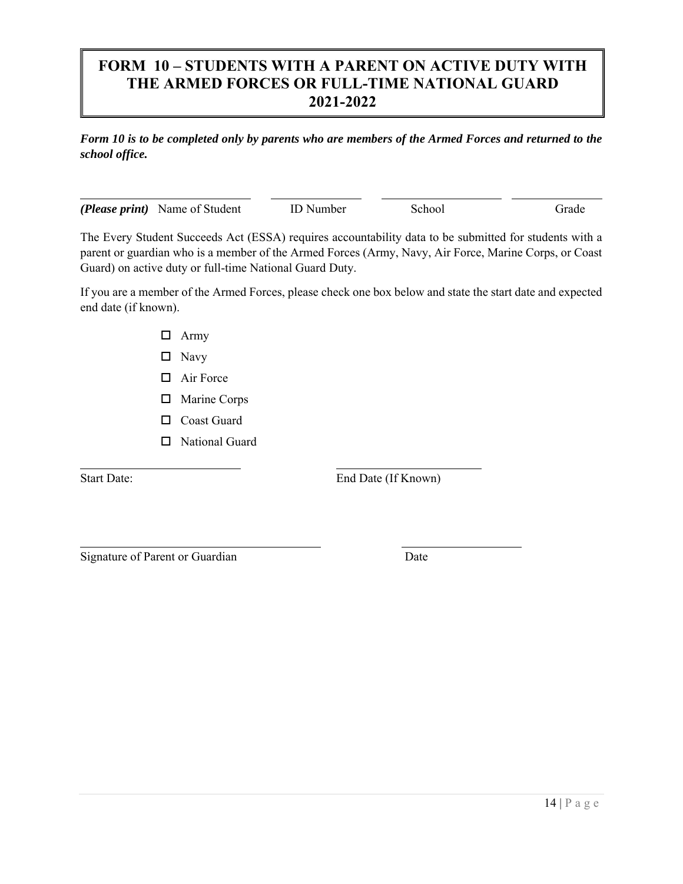# FORM 10 – STUDENTS WITH A PARENT ON ACTIVE DUTY WITH THE ARMED FORCES OR FULL-TIME NATIONAL GUARD 2021-2022

***Form 10 is to be completed only by parents who are members of the Armed Forces and returned to the school office.***

| ***(Please print)*** Name of Student | ID Number | School | Grade |
|---|---|---|---|
| | | | |

The Every Student Succeeds Act (ESSA) requires accountability data to be submitted for students with a parent or guardian who is a member of the Armed Forces (Army, Navy, Air Force, Marine Corps, or Coast Guard) on active duty or full-time National Guard Duty.

If you are a member of the Armed Forces, please check one box below and state the start date and expected end date (if known).

- ☐ Army
- ☐ Navy
- ☐ Air Force
- ☐ Marine Corps
- ☐ Coast Guard
- ☐ National Guard

Start Date: ______________________ End Date (If Known) ______________________

______________________________ ________________

Signature of Parent or Guardian Date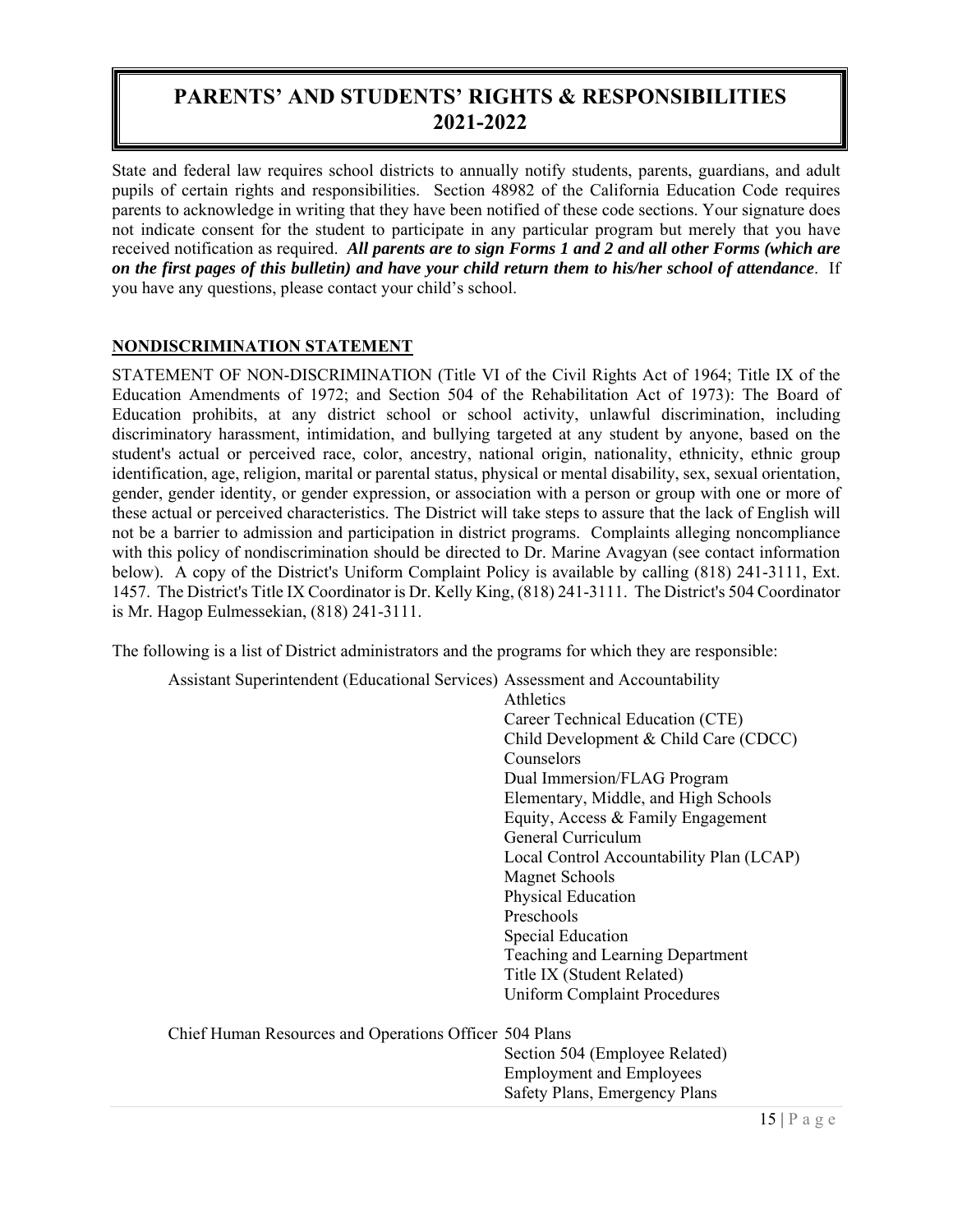# PARENTS' AND STUDENTS' RIGHTS & RESPONSIBILITIES 2021-2022

State and federal law requires school districts to annually notify students, parents, guardians, and adult pupils of certain rights and responsibilities. Section 48982 of the California Education Code requires parents to acknowledge in writing that they have been notified of these code sections. Your signature does not indicate consent for the student to participate in any particular program but merely that you have received notification as required. ***All parents are to sign Forms 1 and 2 and all other Forms (which are on the first pages of this bulletin) and have your child return them to his/her school of attendance***. If you have any questions, please contact your child's school.

## NONDISCRIMINATION STATEMENT

STATEMENT OF NON-DISCRIMINATION (Title VI of the Civil Rights Act of 1964; Title IX of the Education Amendments of 1972; and Section 504 of the Rehabilitation Act of 1973): The Board of Education prohibits, at any district school or school activity, unlawful discrimination, including discriminatory harassment, intimidation, and bullying targeted at any student by anyone, based on the student's actual or perceived race, color, ancestry, national origin, nationality, ethnicity, ethnic group identification, age, religion, marital or parental status, physical or mental disability, sex, sexual orientation, gender, gender identity, or gender expression, or association with a person or group with one or more of these actual or perceived characteristics. The District will take steps to assure that the lack of English will not be a barrier to admission and participation in district programs. Complaints alleging noncompliance with this policy of nondiscrimination should be directed to Dr. Marine Avagyan (see contact information below). A copy of the District's Uniform Complaint Policy is available by calling (818) 241-3111, Ext. 1457. The District's Title IX Coordinator is Dr. Kelly King, (818) 241-3111. The District's 504 Coordinator is Mr. Hagop Eulmessekian, (818) 241-3111.

The following is a list of District administrators and the programs for which they are responsible:

| Administrator | Programs |
|---|---|
| Assistant Superintendent (Educational Services) | Assessment and Accountability |
| | Athletics |
| | Career Technical Education (CTE) |
| | Child Development & Child Care (CDCC) |
| | Counselors |
| | Dual Immersion/FLAG Program |
| | Elementary, Middle, and High Schools |
| | Equity, Access & Family Engagement |
| | General Curriculum |
| | Local Control Accountability Plan (LCAP) |
| | Magnet Schools |
| | Physical Education |
| | Preschools |
| | Special Education |
| | Teaching and Learning Department |
| | Title IX (Student Related) |
| | Uniform Complaint Procedures |
| Chief Human Resources and Operations Officer | 504 Plans |
| | Section 504 (Employee Related) |
| | Employment and Employees |
| | Safety Plans, Emergency Plans |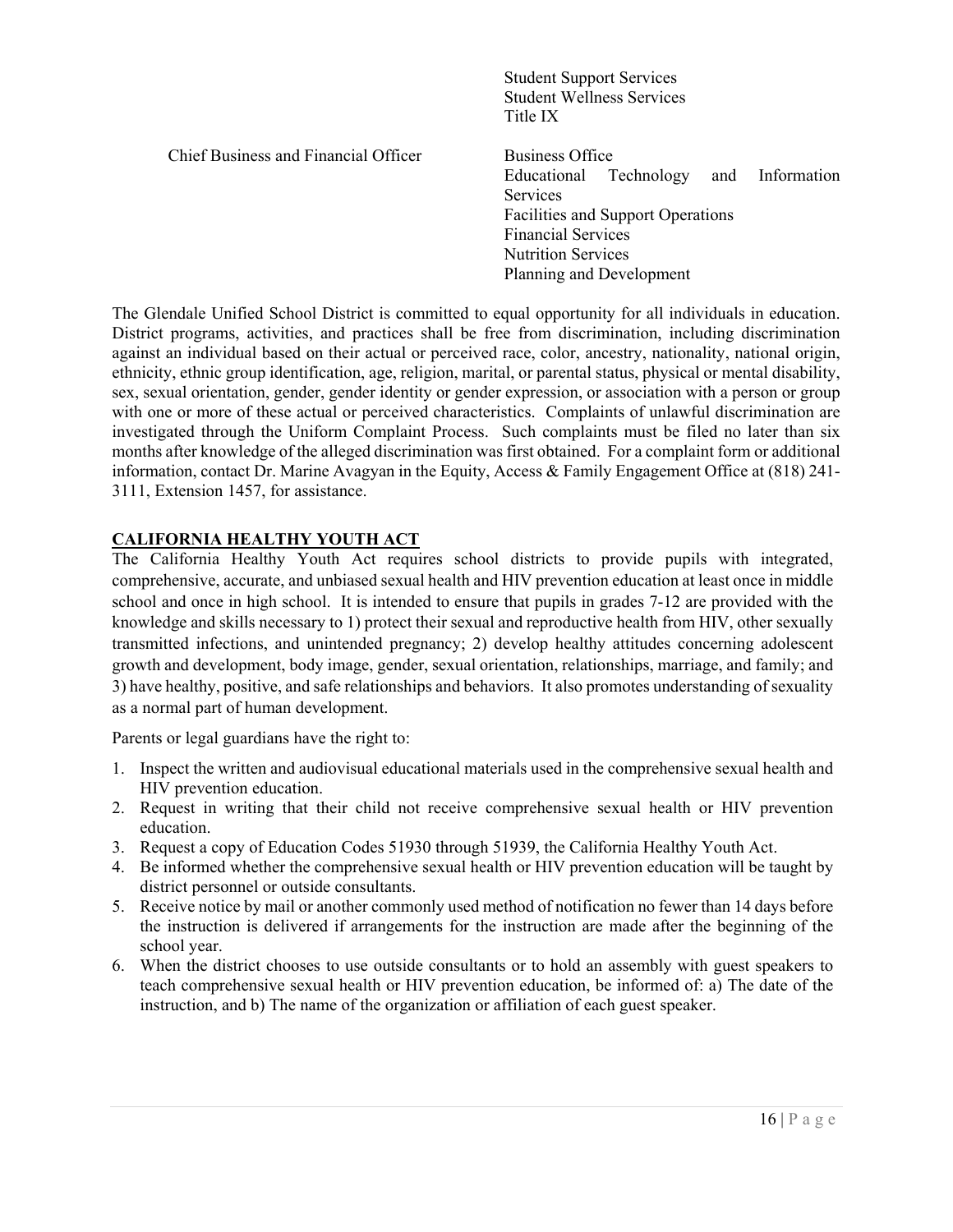| | |
|---|---|
| | Student Support Services<br>Student Wellness Services<br>Title IX |
| Chief Business and Financial Officer | Business Office<br>Educational Technology and Information Services<br>Facilities and Support Operations<br>Financial Services<br>Nutrition Services<br>Planning and Development |

The Glendale Unified School District is committed to equal opportunity for all individuals in education. District programs, activities, and practices shall be free from discrimination, including discrimination against an individual based on their actual or perceived race, color, ancestry, nationality, national origin, ethnicity, ethnic group identification, age, religion, marital, or parental status, physical or mental disability, sex, sexual orientation, gender, gender identity or gender expression, or association with a person or group with one or more of these actual or perceived characteristics. Complaints of unlawful discrimination are investigated through the Uniform Complaint Process. Such complaints must be filed no later than six months after knowledge of the alleged discrimination was first obtained. For a complaint form or additional information, contact Dr. Marine Avagyan in the Equity, Access & Family Engagement Office at (818) 241-3111, Extension 1457, for assistance.

## CALIFORNIA HEALTHY YOUTH ACT

The California Healthy Youth Act requires school districts to provide pupils with integrated, comprehensive, accurate, and unbiased sexual health and HIV prevention education at least once in middle school and once in high school. It is intended to ensure that pupils in grades 7-12 are provided with the knowledge and skills necessary to 1) protect their sexual and reproductive health from HIV, other sexually transmitted infections, and unintended pregnancy; 2) develop healthy attitudes concerning adolescent growth and development, body image, gender, sexual orientation, relationships, marriage, and family; and 3) have healthy, positive, and safe relationships and behaviors. It also promotes understanding of sexuality as a normal part of human development.

Parents or legal guardians have the right to:

1. Inspect the written and audiovisual educational materials used in the comprehensive sexual health and HIV prevention education.
2. Request in writing that their child not receive comprehensive sexual health or HIV prevention education.
3. Request a copy of Education Codes 51930 through 51939, the California Healthy Youth Act.
4. Be informed whether the comprehensive sexual health or HIV prevention education will be taught by district personnel or outside consultants.
5. Receive notice by mail or another commonly used method of notification no fewer than 14 days before the instruction is delivered if arrangements for the instruction are made after the beginning of the school year.
6. When the district chooses to use outside consultants or to hold an assembly with guest speakers to teach comprehensive sexual health or HIV prevention education, be informed of: a) The date of the instruction, and b) The name of the organization or affiliation of each guest speaker.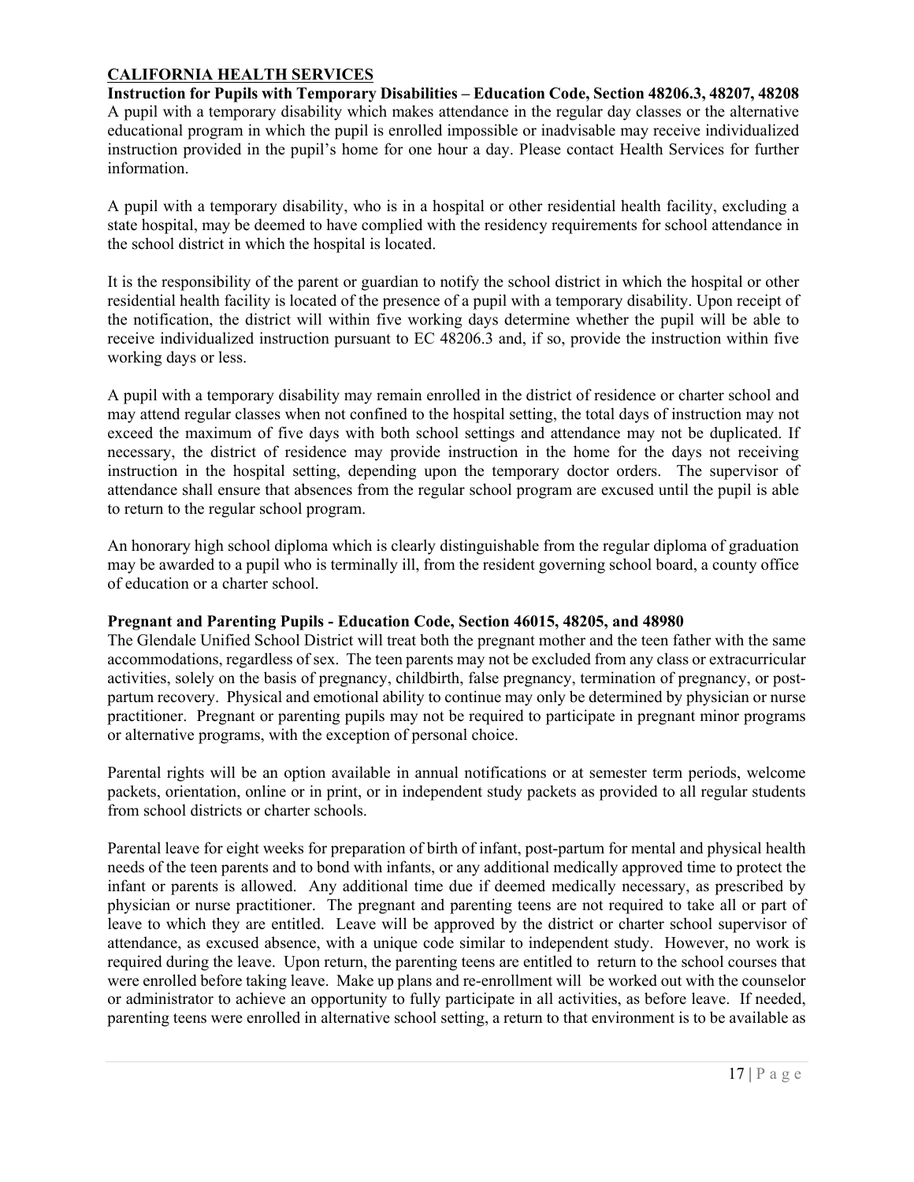## CALIFORNIA HEALTH SERVICES

**Instruction for Pupils with Temporary Disabilities – Education Code, Section 48206.3, 48207, 48208**

A pupil with a temporary disability which makes attendance in the regular day classes or the alternative educational program in which the pupil is enrolled impossible or inadvisable may receive individualized instruction provided in the pupil's home for one hour a day. Please contact Health Services for further information.

A pupil with a temporary disability, who is in a hospital or other residential health facility, excluding a state hospital, may be deemed to have complied with the residency requirements for school attendance in the school district in which the hospital is located.

It is the responsibility of the parent or guardian to notify the school district in which the hospital or other residential health facility is located of the presence of a pupil with a temporary disability. Upon receipt of the notification, the district will within five working days determine whether the pupil will be able to receive individualized instruction pursuant to EC 48206.3 and, if so, provide the instruction within five working days or less.

A pupil with a temporary disability may remain enrolled in the district of residence or charter school and may attend regular classes when not confined to the hospital setting, the total days of instruction may not exceed the maximum of five days with both school settings and attendance may not be duplicated. If necessary, the district of residence may provide instruction in the home for the days not receiving instruction in the hospital setting, depending upon the temporary doctor orders. The supervisor of attendance shall ensure that absences from the regular school program are excused until the pupil is able to return to the regular school program.

An honorary high school diploma which is clearly distinguishable from the regular diploma of graduation may be awarded to a pupil who is terminally ill, from the resident governing school board, a county office of education or a charter school.

**Pregnant and Parenting Pupils - Education Code, Section 46015, 48205, and 48980**

The Glendale Unified School District will treat both the pregnant mother and the teen father with the same accommodations, regardless of sex. The teen parents may not be excluded from any class or extracurricular activities, solely on the basis of pregnancy, childbirth, false pregnancy, termination of pregnancy, or post-partum recovery. Physical and emotional ability to continue may only be determined by physician or nurse practitioner. Pregnant or parenting pupils may not be required to participate in pregnant minor programs or alternative programs, with the exception of personal choice.

Parental rights will be an option available in annual notifications or at semester term periods, welcome packets, orientation, online or in print, or in independent study packets as provided to all regular students from school districts or charter schools.

Parental leave for eight weeks for preparation of birth of infant, post-partum for mental and physical health needs of the teen parents and to bond with infants, or any additional medically approved time to protect the infant or parents is allowed. Any additional time due if deemed medically necessary, as prescribed by physician or nurse practitioner. The pregnant and parenting teens are not required to take all or part of leave to which they are entitled. Leave will be approved by the district or charter school supervisor of attendance, as excused absence, with a unique code similar to independent study. However, no work is required during the leave. Upon return, the parenting teens are entitled to return to the school courses that were enrolled before taking leave. Make up plans and re-enrollment will be worked out with the counselor or administrator to achieve an opportunity to fully participate in all activities, as before leave. If needed, parenting teens were enrolled in alternative school setting, a return to that environment is to be available as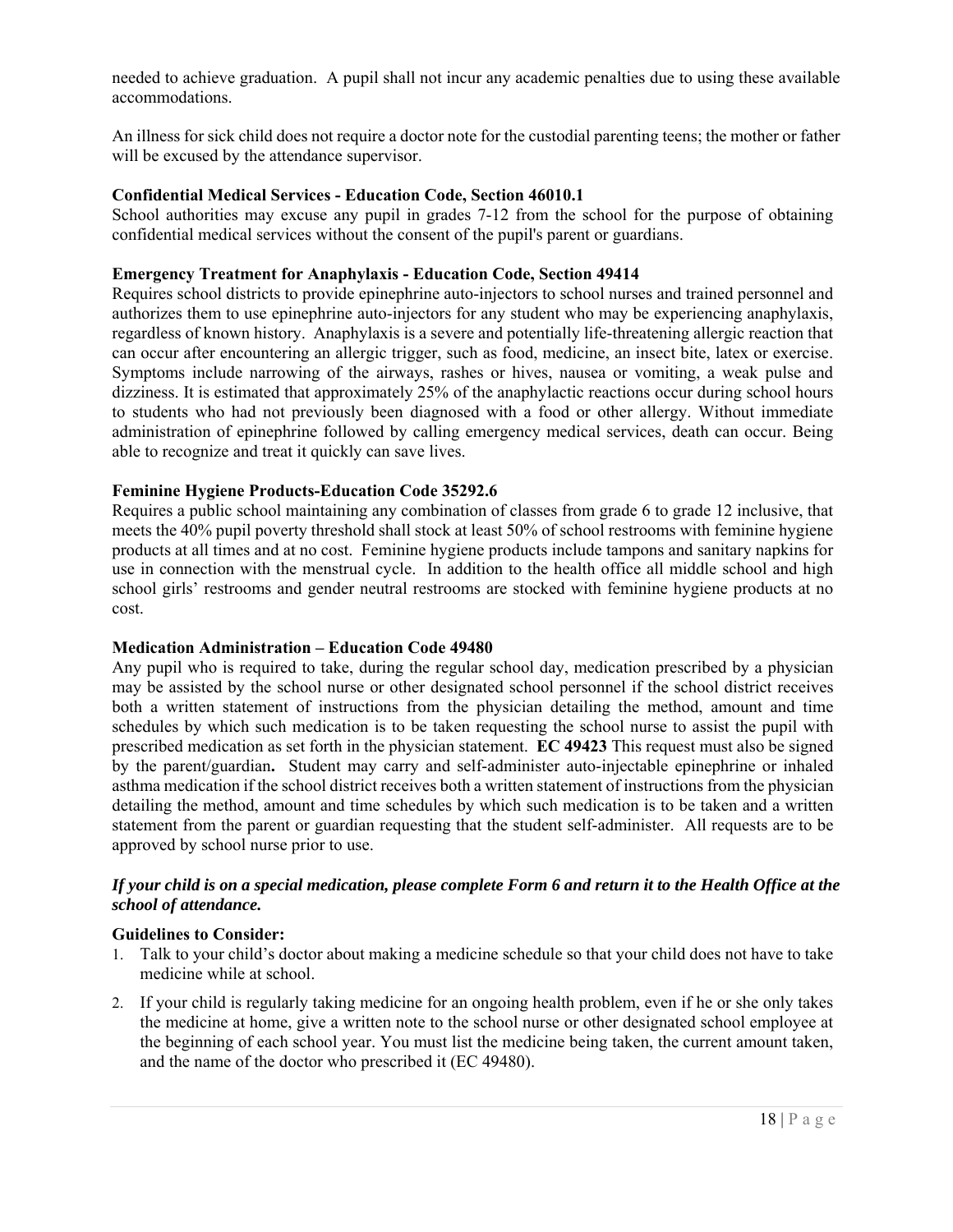needed to achieve graduation. A pupil shall not incur any academic penalties due to using these available accommodations.

An illness for sick child does not require a doctor note for the custodial parenting teens; the mother or father will be excused by the attendance supervisor.

**Confidential Medical Services - Education Code, Section 46010.1**
School authorities may excuse any pupil in grades 7-12 from the school for the purpose of obtaining confidential medical services without the consent of the pupil's parent or guardians.

**Emergency Treatment for Anaphylaxis - Education Code, Section 49414**
Requires school districts to provide epinephrine auto-injectors to school nurses and trained personnel and authorizes them to use epinephrine auto-injectors for any student who may be experiencing anaphylaxis, regardless of known history. Anaphylaxis is a severe and potentially life-threatening allergic reaction that can occur after encountering an allergic trigger, such as food, medicine, an insect bite, latex or exercise. Symptoms include narrowing of the airways, rashes or hives, nausea or vomiting, a weak pulse and dizziness. It is estimated that approximately 25% of the anaphylactic reactions occur during school hours to students who had not previously been diagnosed with a food or other allergy. Without immediate administration of epinephrine followed by calling emergency medical services, death can occur. Being able to recognize and treat it quickly can save lives.

**Feminine Hygiene Products-Education Code 35292.6**
Requires a public school maintaining any combination of classes from grade 6 to grade 12 inclusive, that meets the 40% pupil poverty threshold shall stock at least 50% of school restrooms with feminine hygiene products at all times and at no cost. Feminine hygiene products include tampons and sanitary napkins for use in connection with the menstrual cycle. In addition to the health office all middle school and high school girls' restrooms and gender neutral restrooms are stocked with feminine hygiene products at no cost.

**Medication Administration – Education Code 49480**
Any pupil who is required to take, during the regular school day, medication prescribed by a physician may be assisted by the school nurse or other designated school personnel if the school district receives both a written statement of instructions from the physician detailing the method, amount and time schedules by which such medication is to be taken requesting the school nurse to assist the pupil with prescribed medication as set forth in the physician statement. **EC 49423** This request must also be signed by the parent/guardian**.** Student may carry and self-administer auto-injectable epinephrine or inhaled asthma medication if the school district receives both a written statement of instructions from the physician detailing the method, amount and time schedules by which such medication is to be taken and a written statement from the parent or guardian requesting that the student self-administer. All requests are to be approved by school nurse prior to use.

***If your child is on a special medication, please complete Form 6 and return it to the Health Office at the school of attendance.***

**Guidelines to Consider:**

1. Talk to your child's doctor about making a medicine schedule so that your child does not have to take medicine while at school.
2. If your child is regularly taking medicine for an ongoing health problem, even if he or she only takes the medicine at home, give a written note to the school nurse or other designated school employee at the beginning of each school year. You must list the medicine being taken, the current amount taken, and the name of the doctor who prescribed it (EC 49480).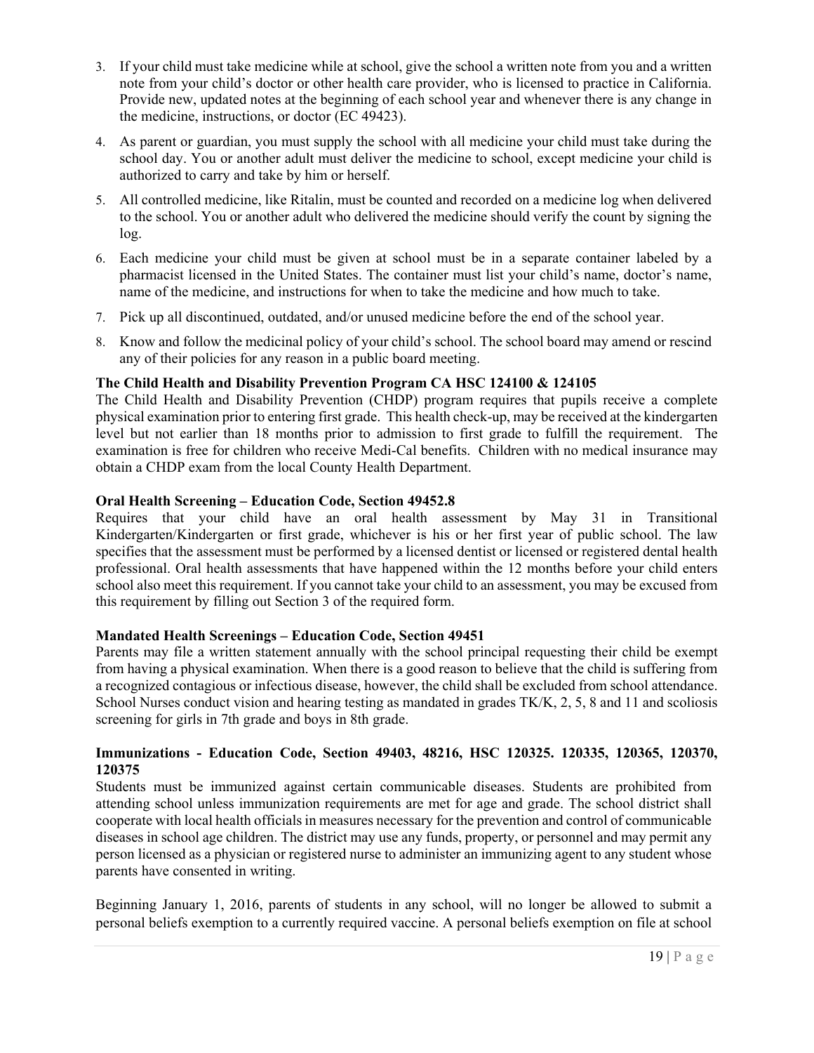3. If your child must take medicine while at school, give the school a written note from you and a written note from your child's doctor or other health care provider, who is licensed to practice in California. Provide new, updated notes at the beginning of each school year and whenever there is any change in the medicine, instructions, or doctor (EC 49423).
4. As parent or guardian, you must supply the school with all medicine your child must take during the school day. You or another adult must deliver the medicine to school, except medicine your child is authorized to carry and take by him or herself.
5. All controlled medicine, like Ritalin, must be counted and recorded on a medicine log when delivered to the school. You or another adult who delivered the medicine should verify the count by signing the log.
6. Each medicine your child must be given at school must be in a separate container labeled by a pharmacist licensed in the United States. The container must list your child's name, doctor's name, name of the medicine, and instructions for when to take the medicine and how much to take.
7. Pick up all discontinued, outdated, and/or unused medicine before the end of the school year.
8. Know and follow the medicinal policy of your child's school. The school board may amend or rescind any of their policies for any reason in a public board meeting.

**The Child Health and Disability Prevention Program CA HSC 124100 & 124105**

The Child Health and Disability Prevention (CHDP) program requires that pupils receive a complete physical examination prior to entering first grade. This health check-up, may be received at the kindergarten level but not earlier than 18 months prior to admission to first grade to fulfill the requirement. The examination is free for children who receive Medi-Cal benefits. Children with no medical insurance may obtain a CHDP exam from the local County Health Department.

**Oral Health Screening – Education Code, Section 49452.8**

Requires that your child have an oral health assessment by May 31 in Transitional Kindergarten/Kindergarten or first grade, whichever is his or her first year of public school. The law specifies that the assessment must be performed by a licensed dentist or licensed or registered dental health professional. Oral health assessments that have happened within the 12 months before your child enters school also meet this requirement. If you cannot take your child to an assessment, you may be excused from this requirement by filling out Section 3 of the required form.

**Mandated Health Screenings – Education Code, Section 49451**

Parents may file a written statement annually with the school principal requesting their child be exempt from having a physical examination. When there is a good reason to believe that the child is suffering from a recognized contagious or infectious disease, however, the child shall be excluded from school attendance. School Nurses conduct vision and hearing testing as mandated in grades TK/K, 2, 5, 8 and 11 and scoliosis screening for girls in 7th grade and boys in 8th grade.

**Immunizations - Education Code, Section 49403, 48216, HSC 120325. 120335, 120365, 120370, 120375**

Students must be immunized against certain communicable diseases. Students are prohibited from attending school unless immunization requirements are met for age and grade. The school district shall cooperate with local health officials in measures necessary for the prevention and control of communicable diseases in school age children. The district may use any funds, property, or personnel and may permit any person licensed as a physician or registered nurse to administer an immunizing agent to any student whose parents have consented in writing.

Beginning January 1, 2016, parents of students in any school, will no longer be allowed to submit a personal beliefs exemption to a currently required vaccine. A personal beliefs exemption on file at school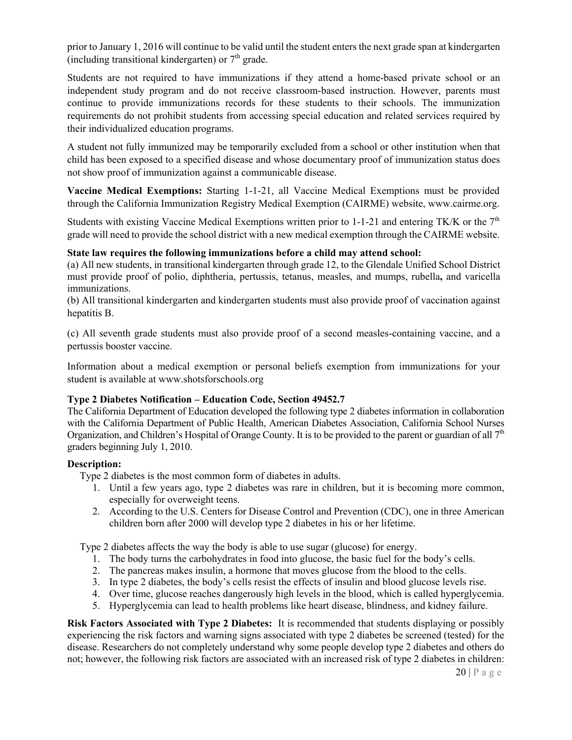prior to January 1, 2016 will continue to be valid until the student enters the next grade span at kindergarten (including transitional kindergarten) or 7th grade.

Students are not required to have immunizations if they attend a home-based private school or an independent study program and do not receive classroom-based instruction. However, parents must continue to provide immunizations records for these students to their schools. The immunization requirements do not prohibit students from accessing special education and related services required by their individualized education programs.

A student not fully immunized may be temporarily excluded from a school or other institution when that child has been exposed to a specified disease and whose documentary proof of immunization status does not show proof of immunization against a communicable disease.

**Vaccine Medical Exemptions:** Starting 1-1-21, all Vaccine Medical Exemptions must be provided through the California Immunization Registry Medical Exemption (CAIRME) website, www.cairme.org.

Students with existing Vaccine Medical Exemptions written prior to 1-1-21 and entering TK/K or the 7th grade will need to provide the school district with a new medical exemption through the CAIRME website.

**State law requires the following immunizations before a child may attend school:**
(a) All new students, in transitional kindergarten through grade 12, to the Glendale Unified School District must provide proof of polio, diphtheria, pertussis, tetanus, measles, and mumps, rubella**,** and varicella immunizations.
(b) All transitional kindergarten and kindergarten students must also provide proof of vaccination against hepatitis B.

(c) All seventh grade students must also provide proof of a second measles-containing vaccine, and a pertussis booster vaccine.

Information about a medical exemption or personal beliefs exemption from immunizations for your student is available at www.shotsforschools.org

**Type 2 Diabetes Notification – Education Code, Section 49452.7**
The California Department of Education developed the following type 2 diabetes information in collaboration with the California Department of Public Health, American Diabetes Association, California School Nurses Organization, and Children's Hospital of Orange County. It is to be provided to the parent or guardian of all 7th graders beginning July 1, 2010.

**Description:**

Type 2 diabetes is the most common form of diabetes in adults.

1. Until a few years ago, type 2 diabetes was rare in children, but it is becoming more common, especially for overweight teens.
2. According to the U.S. Centers for Disease Control and Prevention (CDC), one in three American children born after 2000 will develop type 2 diabetes in his or her lifetime.

Type 2 diabetes affects the way the body is able to use sugar (glucose) for energy.

1. The body turns the carbohydrates in food into glucose, the basic fuel for the body's cells.
2. The pancreas makes insulin, a hormone that moves glucose from the blood to the cells.
3. In type 2 diabetes, the body's cells resist the effects of insulin and blood glucose levels rise.
4. Over time, glucose reaches dangerously high levels in the blood, which is called hyperglycemia.
5. Hyperglycemia can lead to health problems like heart disease, blindness, and kidney failure.

**Risk Factors Associated with Type 2 Diabetes:** It is recommended that students displaying or possibly experiencing the risk factors and warning signs associated with type 2 diabetes be screened (tested) for the disease. Researchers do not completely understand why some people develop type 2 diabetes and others do not; however, the following risk factors are associated with an increased risk of type 2 diabetes in children: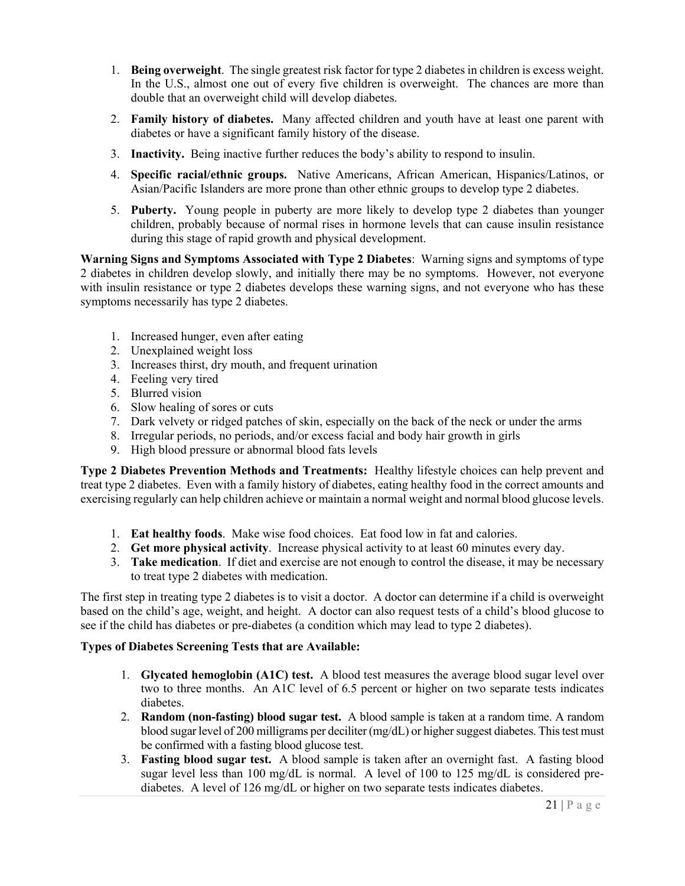1. **Being overweight**. The single greatest risk factor for type 2 diabetes in children is excess weight. In the U.S., almost one out of every five children is overweight. The chances are more than double that an overweight child will develop diabetes.
2. **Family history of diabetes.** Many affected children and youth have at least one parent with diabetes or have a significant family history of the disease.
3. **Inactivity.** Being inactive further reduces the body's ability to respond to insulin.
4. **Specific racial/ethnic groups.** Native Americans, African American, Hispanics/Latinos, or Asian/Pacific Islanders are more prone than other ethnic groups to develop type 2 diabetes.
5. **Puberty.** Young people in puberty are more likely to develop type 2 diabetes than younger children, probably because of normal rises in hormone levels that can cause insulin resistance during this stage of rapid growth and physical development.

**Warning Signs and Symptoms Associated with Type 2 Diabetes**: Warning signs and symptoms of type 2 diabetes in children develop slowly, and initially there may be no symptoms. However, not everyone with insulin resistance or type 2 diabetes develops these warning signs, and not everyone who has these symptoms necessarily has type 2 diabetes.

1. Increased hunger, even after eating
2. Unexplained weight loss
3. Increases thirst, dry mouth, and frequent urination
4. Feeling very tired
5. Blurred vision
6. Slow healing of sores or cuts
7. Dark velvety or ridged patches of skin, especially on the back of the neck or under the arms
8. Irregular periods, no periods, and/or excess facial and body hair growth in girls
9. High blood pressure or abnormal blood fats levels

**Type 2 Diabetes Prevention Methods and Treatments:** Healthy lifestyle choices can help prevent and treat type 2 diabetes. Even with a family history of diabetes, eating healthy food in the correct amounts and exercising regularly can help children achieve or maintain a normal weight and normal blood glucose levels.

1. **Eat healthy foods**. Make wise food choices. Eat food low in fat and calories.
2. **Get more physical activity**. Increase physical activity to at least 60 minutes every day.
3. **Take medication**. If diet and exercise are not enough to control the disease, it may be necessary to treat type 2 diabetes with medication.

The first step in treating type 2 diabetes is to visit a doctor. A doctor can determine if a child is overweight based on the child's age, weight, and height. A doctor can also request tests of a child's blood glucose to see if the child has diabetes or pre-diabetes (a condition which may lead to type 2 diabetes).

**Types of Diabetes Screening Tests that are Available:**

1. **Glycated hemoglobin (A1C) test.** A blood test measures the average blood sugar level over two to three months. An A1C level of 6.5 percent or higher on two separate tests indicates diabetes.
2. **Random (non-fasting) blood sugar test.** A blood sample is taken at a random time. A random blood sugar level of 200 milligrams per deciliter (mg/dL) or higher suggest diabetes. This test must be confirmed with a fasting blood glucose test.
3. **Fasting blood sugar test.** A blood sample is taken after an overnight fast. A fasting blood sugar level less than 100 mg/dL is normal. A level of 100 to 125 mg/dL is considered pre-diabetes. A level of 126 mg/dL or higher on two separate tests indicates diabetes.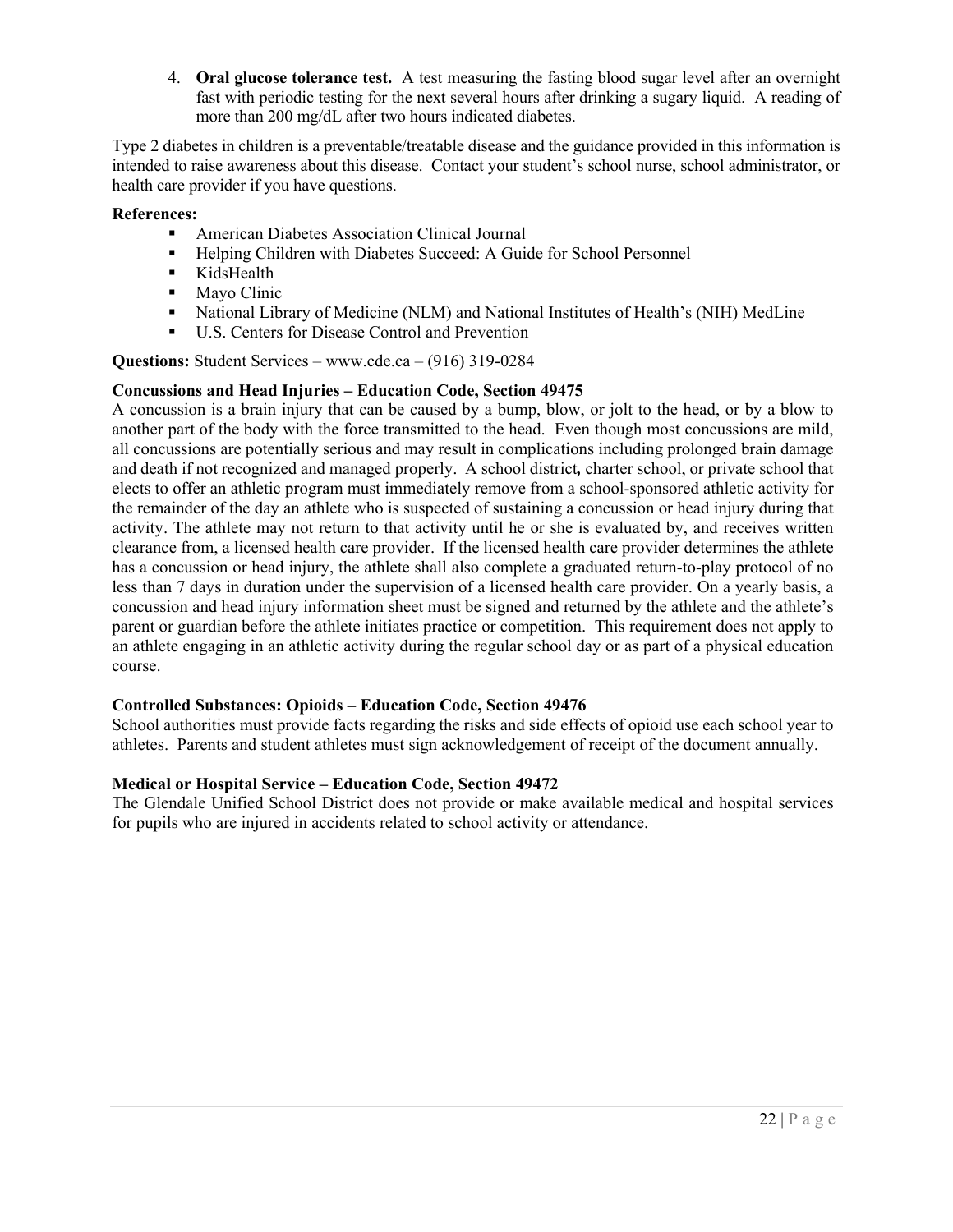4. **Oral glucose tolerance test.** A test measuring the fasting blood sugar level after an overnight fast with periodic testing for the next several hours after drinking a sugary liquid. A reading of more than 200 mg/dL after two hours indicated diabetes.

Type 2 diabetes in children is a preventable/treatable disease and the guidance provided in this information is intended to raise awareness about this disease. Contact your student's school nurse, school administrator, or health care provider if you have questions.

**References:**

- American Diabetes Association Clinical Journal
- Helping Children with Diabetes Succeed: A Guide for School Personnel
- KidsHealth
- Mayo Clinic
- National Library of Medicine (NLM) and National Institutes of Health's (NIH) MedLine
- U.S. Centers for Disease Control and Prevention

**Questions:** Student Services – www.cde.ca – (916) 319-0284

**Concussions and Head Injuries – Education Code, Section 49475**

A concussion is a brain injury that can be caused by a bump, blow, or jolt to the head, or by a blow to another part of the body with the force transmitted to the head. Even though most concussions are mild, all concussions are potentially serious and may result in complications including prolonged brain damage and death if not recognized and managed properly. A school district*,* charter school, or private school that elects to offer an athletic program must immediately remove from a school-sponsored athletic activity for the remainder of the day an athlete who is suspected of sustaining a concussion or head injury during that activity. The athlete may not return to that activity until he or she is evaluated by, and receives written clearance from, a licensed health care provider. If the licensed health care provider determines the athlete has a concussion or head injury, the athlete shall also complete a graduated return-to-play protocol of no less than 7 days in duration under the supervision of a licensed health care provider. On a yearly basis, a concussion and head injury information sheet must be signed and returned by the athlete and the athlete's parent or guardian before the athlete initiates practice or competition. This requirement does not apply to an athlete engaging in an athletic activity during the regular school day or as part of a physical education course.

**Controlled Substances: Opioids – Education Code, Section 49476**

School authorities must provide facts regarding the risks and side effects of opioid use each school year to athletes. Parents and student athletes must sign acknowledgement of receipt of the document annually.

**Medical or Hospital Service – Education Code, Section 49472**

The Glendale Unified School District does not provide or make available medical and hospital services for pupils who are injured in accidents related to school activity or attendance.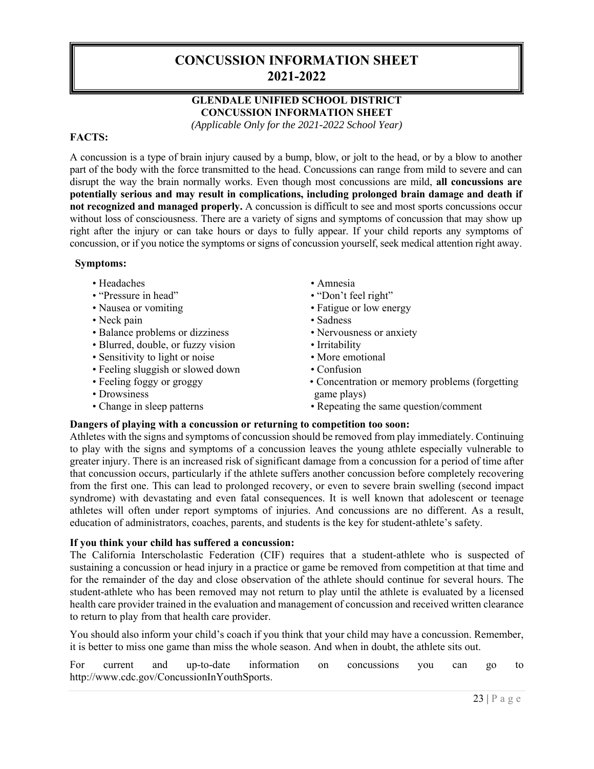# CONCUSSION INFORMATION SHEET 2021-2022

**GLENDALE UNIFIED SCHOOL DISTRICT**
**CONCUSSION INFORMATION SHEET**
*(Applicable Only for the 2021-2022 School Year)*

**FACTS:**

A concussion is a type of brain injury caused by a bump, blow, or jolt to the head, or by a blow to another part of the body with the force transmitted to the head. Concussions can range from mild to severe and can disrupt the way the brain normally works. Even though most concussions are mild, **all concussions are potentially serious and may result in complications, including prolonged brain damage and death if not recognized and managed properly.** A concussion is difficult to see and most sports concussions occur without loss of consciousness. There are a variety of signs and symptoms of concussion that may show up right after the injury or can take hours or days to fully appear. If your child reports any symptoms of concussion, or if you notice the symptoms or signs of concussion yourself, seek medical attention right away.

**Symptoms:**

- Headaches
- "Pressure in head"
- Nausea or vomiting
- Neck pain
- Balance problems or dizziness
- Blurred, double, or fuzzy vision
- Sensitivity to light or noise
- Feeling sluggish or slowed down
- Feeling foggy or groggy
- Drowsiness
- Change in sleep patterns
- Amnesia
- "Don't feel right"
- Fatigue or low energy
- Sadness
- Nervousness or anxiety
- Irritability
- More emotional
- Confusion
- Concentration or memory problems (forgetting game plays)
- Repeating the same question/comment

**Dangers of playing with a concussion or returning to competition too soon:**
Athletes with the signs and symptoms of concussion should be removed from play immediately. Continuing to play with the signs and symptoms of a concussion leaves the young athlete especially vulnerable to greater injury. There is an increased risk of significant damage from a concussion for a period of time after that concussion occurs, particularly if the athlete suffers another concussion before completely recovering from the first one. This can lead to prolonged recovery, or even to severe brain swelling (second impact syndrome) with devastating and even fatal consequences. It is well known that adolescent or teenage athletes will often under report symptoms of injuries. And concussions are no different. As a result, education of administrators, coaches, parents, and students is the key for student-athlete's safety.

**If you think your child has suffered a concussion:**
The California Interscholastic Federation (CIF) requires that a student-athlete who is suspected of sustaining a concussion or head injury in a practice or game be removed from competition at that time and for the remainder of the day and close observation of the athlete should continue for several hours. The student-athlete who has been removed may not return to play until the athlete is evaluated by a licensed health care provider trained in the evaluation and management of concussion and received written clearance to return to play from that health care provider.

You should also inform your child's coach if you think that your child may have a concussion. Remember, it is better to miss one game than miss the whole season. And when in doubt, the athlete sits out.

For current and up-to-date information on concussions you can go to http://www.cdc.gov/ConcussionInYouthSports.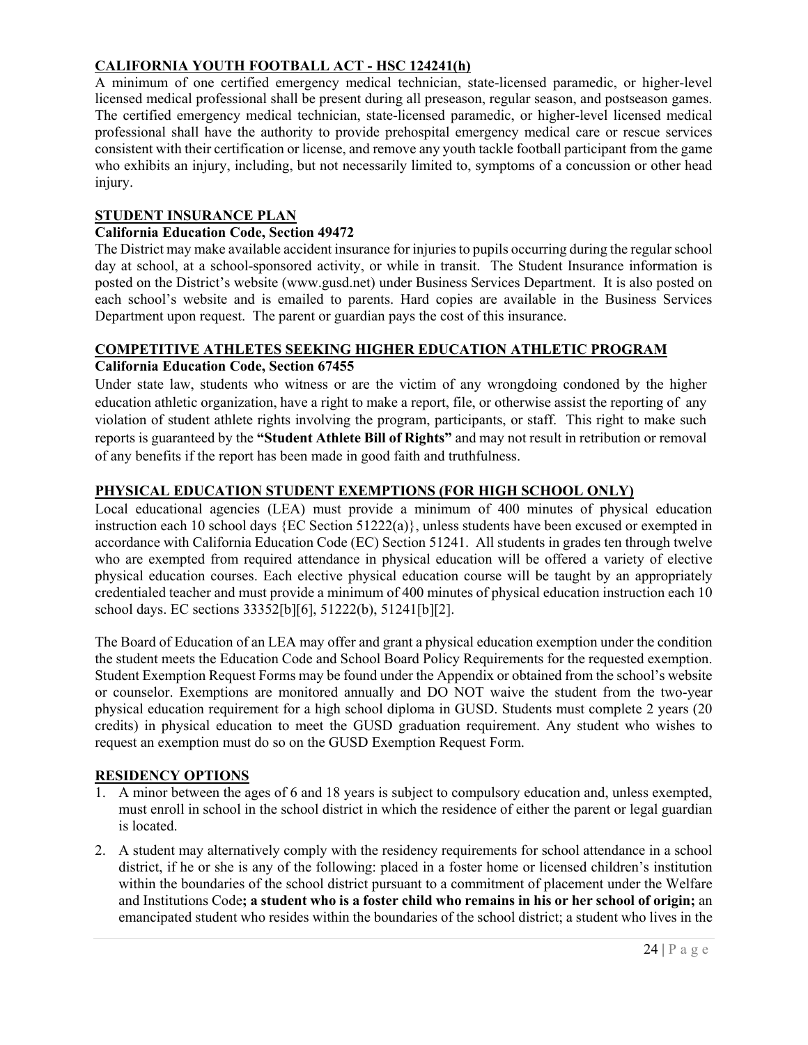## CALIFORNIA YOUTH FOOTBALL ACT - HSC 124241(h)

A minimum of one certified emergency medical technician, state-licensed paramedic, or higher-level licensed medical professional shall be present during all preseason, regular season, and postseason games. The certified emergency medical technician, state-licensed paramedic, or higher-level licensed medical professional shall have the authority to provide prehospital emergency medical care or rescue services consistent with their certification or license, and remove any youth tackle football participant from the game who exhibits an injury, including, but not necessarily limited to, symptoms of a concussion or other head injury.

## STUDENT INSURANCE PLAN

**California Education Code, Section 49472**

The District may make available accident insurance for injuries to pupils occurring during the regular school day at school, at a school-sponsored activity, or while in transit. The Student Insurance information is posted on the District's website (www.gusd.net) under Business Services Department. It is also posted on each school's website and is emailed to parents. Hard copies are available in the Business Services Department upon request. The parent or guardian pays the cost of this insurance.

## COMPETITIVE ATHLETES SEEKING HIGHER EDUCATION ATHLETIC PROGRAM

**California Education Code, Section 67455**

Under state law, students who witness or are the victim of any wrongdoing condoned by the higher education athletic organization, have a right to make a report, file, or otherwise assist the reporting of any violation of student athlete rights involving the program, participants, or staff. This right to make such reports is guaranteed by the **"Student Athlete Bill of Rights"** and may not result in retribution or removal of any benefits if the report has been made in good faith and truthfulness.

## PHYSICAL EDUCATION STUDENT EXEMPTIONS (FOR HIGH SCHOOL ONLY)

Local educational agencies (LEA) must provide a minimum of 400 minutes of physical education instruction each 10 school days {EC Section 51222(a)}, unless students have been excused or exempted in accordance with California Education Code (EC) Section 51241. All students in grades ten through twelve who are exempted from required attendance in physical education will be offered a variety of elective physical education courses. Each elective physical education course will be taught by an appropriately credentialed teacher and must provide a minimum of 400 minutes of physical education instruction each 10 school days. EC sections 33352[b][6], 51222(b), 51241[b][2].

The Board of Education of an LEA may offer and grant a physical education exemption under the condition the student meets the Education Code and School Board Policy Requirements for the requested exemption. Student Exemption Request Forms may be found under the Appendix or obtained from the school's website or counselor. Exemptions are monitored annually and DO NOT waive the student from the two-year physical education requirement for a high school diploma in GUSD. Students must complete 2 years (20 credits) in physical education to meet the GUSD graduation requirement. Any student who wishes to request an exemption must do so on the GUSD Exemption Request Form.

## RESIDENCY OPTIONS

1. A minor between the ages of 6 and 18 years is subject to compulsory education and, unless exempted, must enroll in school in the school district in which the residence of either the parent or legal guardian is located.
2. A student may alternatively comply with the residency requirements for school attendance in a school district, if he or she is any of the following: placed in a foster home or licensed children's institution within the boundaries of the school district pursuant to a commitment of placement under the Welfare and Institutions Code**; a student who is a foster child who remains in his or her school of origin;** an emancipated student who resides within the boundaries of the school district; a student who lives in the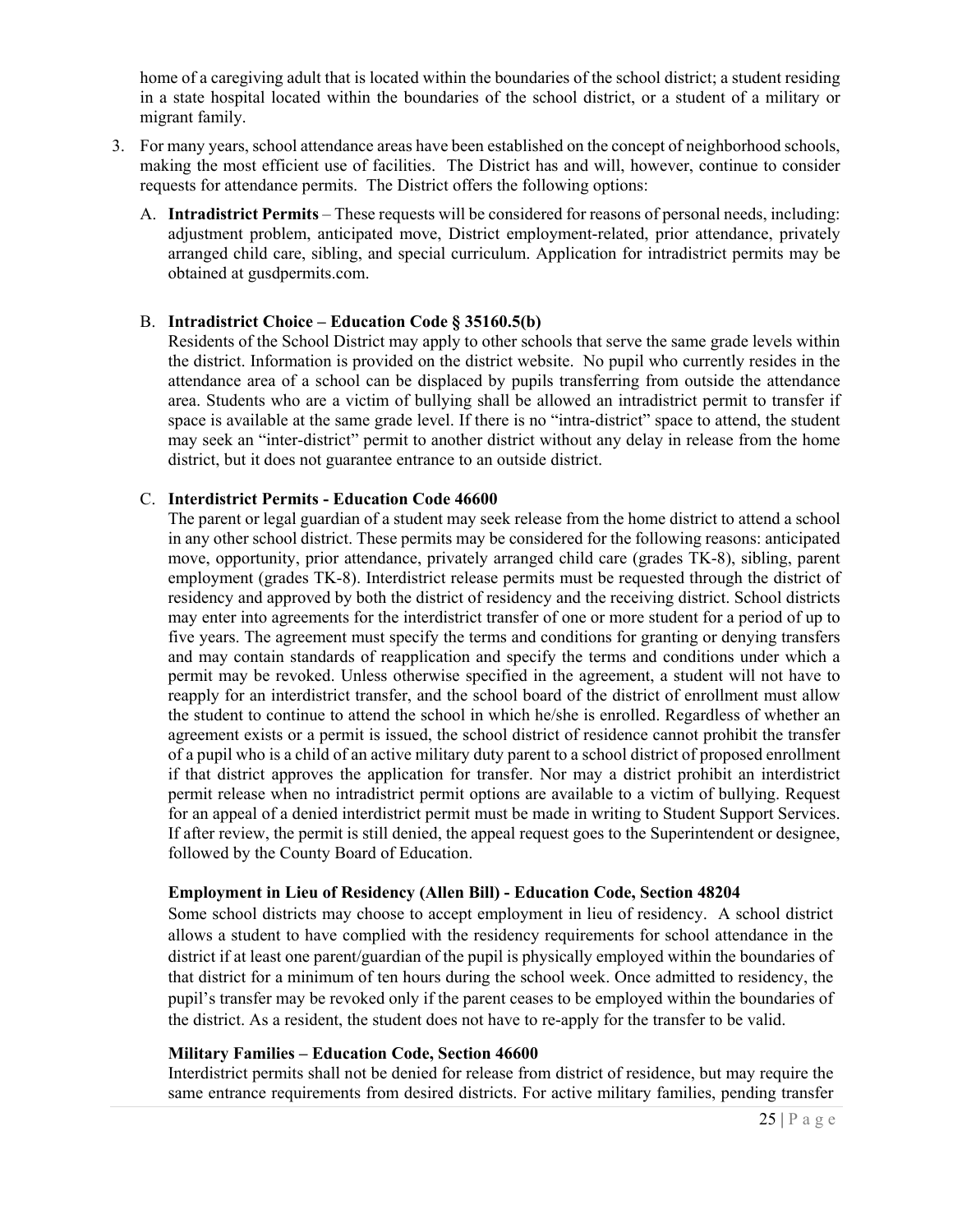home of a caregiving adult that is located within the boundaries of the school district; a student residing in a state hospital located within the boundaries of the school district, or a student of a military or migrant family.

3. For many years, school attendance areas have been established on the concept of neighborhood schools, making the most efficient use of facilities. The District has and will, however, continue to consider requests for attendance permits. The District offers the following options:

   A. **Intradistrict Permits** – These requests will be considered for reasons of personal needs, including: adjustment problem, anticipated move, District employment-related, prior attendance, privately arranged child care, sibling, and special curriculum. Application for intradistrict permits may be obtained at gusdpermits.com.

   B. **Intradistrict Choice – Education Code § 35160.5(b)**
   Residents of the School District may apply to other schools that serve the same grade levels within the district. Information is provided on the district website. No pupil who currently resides in the attendance area of a school can be displaced by pupils transferring from outside the attendance area. Students who are a victim of bullying shall be allowed an intradistrict permit to transfer if space is available at the same grade level. If there is no "intra-district" space to attend, the student may seek an "inter-district" permit to another district without any delay in release from the home district, but it does not guarantee entrance to an outside district.

   C. **Interdistrict Permits - Education Code 46600**
   The parent or legal guardian of a student may seek release from the home district to attend a school in any other school district. These permits may be considered for the following reasons: anticipated move, opportunity, prior attendance, privately arranged child care (grades TK-8), sibling, parent employment (grades TK-8). Interdistrict release permits must be requested through the district of residency and approved by both the district of residency and the receiving district. School districts may enter into agreements for the interdistrict transfer of one or more student for a period of up to five years. The agreement must specify the terms and conditions for granting or denying transfers and may contain standards of reapplication and specify the terms and conditions under which a permit may be revoked. Unless otherwise specified in the agreement, a student will not have to reapply for an interdistrict transfer, and the school board of the district of enrollment must allow the student to continue to attend the school in which he/she is enrolled. Regardless of whether an agreement exists or a permit is issued, the school district of residence cannot prohibit the transfer of a pupil who is a child of an active military duty parent to a school district of proposed enrollment if that district approves the application for transfer. Nor may a district prohibit an interdistrict permit release when no intradistrict permit options are available to a victim of bullying. Request for an appeal of a denied interdistrict permit must be made in writing to Student Support Services. If after review, the permit is still denied, the appeal request goes to the Superintendent or designee, followed by the County Board of Education.

   **Employment in Lieu of Residency (Allen Bill) - Education Code, Section 48204**
   Some school districts may choose to accept employment in lieu of residency. A school district allows a student to have complied with the residency requirements for school attendance in the district if at least one parent/guardian of the pupil is physically employed within the boundaries of that district for a minimum of ten hours during the school week. Once admitted to residency, the pupil's transfer may be revoked only if the parent ceases to be employed within the boundaries of the district. As a resident, the student does not have to re-apply for the transfer to be valid.

   **Military Families – Education Code, Section 46600**
   Interdistrict permits shall not be denied for release from district of residence, but may require the same entrance requirements from desired districts. For active military families, pending transfer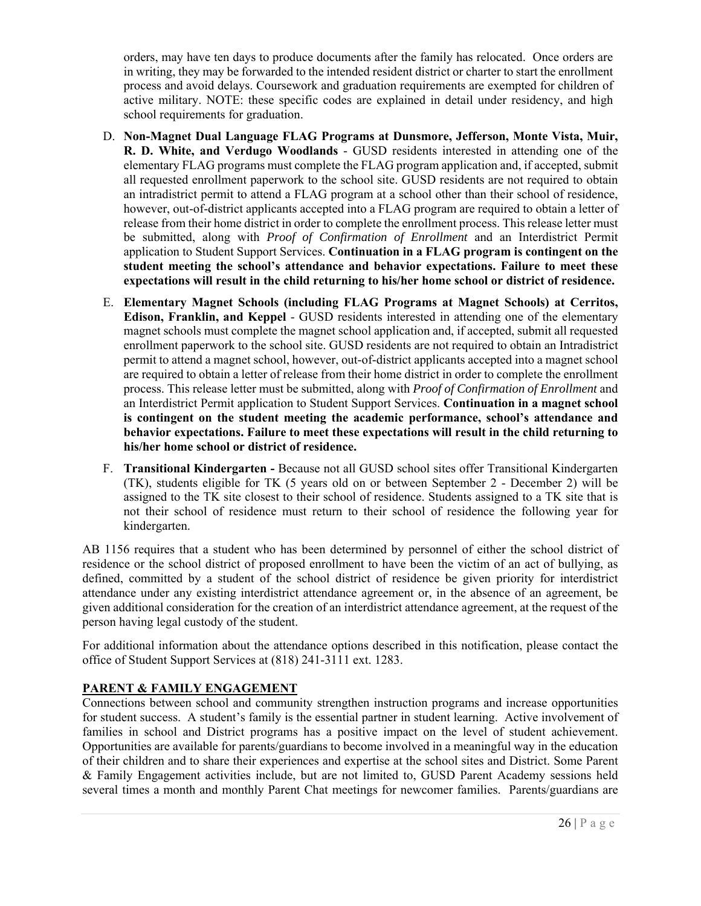orders, may have ten days to produce documents after the family has relocated. Once orders are in writing, they may be forwarded to the intended resident district or charter to start the enrollment process and avoid delays. Coursework and graduation requirements are exempted for children of active military. NOTE: these specific codes are explained in detail under residency, and high school requirements for graduation.

D. **Non-Magnet Dual Language FLAG Programs at Dunsmore, Jefferson, Monte Vista, Muir, R. D. White, and Verdugo Woodlands** - GUSD residents interested in attending one of the elementary FLAG programs must complete the FLAG program application and, if accepted, submit all requested enrollment paperwork to the school site. GUSD residents are not required to obtain an intradistrict permit to attend a FLAG program at a school other than their school of residence, however, out-of-district applicants accepted into a FLAG program are required to obtain a letter of release from their home district in order to complete the enrollment process. This release letter must be submitted, along with *Proof of Confirmation of Enrollment* and an Interdistrict Permit application to Student Support Services. **Continuation in a FLAG program is contingent on the student meeting the school's attendance and behavior expectations. Failure to meet these expectations will result in the child returning to his/her home school or district of residence.**

E. **Elementary Magnet Schools (including FLAG Programs at Magnet Schools) at Cerritos, Edison, Franklin, and Keppel** - GUSD residents interested in attending one of the elementary magnet schools must complete the magnet school application and, if accepted, submit all requested enrollment paperwork to the school site. GUSD residents are not required to obtain an Intradistrict permit to attend a magnet school, however, out-of-district applicants accepted into a magnet school are required to obtain a letter of release from their home district in order to complete the enrollment process. This release letter must be submitted, along with *Proof of Confirmation of Enrollment* and an Interdistrict Permit application to Student Support Services. **Continuation in a magnet school is contingent on the student meeting the academic performance, school's attendance and behavior expectations. Failure to meet these expectations will result in the child returning to his/her home school or district of residence.**

F. **Transitional Kindergarten -** Because not all GUSD school sites offer Transitional Kindergarten (TK), students eligible for TK (5 years old on or between September 2 - December 2) will be assigned to the TK site closest to their school of residence. Students assigned to a TK site that is not their school of residence must return to their school of residence the following year for kindergarten.

AB 1156 requires that a student who has been determined by personnel of either the school district of residence or the school district of proposed enrollment to have been the victim of an act of bullying, as defined, committed by a student of the school district of residence be given priority for interdistrict attendance under any existing interdistrict attendance agreement or, in the absence of an agreement, be given additional consideration for the creation of an interdistrict attendance agreement, at the request of the person having legal custody of the student.

For additional information about the attendance options described in this notification, please contact the office of Student Support Services at (818) 241-3111 ext. 1283.

## PARENT & FAMILY ENGAGEMENT

Connections between school and community strengthen instruction programs and increase opportunities for student success. A student's family is the essential partner in student learning. Active involvement of families in school and District programs has a positive impact on the level of student achievement. Opportunities are available for parents/guardians to become involved in a meaningful way in the education of their children and to share their experiences and expertise at the school sites and District. Some Parent & Family Engagement activities include, but are not limited to, GUSD Parent Academy sessions held several times a month and monthly Parent Chat meetings for newcomer families. Parents/guardians are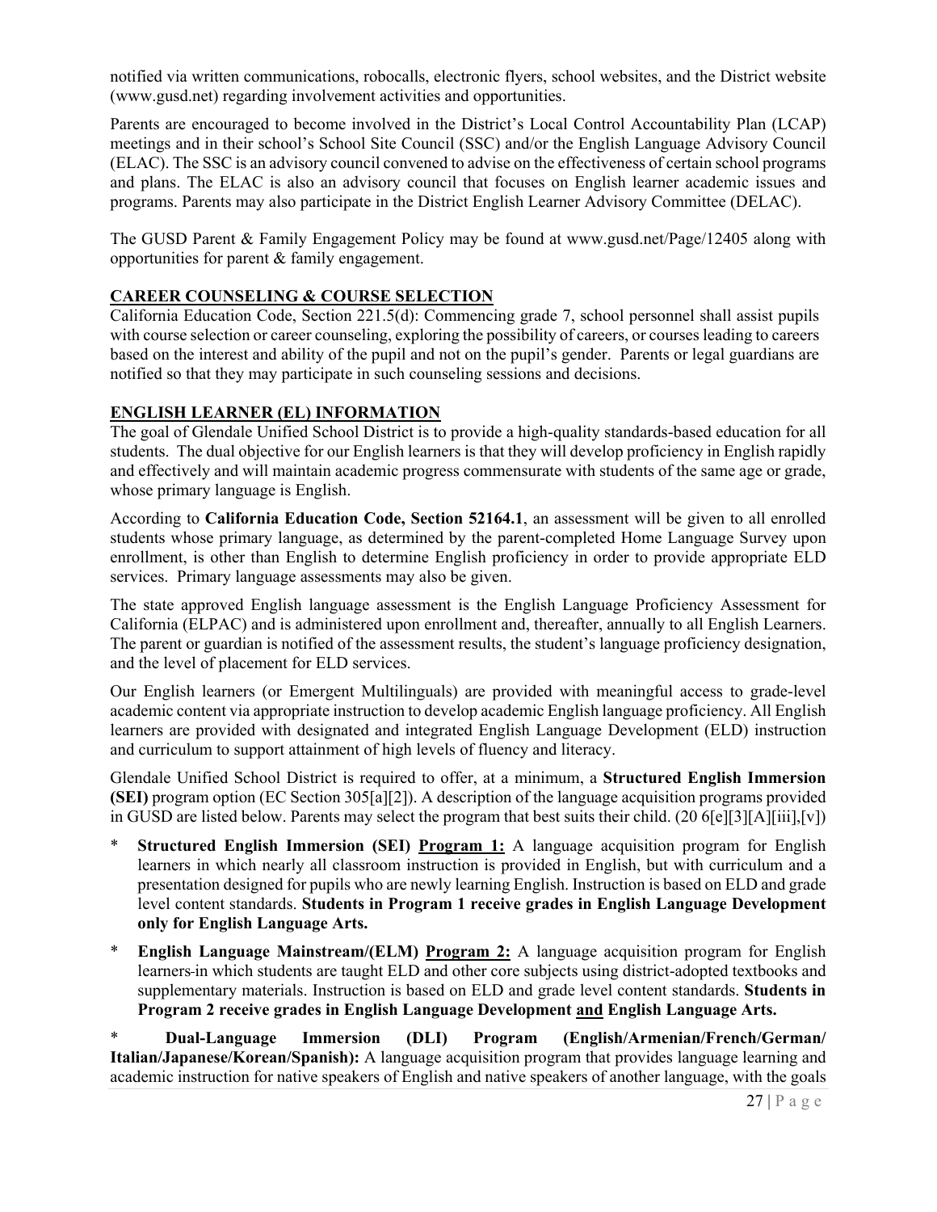notified via written communications, robocalls, electronic flyers, school websites, and the District website (www.gusd.net) regarding involvement activities and opportunities.

Parents are encouraged to become involved in the District's Local Control Accountability Plan (LCAP) meetings and in their school's School Site Council (SSC) and/or the English Language Advisory Council (ELAC). The SSC is an advisory council convened to advise on the effectiveness of certain school programs and plans. The ELAC is also an advisory council that focuses on English learner academic issues and programs. Parents may also participate in the District English Learner Advisory Committee (DELAC).

The GUSD Parent & Family Engagement Policy may be found at www.gusd.net/Page/12405 along with opportunities for parent & family engagement.

## CAREER COUNSELING & COURSE SELECTION

California Education Code, Section 221.5(d): Commencing grade 7, school personnel shall assist pupils with course selection or career counseling, exploring the possibility of careers, or courses leading to careers based on the interest and ability of the pupil and not on the pupil's gender. Parents or legal guardians are notified so that they may participate in such counseling sessions and decisions.

## ENGLISH LEARNER (EL) INFORMATION

The goal of Glendale Unified School District is to provide a high-quality standards-based education for all students. The dual objective for our English learners is that they will develop proficiency in English rapidly and effectively and will maintain academic progress commensurate with students of the same age or grade, whose primary language is English.

According to **California Education Code, Section 52164.1**, an assessment will be given to all enrolled students whose primary language, as determined by the parent-completed Home Language Survey upon enrollment, is other than English to determine English proficiency in order to provide appropriate ELD services. Primary language assessments may also be given.

The state approved English language assessment is the English Language Proficiency Assessment for California (ELPAC) and is administered upon enrollment and, thereafter, annually to all English Learners. The parent or guardian is notified of the assessment results, the student's language proficiency designation, and the level of placement for ELD services.

Our English learners (or Emergent Multilinguals) are provided with meaningful access to grade-level academic content via appropriate instruction to develop academic English language proficiency. All English learners are provided with designated and integrated English Language Development (ELD) instruction and curriculum to support attainment of high levels of fluency and literacy.

Glendale Unified School District is required to offer, at a minimum, a **Structured English Immersion (SEI)** program option (EC Section 305[a][2]). A description of the language acquisition programs provided in GUSD are listed below. Parents may select the program that best suits their child. (20 6[e][3][A][iii],[v])

* **Structured English Immersion (SEI) <u>Program 1:</u>** A language acquisition program for English learners in which nearly all classroom instruction is provided in English, but with curriculum and a presentation designed for pupils who are newly learning English. Instruction is based on ELD and grade level content standards. **Students in Program 1 receive grades in English Language Development only for English Language Arts.**
* **English Language Mainstream/(ELM) <u>Program 2:</u>** A language acquisition program for English learners in which students are taught ELD and other core subjects using district-adopted textbooks and supplementary materials. Instruction is based on ELD and grade level content standards. **Students in Program 2 receive grades in English Language Development <u>and</u> English Language Arts.**
* **Dual-Language Immersion (DLI) Program (English/Armenian/French/German/Italian/Japanese/Korean/Spanish):** A language acquisition program that provides language learning and academic instruction for native speakers of English and native speakers of another language, with the goals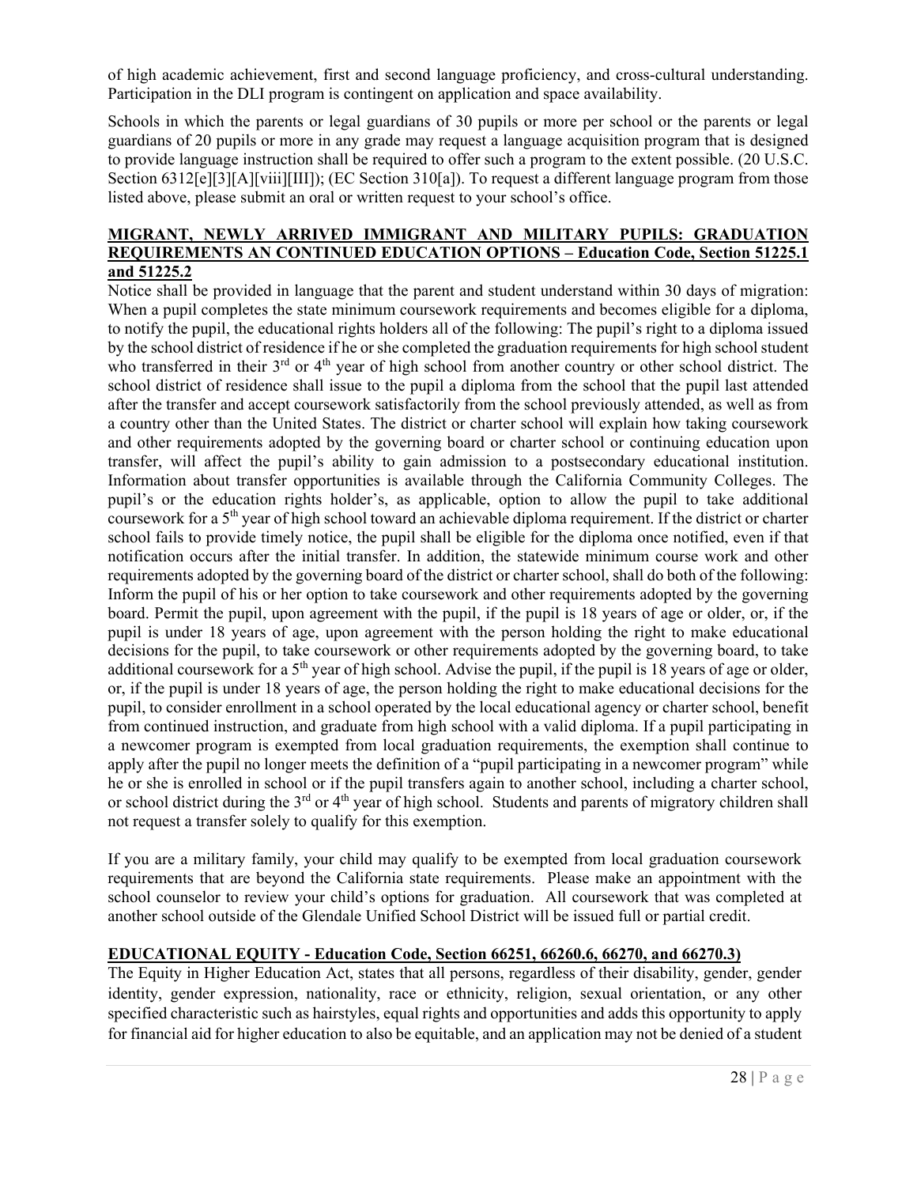of high academic achievement, first and second language proficiency, and cross-cultural understanding. Participation in the DLI program is contingent on application and space availability.

Schools in which the parents or legal guardians of 30 pupils or more per school or the parents or legal guardians of 20 pupils or more in any grade may request a language acquisition program that is designed to provide language instruction shall be required to offer such a program to the extent possible. (20 U.S.C. Section 6312[e][3][A][viii][III]); (EC Section 310[a]). To request a different language program from those listed above, please submit an oral or written request to your school's office.

**MIGRANT, NEWLY ARRIVED IMMIGRANT AND MILITARY PUPILS: GRADUATION REQUIREMENTS AN CONTINUED EDUCATION OPTIONS – Education Code, Section 51225.1 and 51225.2**

Notice shall be provided in language that the parent and student understand within 30 days of migration: When a pupil completes the state minimum coursework requirements and becomes eligible for a diploma, to notify the pupil, the educational rights holders all of the following: The pupil's right to a diploma issued by the school district of residence if he or she completed the graduation requirements for high school student who transferred in their 3rd or 4th year of high school from another country or other school district. The school district of residence shall issue to the pupil a diploma from the school that the pupil last attended after the transfer and accept coursework satisfactorily from the school previously attended, as well as from a country other than the United States. The district or charter school will explain how taking coursework and other requirements adopted by the governing board or charter school or continuing education upon transfer, will affect the pupil's ability to gain admission to a postsecondary educational institution. Information about transfer opportunities is available through the California Community Colleges. The pupil's or the education rights holder's, as applicable, option to allow the pupil to take additional coursework for a 5th year of high school toward an achievable diploma requirement. If the district or charter school fails to provide timely notice, the pupil shall be eligible for the diploma once notified, even if that notification occurs after the initial transfer. In addition, the statewide minimum course work and other requirements adopted by the governing board of the district or charter school, shall do both of the following: Inform the pupil of his or her option to take coursework and other requirements adopted by the governing board. Permit the pupil, upon agreement with the pupil, if the pupil is 18 years of age or older, or, if the pupil is under 18 years of age, upon agreement with the person holding the right to make educational decisions for the pupil, to take coursework or other requirements adopted by the governing board, to take additional coursework for a 5th year of high school. Advise the pupil, if the pupil is 18 years of age or older, or, if the pupil is under 18 years of age, the person holding the right to make educational decisions for the pupil, to consider enrollment in a school operated by the local educational agency or charter school, benefit from continued instruction, and graduate from high school with a valid diploma. If a pupil participating in a newcomer program is exempted from local graduation requirements, the exemption shall continue to apply after the pupil no longer meets the definition of a "pupil participating in a newcomer program" while he or she is enrolled in school or if the pupil transfers again to another school, including a charter school, or school district during the 3rd or 4th year of high school. Students and parents of migratory children shall not request a transfer solely to qualify for this exemption.

If you are a military family, your child may qualify to be exempted from local graduation coursework requirements that are beyond the California state requirements. Please make an appointment with the school counselor to review your child's options for graduation. All coursework that was completed at another school outside of the Glendale Unified School District will be issued full or partial credit.

**EDUCATIONAL EQUITY - Education Code, Section 66251, 66260.6, 66270, and 66270.3)**

The Equity in Higher Education Act, states that all persons, regardless of their disability, gender, gender identity, gender expression, nationality, race or ethnicity, religion, sexual orientation, or any other specified characteristic such as hairstyles, equal rights and opportunities and adds this opportunity to apply for financial aid for higher education to also be equitable, and an application may not be denied of a student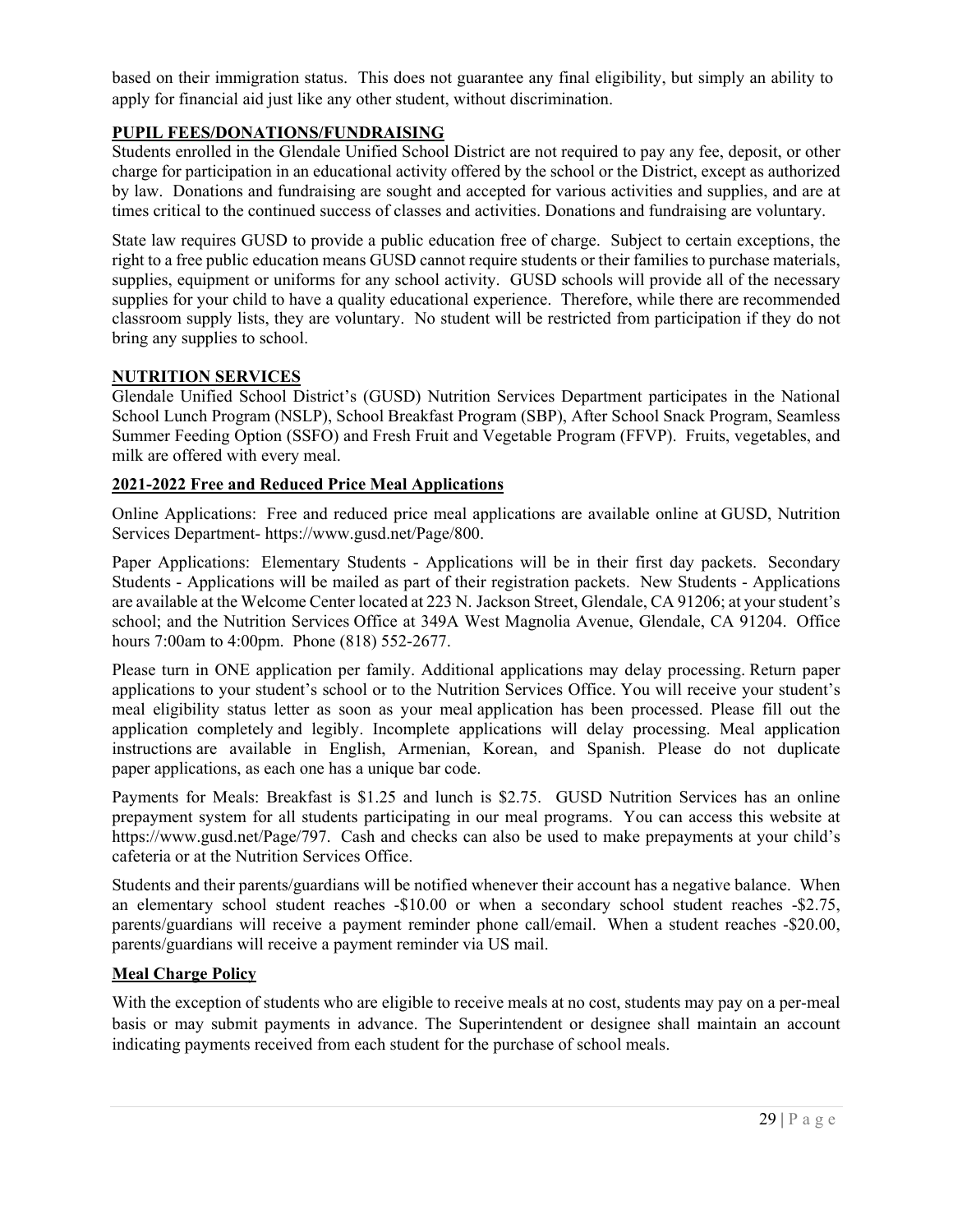based on their immigration status. This does not guarantee any final eligibility, but simply an ability to apply for financial aid just like any other student, without discrimination.

## PUPIL FEES/DONATIONS/FUNDRAISING

Students enrolled in the Glendale Unified School District are not required to pay any fee, deposit, or other charge for participation in an educational activity offered by the school or the District, except as authorized by law. Donations and fundraising are sought and accepted for various activities and supplies, and are at times critical to the continued success of classes and activities. Donations and fundraising are voluntary.

State law requires GUSD to provide a public education free of charge. Subject to certain exceptions, the right to a free public education means GUSD cannot require students or their families to purchase materials, supplies, equipment or uniforms for any school activity. GUSD schools will provide all of the necessary supplies for your child to have a quality educational experience. Therefore, while there are recommended classroom supply lists, they are voluntary. No student will be restricted from participation if they do not bring any supplies to school.

## NUTRITION SERVICES

Glendale Unified School District's (GUSD) Nutrition Services Department participates in the National School Lunch Program (NSLP), School Breakfast Program (SBP), After School Snack Program, Seamless Summer Feeding Option (SSFO) and Fresh Fruit and Vegetable Program (FFVP). Fruits, vegetables, and milk are offered with every meal.

### 2021-2022 Free and Reduced Price Meal Applications

Online Applications: Free and reduced price meal applications are available online at GUSD, Nutrition Services Department- https://www.gusd.net/Page/800.

Paper Applications: Elementary Students - Applications will be in their first day packets. Secondary Students - Applications will be mailed as part of their registration packets. New Students - Applications are available at the Welcome Center located at 223 N. Jackson Street, Glendale, CA 91206; at your student's school; and the Nutrition Services Office at 349A West Magnolia Avenue, Glendale, CA 91204. Office hours 7:00am to 4:00pm. Phone (818) 552-2677.

Please turn in ONE application per family. Additional applications may delay processing. Return paper applications to your student's school or to the Nutrition Services Office. You will receive your student's meal eligibility status letter as soon as your meal application has been processed. Please fill out the application completely and legibly. Incomplete applications will delay processing. Meal application instructions are available in English, Armenian, Korean, and Spanish. Please do not duplicate paper applications, as each one has a unique bar code.

Payments for Meals: Breakfast is $1.25 and lunch is $2.75. GUSD Nutrition Services has an online prepayment system for all students participating in our meal programs. You can access this website at https://www.gusd.net/Page/797. Cash and checks can also be used to make prepayments at your child's cafeteria or at the Nutrition Services Office.

Students and their parents/guardians will be notified whenever their account has a negative balance. When an elementary school student reaches -$10.00 or when a secondary school student reaches -$2.75, parents/guardians will receive a payment reminder phone call/email. When a student reaches -$20.00, parents/guardians will receive a payment reminder via US mail.

### Meal Charge Policy

With the exception of students who are eligible to receive meals at no cost, students may pay on a per-meal basis or may submit payments in advance. The Superintendent or designee shall maintain an account indicating payments received from each student for the purchase of school meals.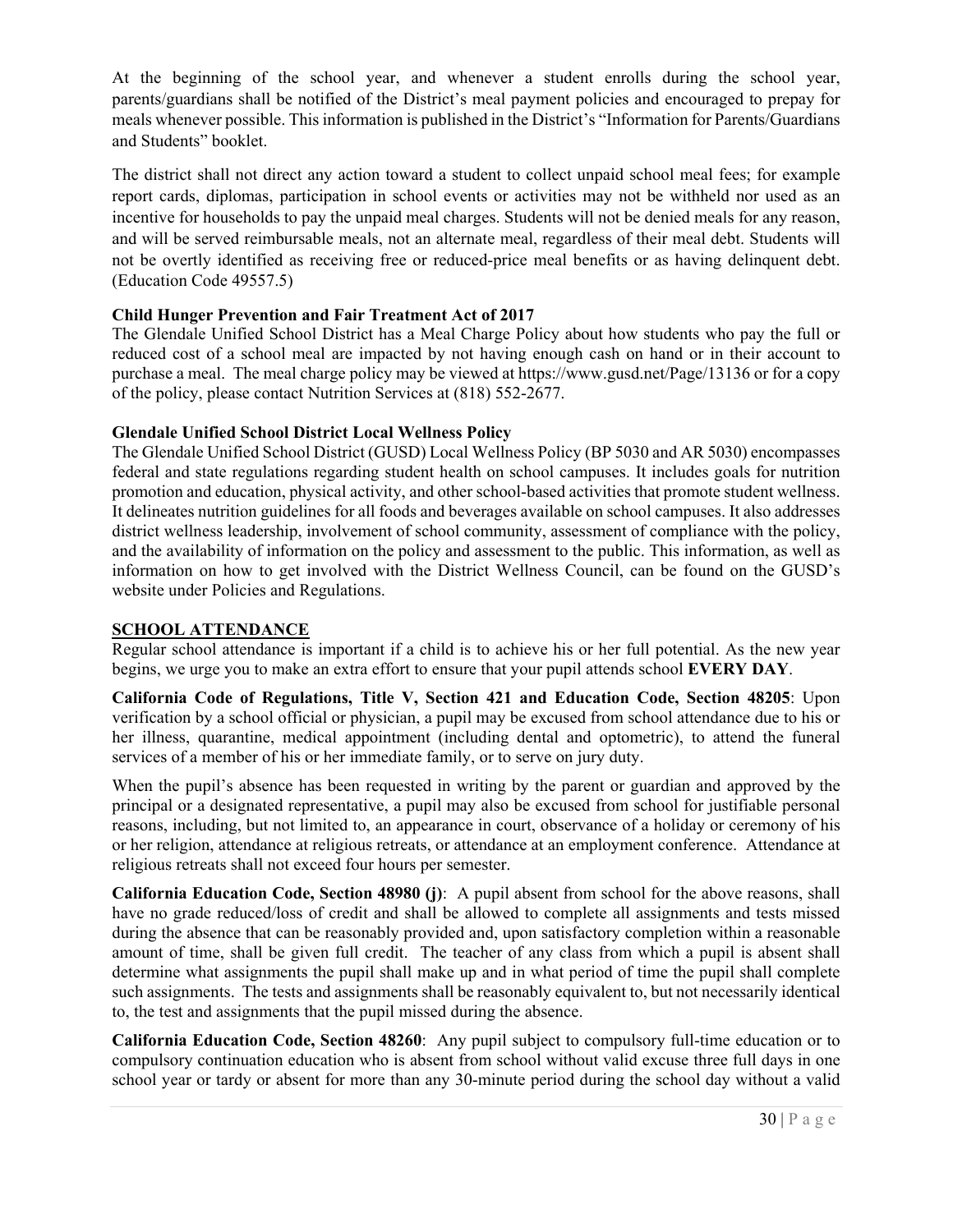At the beginning of the school year, and whenever a student enrolls during the school year, parents/guardians shall be notified of the District's meal payment policies and encouraged to prepay for meals whenever possible. This information is published in the District's "Information for Parents/Guardians and Students" booklet.

The district shall not direct any action toward a student to collect unpaid school meal fees; for example report cards, diplomas, participation in school events or activities may not be withheld nor used as an incentive for households to pay the unpaid meal charges. Students will not be denied meals for any reason, and will be served reimbursable meals, not an alternate meal, regardless of their meal debt. Students will not be overtly identified as receiving free or reduced-price meal benefits or as having delinquent debt. (Education Code 49557.5)

**Child Hunger Prevention and Fair Treatment Act of 2017**

The Glendale Unified School District has a Meal Charge Policy about how students who pay the full or reduced cost of a school meal are impacted by not having enough cash on hand or in their account to purchase a meal. The meal charge policy may be viewed at https://www.gusd.net/Page/13136 or for a copy of the policy, please contact Nutrition Services at (818) 552-2677.

**Glendale Unified School District Local Wellness Policy**

The Glendale Unified School District (GUSD) Local Wellness Policy (BP 5030 and AR 5030) encompasses federal and state regulations regarding student health on school campuses. It includes goals for nutrition promotion and education, physical activity, and other school-based activities that promote student wellness. It delineates nutrition guidelines for all foods and beverages available on school campuses. It also addresses district wellness leadership, involvement of school community, assessment of compliance with the policy, and the availability of information on the policy and assessment to the public. This information, as well as information on how to get involved with the District Wellness Council, can be found on the GUSD's website under Policies and Regulations.

## SCHOOL ATTENDANCE

Regular school attendance is important if a child is to achieve his or her full potential. As the new year begins, we urge you to make an extra effort to ensure that your pupil attends school **EVERY DAY**.

**California Code of Regulations, Title V, Section 421 and Education Code, Section 48205**: Upon verification by a school official or physician, a pupil may be excused from school attendance due to his or her illness, quarantine, medical appointment (including dental and optometric), to attend the funeral services of a member of his or her immediate family, or to serve on jury duty.

When the pupil's absence has been requested in writing by the parent or guardian and approved by the principal or a designated representative, a pupil may also be excused from school for justifiable personal reasons, including, but not limited to, an appearance in court, observance of a holiday or ceremony of his or her religion, attendance at religious retreats, or attendance at an employment conference. Attendance at religious retreats shall not exceed four hours per semester.

**California Education Code, Section 48980 (j)**: A pupil absent from school for the above reasons, shall have no grade reduced/loss of credit and shall be allowed to complete all assignments and tests missed during the absence that can be reasonably provided and, upon satisfactory completion within a reasonable amount of time, shall be given full credit. The teacher of any class from which a pupil is absent shall determine what assignments the pupil shall make up and in what period of time the pupil shall complete such assignments. The tests and assignments shall be reasonably equivalent to, but not necessarily identical to, the test and assignments that the pupil missed during the absence.

**California Education Code, Section 48260**: Any pupil subject to compulsory full-time education or to compulsory continuation education who is absent from school without valid excuse three full days in one school year or tardy or absent for more than any 30-minute period during the school day without a valid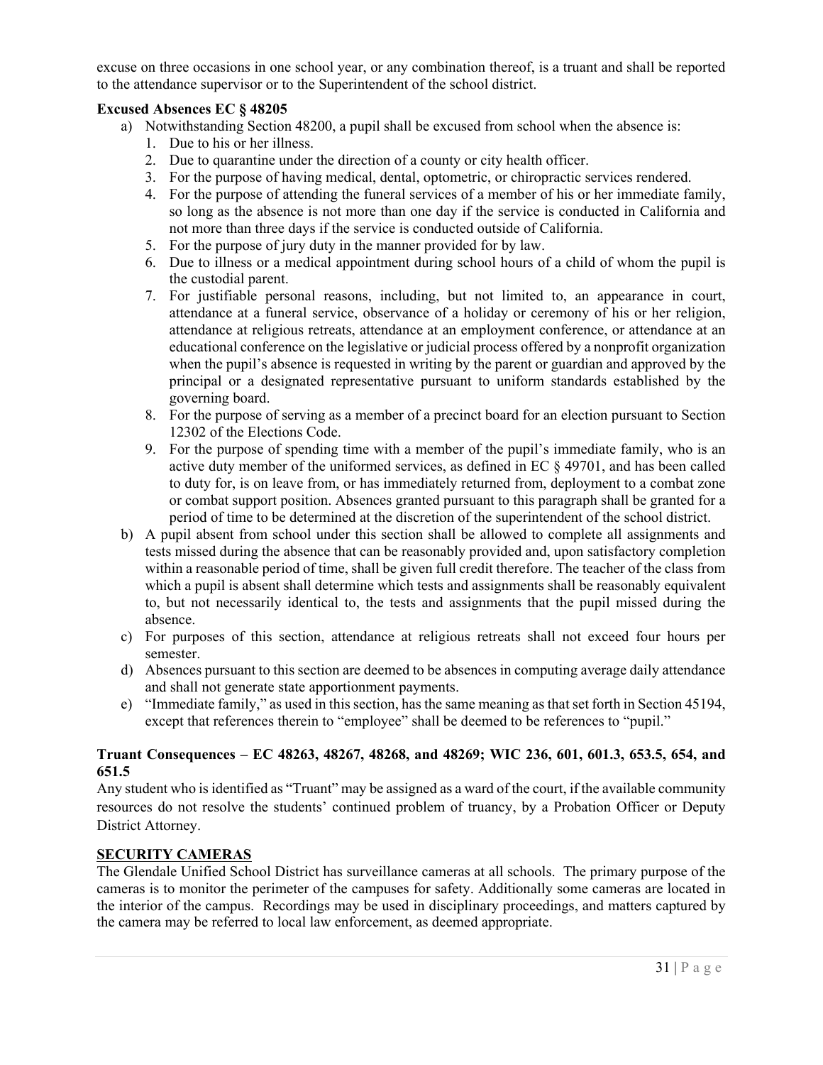excuse on three occasions in one school year, or any combination thereof, is a truant and shall be reported to the attendance supervisor or to the Superintendent of the school district.

**Excused Absences EC § 48205**

a) Notwithstanding Section 48200, a pupil shall be excused from school when the absence is:
   1. Due to his or her illness.
   2. Due to quarantine under the direction of a county or city health officer.
   3. For the purpose of having medical, dental, optometric, or chiropractic services rendered.
   4. For the purpose of attending the funeral services of a member of his or her immediate family, so long as the absence is not more than one day if the service is conducted in California and not more than three days if the service is conducted outside of California.
   5. For the purpose of jury duty in the manner provided for by law.
   6. Due to illness or a medical appointment during school hours of a child of whom the pupil is the custodial parent.
   7. For justifiable personal reasons, including, but not limited to, an appearance in court, attendance at a funeral service, observance of a holiday or ceremony of his or her religion, attendance at religious retreats, attendance at an employment conference, or attendance at an educational conference on the legislative or judicial process offered by a nonprofit organization when the pupil's absence is requested in writing by the parent or guardian and approved by the principal or a designated representative pursuant to uniform standards established by the governing board.
   8. For the purpose of serving as a member of a precinct board for an election pursuant to Section 12302 of the Elections Code.
   9. For the purpose of spending time with a member of the pupil's immediate family, who is an active duty member of the uniformed services, as defined in EC § 49701, and has been called to duty for, is on leave from, or has immediately returned from, deployment to a combat zone or combat support position. Absences granted pursuant to this paragraph shall be granted for a period of time to be determined at the discretion of the superintendent of the school district.

b) A pupil absent from school under this section shall be allowed to complete all assignments and tests missed during the absence that can be reasonably provided and, upon satisfactory completion within a reasonable period of time, shall be given full credit therefore. The teacher of the class from which a pupil is absent shall determine which tests and assignments shall be reasonably equivalent to, but not necessarily identical to, the tests and assignments that the pupil missed during the absence.

c) For purposes of this section, attendance at religious retreats shall not exceed four hours per semester.

d) Absences pursuant to this section are deemed to be absences in computing average daily attendance and shall not generate state apportionment payments.

e) "Immediate family," as used in this section, has the same meaning as that set forth in Section 45194, except that references therein to "employee" shall be deemed to be references to "pupil."

**Truant Consequences – EC 48263, 48267, 48268, and 48269; WIC 236, 601, 601.3, 653.5, 654, and 651.5**

Any student who is identified as "Truant" may be assigned as a ward of the court, if the available community resources do not resolve the students' continued problem of truancy, by a Probation Officer or Deputy District Attorney.

## SECURITY CAMERAS

The Glendale Unified School District has surveillance cameras at all schools. The primary purpose of the cameras is to monitor the perimeter of the campuses for safety. Additionally some cameras are located in the interior of the campus. Recordings may be used in disciplinary proceedings, and matters captured by the camera may be referred to local law enforcement, as deemed appropriate.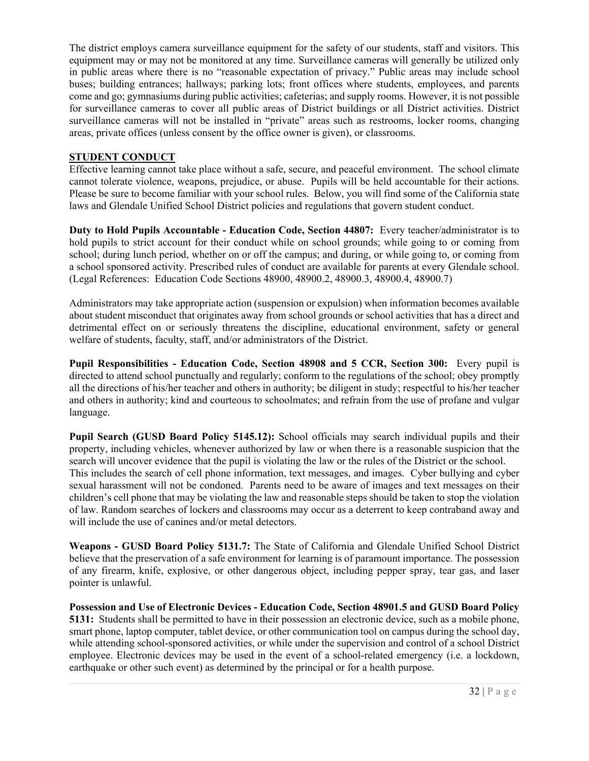The district employs camera surveillance equipment for the safety of our students, staff and visitors. This equipment may or may not be monitored at any time. Surveillance cameras will generally be utilized only in public areas where there is no "reasonable expectation of privacy." Public areas may include school buses; building entrances; hallways; parking lots; front offices where students, employees, and parents come and go; gymnasiums during public activities; cafeterias; and supply rooms. However, it is not possible for surveillance cameras to cover all public areas of District buildings or all District activities. District surveillance cameras will not be installed in "private" areas such as restrooms, locker rooms, changing areas, private offices (unless consent by the office owner is given), or classrooms.

## STUDENT CONDUCT

Effective learning cannot take place without a safe, secure, and peaceful environment. The school climate cannot tolerate violence, weapons, prejudice, or abuse. Pupils will be held accountable for their actions. Please be sure to become familiar with your school rules. Below, you will find some of the California state laws and Glendale Unified School District policies and regulations that govern student conduct.

**Duty to Hold Pupils Accountable - Education Code, Section 44807:** Every teacher/administrator is to hold pupils to strict account for their conduct while on school grounds; while going to or coming from school; during lunch period, whether on or off the campus; and during, or while going to, or coming from a school sponsored activity. Prescribed rules of conduct are available for parents at every Glendale school. (Legal References: Education Code Sections 48900, 48900.2, 48900.3, 48900.4, 48900.7)

Administrators may take appropriate action (suspension or expulsion) when information becomes available about student misconduct that originates away from school grounds or school activities that has a direct and detrimental effect on or seriously threatens the discipline, educational environment, safety or general welfare of students, faculty, staff, and/or administrators of the District.

**Pupil Responsibilities - Education Code, Section 48908 and 5 CCR, Section 300:** Every pupil is directed to attend school punctually and regularly; conform to the regulations of the school; obey promptly all the directions of his/her teacher and others in authority; be diligent in study; respectful to his/her teacher and others in authority; kind and courteous to schoolmates; and refrain from the use of profane and vulgar language.

**Pupil Search (GUSD Board Policy 5145.12):** School officials may search individual pupils and their property, including vehicles, whenever authorized by law or when there is a reasonable suspicion that the search will uncover evidence that the pupil is violating the law or the rules of the District or the school. This includes the search of cell phone information, text messages, and images. Cyber bullying and cyber sexual harassment will not be condoned. Parents need to be aware of images and text messages on their children's cell phone that may be violating the law and reasonable steps should be taken to stop the violation of law. Random searches of lockers and classrooms may occur as a deterrent to keep contraband away and will include the use of canines and/or metal detectors.

**Weapons - GUSD Board Policy 5131.7:** The State of California and Glendale Unified School District believe that the preservation of a safe environment for learning is of paramount importance. The possession of any firearm, knife, explosive, or other dangerous object, including pepper spray, tear gas, and laser pointer is unlawful.

**Possession and Use of Electronic Devices - Education Code, Section 48901.5 and GUSD Board Policy 5131:** Students shall be permitted to have in their possession an electronic device, such as a mobile phone, smart phone, laptop computer, tablet device, or other communication tool on campus during the school day, while attending school-sponsored activities, or while under the supervision and control of a school District employee. Electronic devices may be used in the event of a school-related emergency (i.e. a lockdown, earthquake or other such event) as determined by the principal or for a health purpose.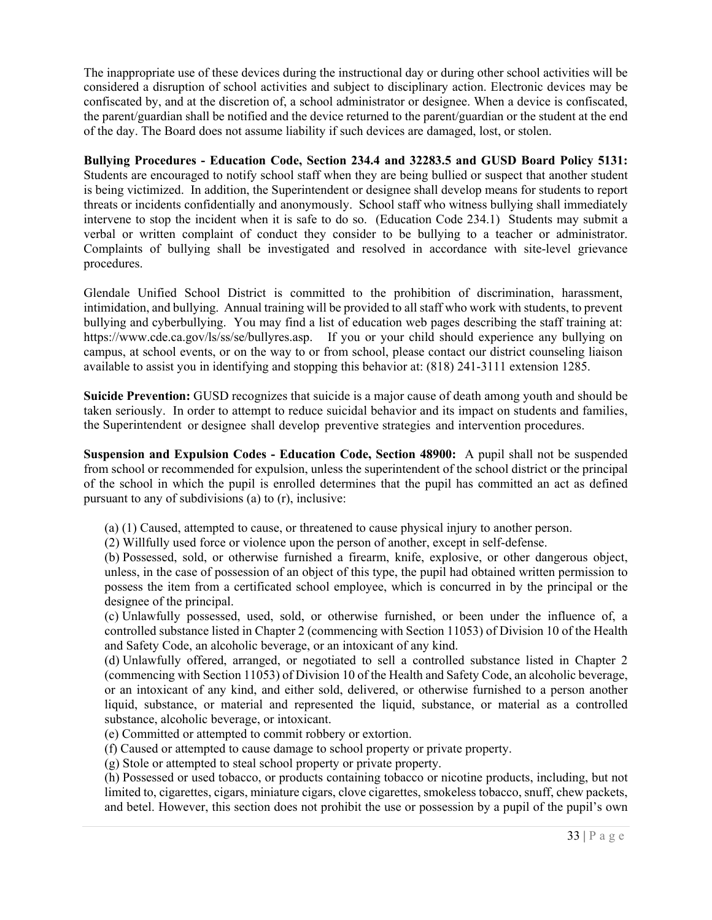The inappropriate use of these devices during the instructional day or during other school activities will be considered a disruption of school activities and subject to disciplinary action. Electronic devices may be confiscated by, and at the discretion of, a school administrator or designee. When a device is confiscated, the parent/guardian shall be notified and the device returned to the parent/guardian or the student at the end of the day. The Board does not assume liability if such devices are damaged, lost, or stolen.

**Bullying Procedures - Education Code, Section 234.4 and 32283.5 and GUSD Board Policy 5131:** Students are encouraged to notify school staff when they are being bullied or suspect that another student is being victimized. In addition, the Superintendent or designee shall develop means for students to report threats or incidents confidentially and anonymously. School staff who witness bullying shall immediately intervene to stop the incident when it is safe to do so. (Education Code 234.1) Students may submit a verbal or written complaint of conduct they consider to be bullying to a teacher or administrator. Complaints of bullying shall be investigated and resolved in accordance with site-level grievance procedures.

Glendale Unified School District is committed to the prohibition of discrimination, harassment, intimidation, and bullying. Annual training will be provided to all staff who work with students, to prevent bullying and cyberbullying. You may find a list of education web pages describing the staff training at: https://www.cde.ca.gov/ls/ss/se/bullyres.asp. If you or your child should experience any bullying on campus, at school events, or on the way to or from school, please contact our district counseling liaison available to assist you in identifying and stopping this behavior at: (818) 241-3111 extension 1285.

**Suicide Prevention:** GUSD recognizes that suicide is a major cause of death among youth and should be taken seriously. In order to attempt to reduce suicidal behavior and its impact on students and families, the Superintendent or designee shall develop preventive strategies and intervention procedures.

**Suspension and Expulsion Codes - Education Code, Section 48900:** A pupil shall not be suspended from school or recommended for expulsion, unless the superintendent of the school district or the principal of the school in which the pupil is enrolled determines that the pupil has committed an act as defined pursuant to any of subdivisions (a) to (r), inclusive:

(a) (1) Caused, attempted to cause, or threatened to cause physical injury to another person.

(2) Willfully used force or violence upon the person of another, except in self-defense.

(b) Possessed, sold, or otherwise furnished a firearm, knife, explosive, or other dangerous object, unless, in the case of possession of an object of this type, the pupil had obtained written permission to possess the item from a certificated school employee, which is concurred in by the principal or the designee of the principal.

(c) Unlawfully possessed, used, sold, or otherwise furnished, or been under the influence of, a controlled substance listed in Chapter 2 (commencing with Section 11053) of Division 10 of the Health and Safety Code, an alcoholic beverage, or an intoxicant of any kind.

(d) Unlawfully offered, arranged, or negotiated to sell a controlled substance listed in Chapter 2 (commencing with Section 11053) of Division 10 of the Health and Safety Code, an alcoholic beverage, or an intoxicant of any kind, and either sold, delivered, or otherwise furnished to a person another liquid, substance, or material and represented the liquid, substance, or material as a controlled substance, alcoholic beverage, or intoxicant.

(e) Committed or attempted to commit robbery or extortion.

(f) Caused or attempted to cause damage to school property or private property.

(g) Stole or attempted to steal school property or private property.

(h) Possessed or used tobacco, or products containing tobacco or nicotine products, including, but not limited to, cigarettes, cigars, miniature cigars, clove cigarettes, smokeless tobacco, snuff, chew packets, and betel. However, this section does not prohibit the use or possession by a pupil of the pupil's own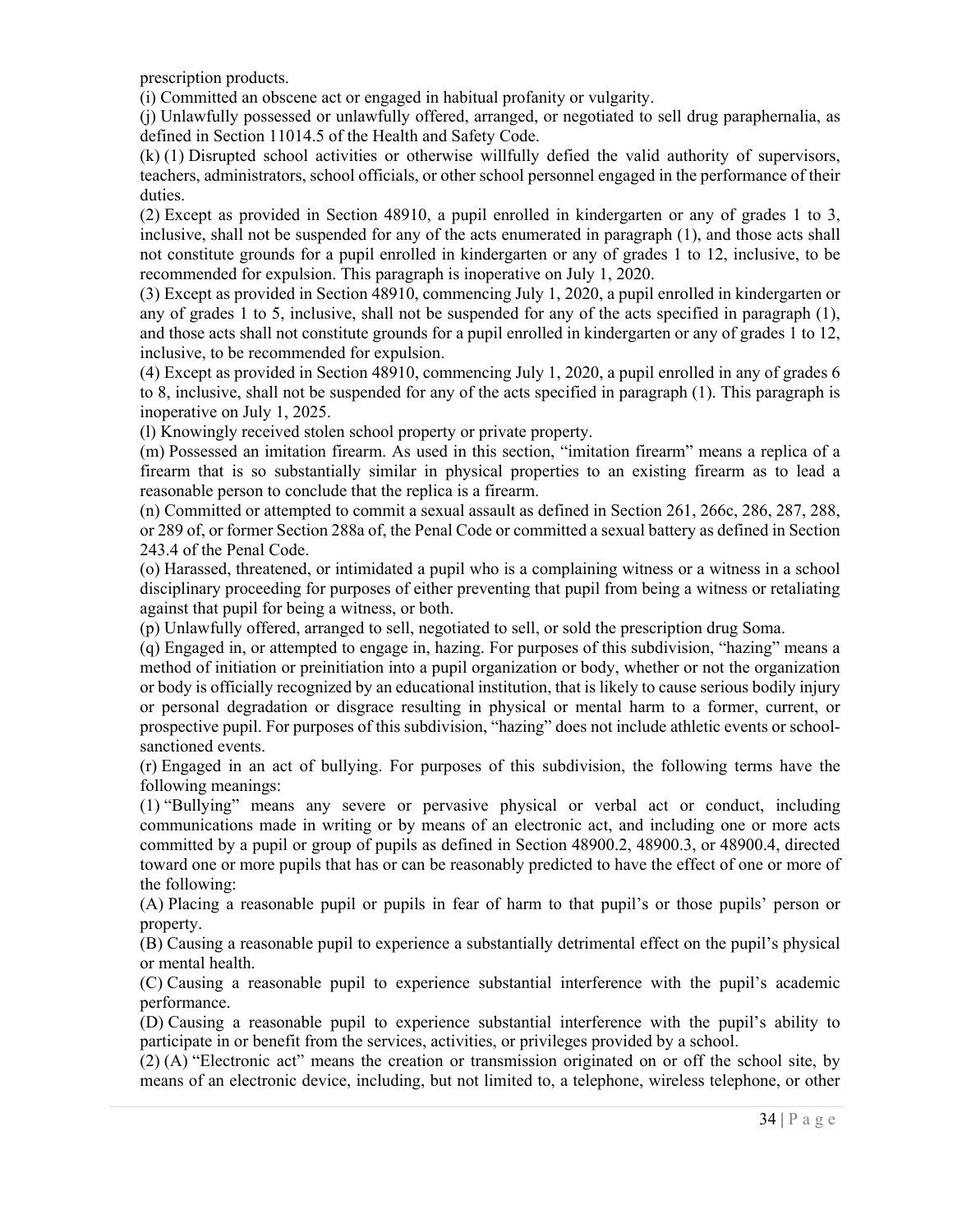prescription products.

(i) Committed an obscene act or engaged in habitual profanity or vulgarity.

(j) Unlawfully possessed or unlawfully offered, arranged, or negotiated to sell drug paraphernalia, as defined in Section 11014.5 of the Health and Safety Code.

(k) (1) Disrupted school activities or otherwise willfully defied the valid authority of supervisors, teachers, administrators, school officials, or other school personnel engaged in the performance of their duties.

(2) Except as provided in Section 48910, a pupil enrolled in kindergarten or any of grades 1 to 3, inclusive, shall not be suspended for any of the acts enumerated in paragraph (1), and those acts shall not constitute grounds for a pupil enrolled in kindergarten or any of grades 1 to 12, inclusive, to be recommended for expulsion. This paragraph is inoperative on July 1, 2020.

(3) Except as provided in Section 48910, commencing July 1, 2020, a pupil enrolled in kindergarten or any of grades 1 to 5, inclusive, shall not be suspended for any of the acts specified in paragraph (1), and those acts shall not constitute grounds for a pupil enrolled in kindergarten or any of grades 1 to 12, inclusive, to be recommended for expulsion.

(4) Except as provided in Section 48910, commencing July 1, 2020, a pupil enrolled in any of grades 6 to 8, inclusive, shall not be suspended for any of the acts specified in paragraph (1). This paragraph is inoperative on July 1, 2025.

(l) Knowingly received stolen school property or private property.

(m) Possessed an imitation firearm. As used in this section, "imitation firearm" means a replica of a firearm that is so substantially similar in physical properties to an existing firearm as to lead a reasonable person to conclude that the replica is a firearm.

(n) Committed or attempted to commit a sexual assault as defined in Section 261, 266c, 286, 287, 288, or 289 of, or former Section 288a of, the Penal Code or committed a sexual battery as defined in Section 243.4 of the Penal Code.

(o) Harassed, threatened, or intimidated a pupil who is a complaining witness or a witness in a school disciplinary proceeding for purposes of either preventing that pupil from being a witness or retaliating against that pupil for being a witness, or both.

(p) Unlawfully offered, arranged to sell, negotiated to sell, or sold the prescription drug Soma.

(q) Engaged in, or attempted to engage in, hazing. For purposes of this subdivision, "hazing" means a method of initiation or preinitiation into a pupil organization or body, whether or not the organization or body is officially recognized by an educational institution, that is likely to cause serious bodily injury or personal degradation or disgrace resulting in physical or mental harm to a former, current, or prospective pupil. For purposes of this subdivision, "hazing" does not include athletic events or school-sanctioned events.

(r) Engaged in an act of bullying. For purposes of this subdivision, the following terms have the following meanings:

(1) "Bullying" means any severe or pervasive physical or verbal act or conduct, including communications made in writing or by means of an electronic act, and including one or more acts committed by a pupil or group of pupils as defined in Section 48900.2, 48900.3, or 48900.4, directed toward one or more pupils that has or can be reasonably predicted to have the effect of one or more of the following:

(A) Placing a reasonable pupil or pupils in fear of harm to that pupil's or those pupils' person or property.

(B) Causing a reasonable pupil to experience a substantially detrimental effect on the pupil's physical or mental health.

(C) Causing a reasonable pupil to experience substantial interference with the pupil's academic performance.

(D) Causing a reasonable pupil to experience substantial interference with the pupil's ability to participate in or benefit from the services, activities, or privileges provided by a school.

(2) (A) "Electronic act" means the creation or transmission originated on or off the school site, by means of an electronic device, including, but not limited to, a telephone, wireless telephone, or other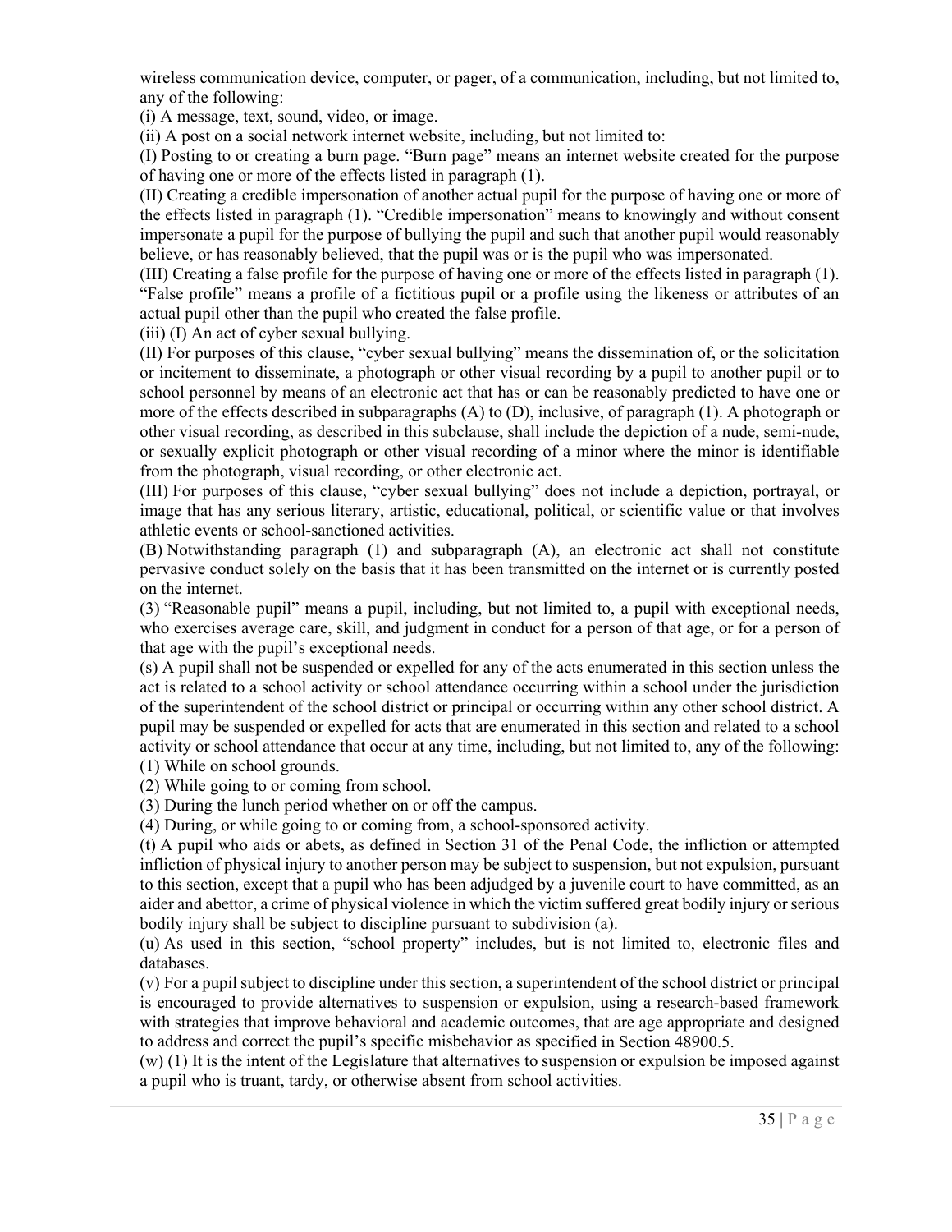wireless communication device, computer, or pager, of a communication, including, but not limited to, any of the following:

(i) A message, text, sound, video, or image.

(ii) A post on a social network internet website, including, but not limited to:

(I) Posting to or creating a burn page. "Burn page" means an internet website created for the purpose of having one or more of the effects listed in paragraph (1).

(II) Creating a credible impersonation of another actual pupil for the purpose of having one or more of the effects listed in paragraph (1). "Credible impersonation" means to knowingly and without consent impersonate a pupil for the purpose of bullying the pupil and such that another pupil would reasonably believe, or has reasonably believed, that the pupil was or is the pupil who was impersonated.

(III) Creating a false profile for the purpose of having one or more of the effects listed in paragraph (1). "False profile" means a profile of a fictitious pupil or a profile using the likeness or attributes of an actual pupil other than the pupil who created the false profile.

(iii) (I) An act of cyber sexual bullying.

(II) For purposes of this clause, "cyber sexual bullying" means the dissemination of, or the solicitation or incitement to disseminate, a photograph or other visual recording by a pupil to another pupil or to school personnel by means of an electronic act that has or can be reasonably predicted to have one or more of the effects described in subparagraphs (A) to (D), inclusive, of paragraph (1). A photograph or other visual recording, as described in this subclause, shall include the depiction of a nude, semi-nude, or sexually explicit photograph or other visual recording of a minor where the minor is identifiable from the photograph, visual recording, or other electronic act.

(III) For purposes of this clause, "cyber sexual bullying" does not include a depiction, portrayal, or image that has any serious literary, artistic, educational, political, or scientific value or that involves athletic events or school-sanctioned activities.

(B) Notwithstanding paragraph (1) and subparagraph (A), an electronic act shall not constitute pervasive conduct solely on the basis that it has been transmitted on the internet or is currently posted on the internet.

(3) "Reasonable pupil" means a pupil, including, but not limited to, a pupil with exceptional needs, who exercises average care, skill, and judgment in conduct for a person of that age, or for a person of that age with the pupil's exceptional needs.

(s) A pupil shall not be suspended or expelled for any of the acts enumerated in this section unless the act is related to a school activity or school attendance occurring within a school under the jurisdiction of the superintendent of the school district or principal or occurring within any other school district. A pupil may be suspended or expelled for acts that are enumerated in this section and related to a school activity or school attendance that occur at any time, including, but not limited to, any of the following:

(1) While on school grounds.

(2) While going to or coming from school.

(3) During the lunch period whether on or off the campus.

(4) During, or while going to or coming from, a school-sponsored activity.

(t) A pupil who aids or abets, as defined in Section 31 of the Penal Code, the infliction or attempted infliction of physical injury to another person may be subject to suspension, but not expulsion, pursuant to this section, except that a pupil who has been adjudged by a juvenile court to have committed, as an aider and abettor, a crime of physical violence in which the victim suffered great bodily injury or serious bodily injury shall be subject to discipline pursuant to subdivision (a).

(u) As used in this section, "school property" includes, but is not limited to, electronic files and databases.

(v) For a pupil subject to discipline under this section, a superintendent of the school district or principal is encouraged to provide alternatives to suspension or expulsion, using a research-based framework with strategies that improve behavioral and academic outcomes, that are age appropriate and designed to address and correct the pupil's specific misbehavior as specified in Section 48900.5.

(w) (1) It is the intent of the Legislature that alternatives to suspension or expulsion be imposed against a pupil who is truant, tardy, or otherwise absent from school activities.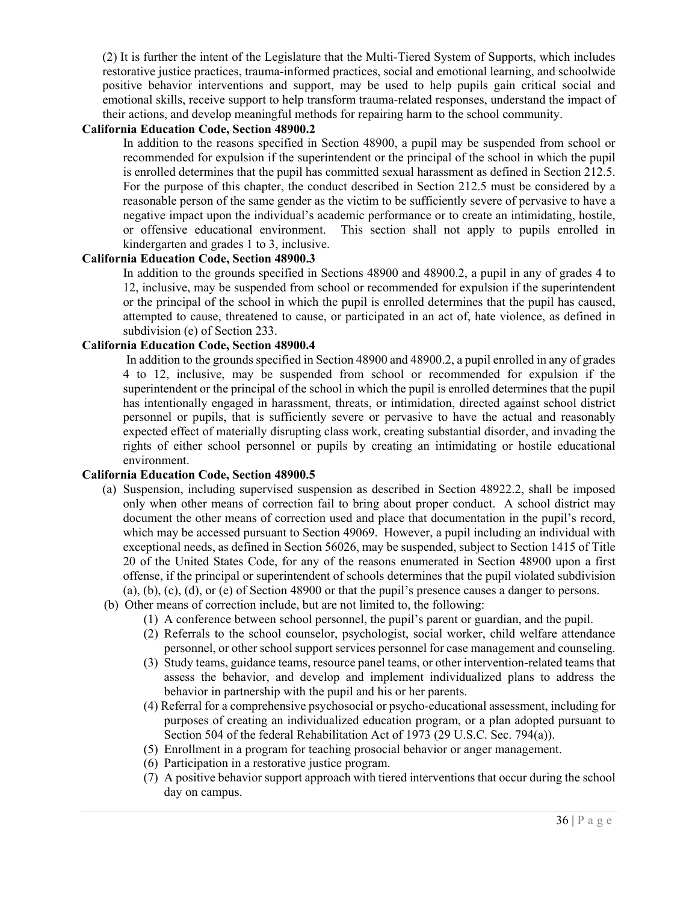(2) It is further the intent of the Legislature that the Multi-Tiered System of Supports, which includes restorative justice practices, trauma-informed practices, social and emotional learning, and schoolwide positive behavior interventions and support, may be used to help pupils gain critical social and emotional skills, receive support to help transform trauma-related responses, understand the impact of their actions, and develop meaningful methods for repairing harm to the school community.

**California Education Code, Section 48900.2**

In addition to the reasons specified in Section 48900, a pupil may be suspended from school or recommended for expulsion if the superintendent or the principal of the school in which the pupil is enrolled determines that the pupil has committed sexual harassment as defined in Section 212.5. For the purpose of this chapter, the conduct described in Section 212.5 must be considered by a reasonable person of the same gender as the victim to be sufficiently severe of pervasive to have a negative impact upon the individual's academic performance or to create an intimidating, hostile, or offensive educational environment. This section shall not apply to pupils enrolled in kindergarten and grades 1 to 3, inclusive.

**California Education Code, Section 48900.3**

In addition to the grounds specified in Sections 48900 and 48900.2, a pupil in any of grades 4 to 12, inclusive, may be suspended from school or recommended for expulsion if the superintendent or the principal of the school in which the pupil is enrolled determines that the pupil has caused, attempted to cause, threatened to cause, or participated in an act of, hate violence, as defined in subdivision (e) of Section 233.

**California Education Code, Section 48900.4**

In addition to the grounds specified in Section 48900 and 48900.2, a pupil enrolled in any of grades 4 to 12, inclusive, may be suspended from school or recommended for expulsion if the superintendent or the principal of the school in which the pupil is enrolled determines that the pupil has intentionally engaged in harassment, threats, or intimidation, directed against school district personnel or pupils, that is sufficiently severe or pervasive to have the actual and reasonably expected effect of materially disrupting class work, creating substantial disorder, and invading the rights of either school personnel or pupils by creating an intimidating or hostile educational environment.

**California Education Code, Section 48900.5**

(a) Suspension, including supervised suspension as described in Section 48922.2, shall be imposed only when other means of correction fail to bring about proper conduct. A school district may document the other means of correction used and place that documentation in the pupil's record, which may be accessed pursuant to Section 49069. However, a pupil including an individual with exceptional needs, as defined in Section 56026, may be suspended, subject to Section 1415 of Title 20 of the United States Code, for any of the reasons enumerated in Section 48900 upon a first offense, if the principal or superintendent of schools determines that the pupil violated subdivision (a), (b), (c), (d), or (e) of Section 48900 or that the pupil's presence causes a danger to persons.

(b) Other means of correction include, but are not limited to, the following:

1. A conference between school personnel, the pupil's parent or guardian, and the pupil.
2. Referrals to the school counselor, psychologist, social worker, child welfare attendance personnel, or other school support services personnel for case management and counseling.
3. Study teams, guidance teams, resource panel teams, or other intervention-related teams that assess the behavior, and develop and implement individualized plans to address the behavior in partnership with the pupil and his or her parents.
4. Referral for a comprehensive psychosocial or psycho-educational assessment, including for purposes of creating an individualized education program, or a plan adopted pursuant to Section 504 of the federal Rehabilitation Act of 1973 (29 U.S.C. Sec. 794(a)).
5. Enrollment in a program for teaching prosocial behavior or anger management.
6. Participation in a restorative justice program.
7. A positive behavior support approach with tiered interventions that occur during the school day on campus.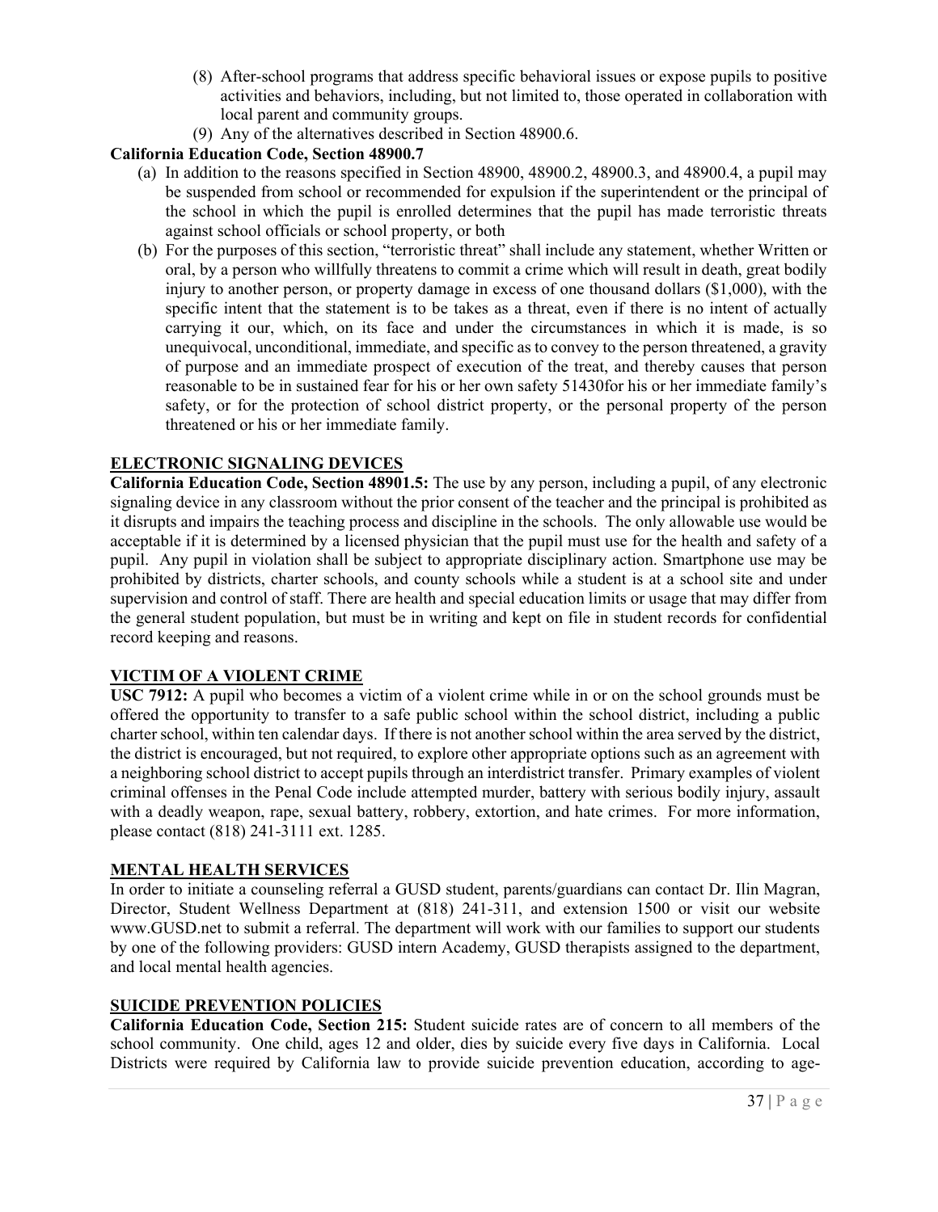(8) After-school programs that address specific behavioral issues or expose pupils to positive activities and behaviors, including, but not limited to, those operated in collaboration with local parent and community groups.

(9) Any of the alternatives described in Section 48900.6.

**California Education Code, Section 48900.7**

(a) In addition to the reasons specified in Section 48900, 48900.2, 48900.3, and 48900.4, a pupil may be suspended from school or recommended for expulsion if the superintendent or the principal of the school in which the pupil is enrolled determines that the pupil has made terroristic threats against school officials or school property, or both

(b) For the purposes of this section, "terroristic threat" shall include any statement, whether Written or oral, by a person who willfully threatens to commit a crime which will result in death, great bodily injury to another person, or property damage in excess of one thousand dollars ($1,000), with the specific intent that the statement is to be takes as a threat, even if there is no intent of actually carrying it our, which, on its face and under the circumstances in which it is made, is so unequivocal, unconditional, immediate, and specific as to convey to the person threatened, a gravity of purpose and an immediate prospect of execution of the treat, and thereby causes that person reasonable to be in sustained fear for his or her own safety 51430for his or her immediate family's safety, or for the protection of school district property, or the personal property of the person threatened or his or her immediate family.

## ELECTRONIC SIGNALING DEVICES

**California Education Code, Section 48901.5:** The use by any person, including a pupil, of any electronic signaling device in any classroom without the prior consent of the teacher and the principal is prohibited as it disrupts and impairs the teaching process and discipline in the schools. The only allowable use would be acceptable if it is determined by a licensed physician that the pupil must use for the health and safety of a pupil. Any pupil in violation shall be subject to appropriate disciplinary action. Smartphone use may be prohibited by districts, charter schools, and county schools while a student is at a school site and under supervision and control of staff. There are health and special education limits or usage that may differ from the general student population, but must be in writing and kept on file in student records for confidential record keeping and reasons.

## VICTIM OF A VIOLENT CRIME

**USC 7912:** A pupil who becomes a victim of a violent crime while in or on the school grounds must be offered the opportunity to transfer to a safe public school within the school district, including a public charter school, within ten calendar days. If there is not another school within the area served by the district, the district is encouraged, but not required, to explore other appropriate options such as an agreement with a neighboring school district to accept pupils through an interdistrict transfer. Primary examples of violent criminal offenses in the Penal Code include attempted murder, battery with serious bodily injury, assault with a deadly weapon, rape, sexual battery, robbery, extortion, and hate crimes. For more information, please contact (818) 241-3111 ext. 1285.

## MENTAL HEALTH SERVICES

In order to initiate a counseling referral a GUSD student, parents/guardians can contact Dr. Ilin Magran, Director, Student Wellness Department at (818) 241-311, and extension 1500 or visit our website www.GUSD.net to submit a referral. The department will work with our families to support our students by one of the following providers: GUSD intern Academy, GUSD therapists assigned to the department, and local mental health agencies.

## SUICIDE PREVENTION POLICIES

**California Education Code, Section 215:** Student suicide rates are of concern to all members of the school community. One child, ages 12 and older, dies by suicide every five days in California. Local Districts were required by California law to provide suicide prevention education, according to age-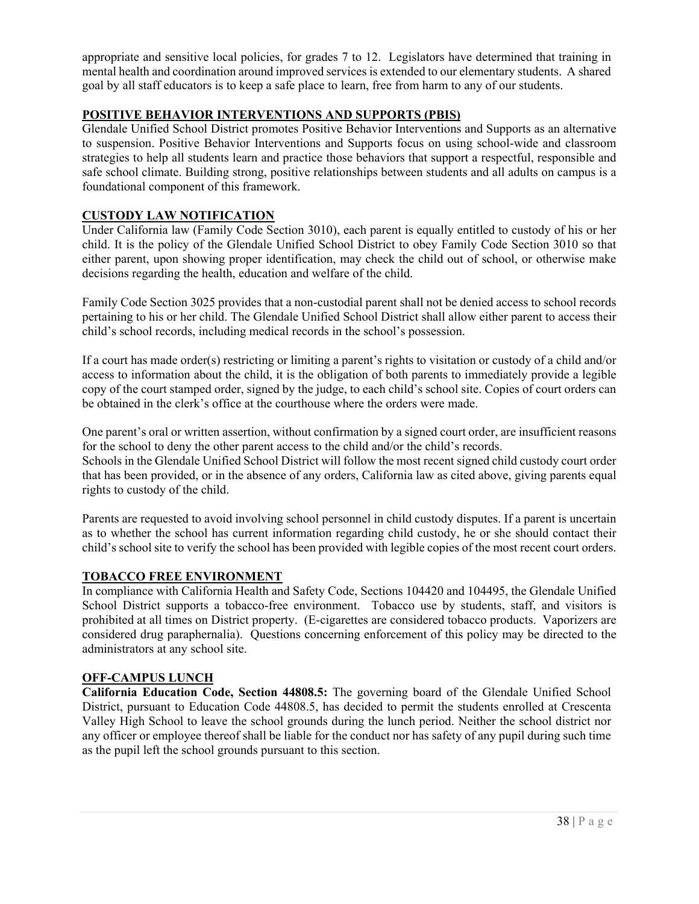appropriate and sensitive local policies, for grades 7 to 12. Legislators have determined that training in mental health and coordination around improved services is extended to our elementary students. A shared goal by all staff educators is to keep a safe place to learn, free from harm to any of our students.

## POSITIVE BEHAVIOR INTERVENTIONS AND SUPPORTS (PBIS)

Glendale Unified School District promotes Positive Behavior Interventions and Supports as an alternative to suspension. Positive Behavior Interventions and Supports focus on using school-wide and classroom strategies to help all students learn and practice those behaviors that support a respectful, responsible and safe school climate. Building strong, positive relationships between students and all adults on campus is a foundational component of this framework.

## CUSTODY LAW NOTIFICATION

Under California law (Family Code Section 3010), each parent is equally entitled to custody of his or her child. It is the policy of the Glendale Unified School District to obey Family Code Section 3010 so that either parent, upon showing proper identification, may check the child out of school, or otherwise make decisions regarding the health, education and welfare of the child.

Family Code Section 3025 provides that a non-custodial parent shall not be denied access to school records pertaining to his or her child. The Glendale Unified School District shall allow either parent to access their child's school records, including medical records in the school's possession.

If a court has made order(s) restricting or limiting a parent's rights to visitation or custody of a child and/or access to information about the child, it is the obligation of both parents to immediately provide a legible copy of the court stamped order, signed by the judge, to each child's school site. Copies of court orders can be obtained in the clerk's office at the courthouse where the orders were made.

One parent's oral or written assertion, without confirmation by a signed court order, are insufficient reasons for the school to deny the other parent access to the child and/or the child's records.
Schools in the Glendale Unified School District will follow the most recent signed child custody court order that has been provided, or in the absence of any orders, California law as cited above, giving parents equal rights to custody of the child.

Parents are requested to avoid involving school personnel in child custody disputes. If a parent is uncertain as to whether the school has current information regarding child custody, he or she should contact their child's school site to verify the school has been provided with legible copies of the most recent court orders.

## TOBACCO FREE ENVIRONMENT

In compliance with California Health and Safety Code, Sections 104420 and 104495, the Glendale Unified School District supports a tobacco-free environment. Tobacco use by students, staff, and visitors is prohibited at all times on District property. (E-cigarettes are considered tobacco products. Vaporizers are considered drug paraphernalia). Questions concerning enforcement of this policy may be directed to the administrators at any school site.

## OFF-CAMPUS LUNCH

**California Education Code, Section 44808.5:** The governing board of the Glendale Unified School District, pursuant to Education Code 44808.5, has decided to permit the students enrolled at Crescenta Valley High School to leave the school grounds during the lunch period. Neither the school district nor any officer or employee thereof shall be liable for the conduct nor has safety of any pupil during such time as the pupil left the school grounds pursuant to this section.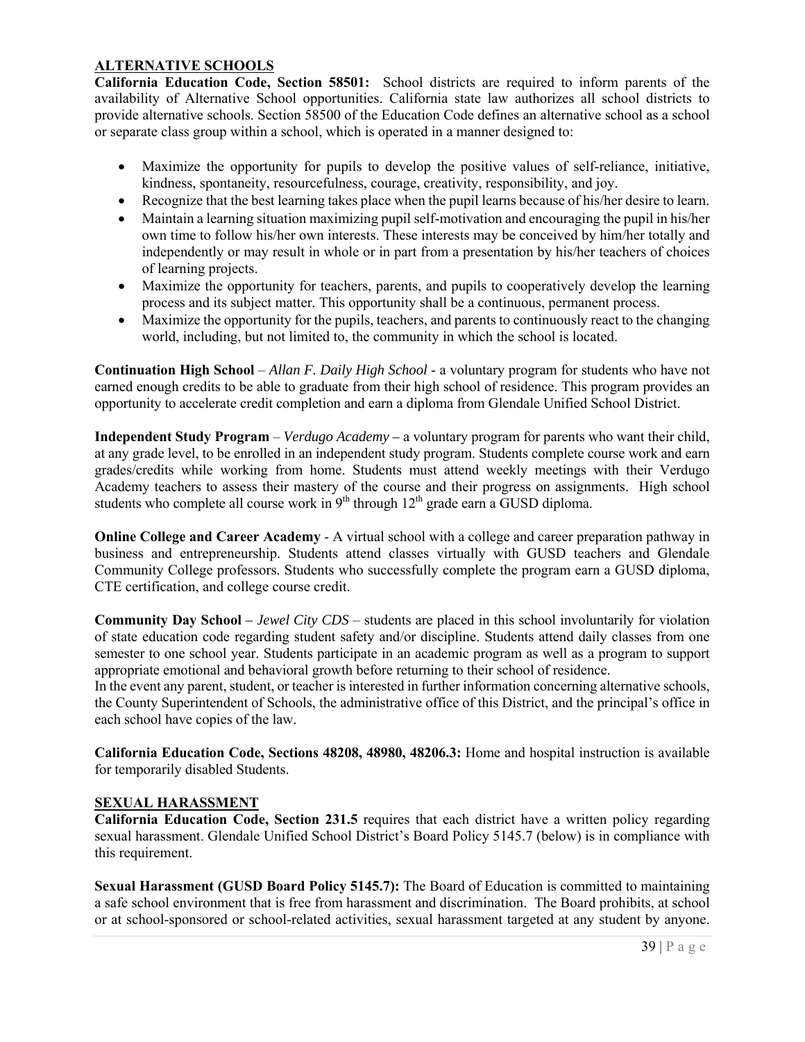## ALTERNATIVE SCHOOLS

**California Education Code, Section 58501:** School districts are required to inform parents of the availability of Alternative School opportunities. California state law authorizes all school districts to provide alternative schools. Section 58500 of the Education Code defines an alternative school as a school or separate class group within a school, which is operated in a manner designed to:

- Maximize the opportunity for pupils to develop the positive values of self-reliance, initiative, kindness, spontaneity, resourcefulness, courage, creativity, responsibility, and joy.
- Recognize that the best learning takes place when the pupil learns because of his/her desire to learn.
- Maintain a learning situation maximizing pupil self-motivation and encouraging the pupil in his/her own time to follow his/her own interests. These interests may be conceived by him/her totally and independently or may result in whole or in part from a presentation by his/her teachers of choices of learning projects.
- Maximize the opportunity for teachers, parents, and pupils to cooperatively develop the learning process and its subject matter. This opportunity shall be a continuous, permanent process.
- Maximize the opportunity for the pupils, teachers, and parents to continuously react to the changing world, including, but not limited to, the community in which the school is located.

**Continuation High School** – *Allan F. Daily High School* - a voluntary program for students who have not earned enough credits to be able to graduate from their high school of residence. This program provides an opportunity to accelerate credit completion and earn a diploma from Glendale Unified School District.

**Independent Study Program** – *Verdugo Academy* – a voluntary program for parents who want their child, at any grade level, to be enrolled in an independent study program. Students complete course work and earn grades/credits while working from home. Students must attend weekly meetings with their Verdugo Academy teachers to assess their mastery of the course and their progress on assignments. High school students who complete all course work in 9th through 12th grade earn a GUSD diploma.

**Online College and Career Academy** - A virtual school with a college and career preparation pathway in business and entrepreneurship. Students attend classes virtually with GUSD teachers and Glendale Community College professors. Students who successfully complete the program earn a GUSD diploma, CTE certification, and college course credit.

**Community Day School** – *Jewel City CDS* – students are placed in this school involuntarily for violation of state education code regarding student safety and/or discipline. Students attend daily classes from one semester to one school year. Students participate in an academic program as well as a program to support appropriate emotional and behavioral growth before returning to their school of residence.
In the event any parent, student, or teacher is interested in further information concerning alternative schools, the County Superintendent of Schools, the administrative office of this District, and the principal's office in each school have copies of the law.

**California Education Code, Sections 48208, 48980, 48206.3:** Home and hospital instruction is available for temporarily disabled Students.

## SEXUAL HARASSMENT

**California Education Code, Section 231.5** requires that each district have a written policy regarding sexual harassment. Glendale Unified School District's Board Policy 5145.7 (below) is in compliance with this requirement.

**Sexual Harassment (GUSD Board Policy 5145.7):** The Board of Education is committed to maintaining a safe school environment that is free from harassment and discrimination. The Board prohibits, at school or at school-sponsored or school-related activities, sexual harassment targeted at any student by anyone.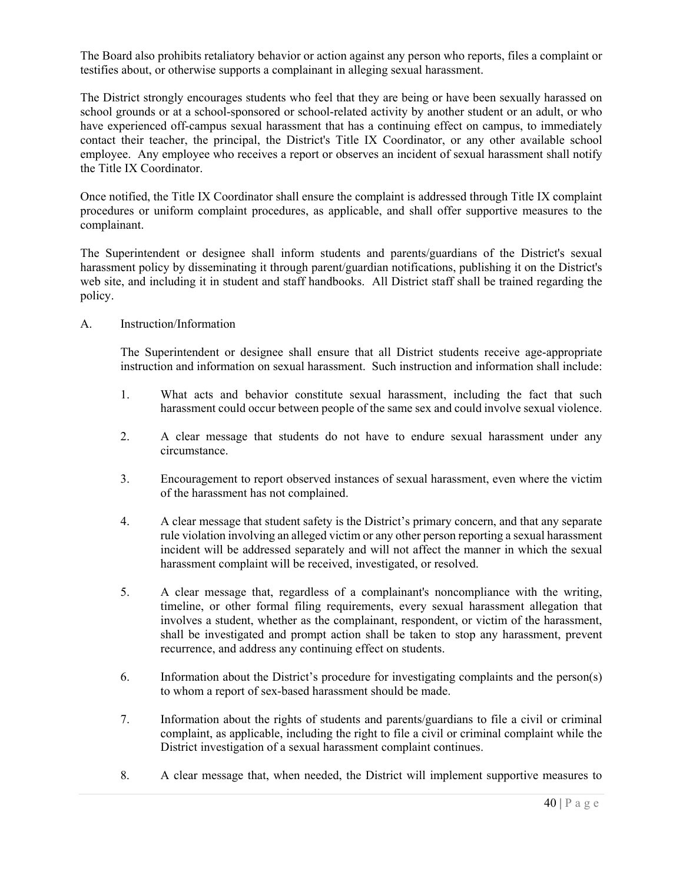The Board also prohibits retaliatory behavior or action against any person who reports, files a complaint or testifies about, or otherwise supports a complainant in alleging sexual harassment.

The District strongly encourages students who feel that they are being or have been sexually harassed on school grounds or at a school-sponsored or school-related activity by another student or an adult, or who have experienced off-campus sexual harassment that has a continuing effect on campus, to immediately contact their teacher, the principal, the District's Title IX Coordinator, or any other available school employee. Any employee who receives a report or observes an incident of sexual harassment shall notify the Title IX Coordinator.

Once notified, the Title IX Coordinator shall ensure the complaint is addressed through Title IX complaint procedures or uniform complaint procedures, as applicable, and shall offer supportive measures to the complainant.

The Superintendent or designee shall inform students and parents/guardians of the District's sexual harassment policy by disseminating it through parent/guardian notifications, publishing it on the District's web site, and including it in student and staff handbooks. All District staff shall be trained regarding the policy.

A. Instruction/Information

The Superintendent or designee shall ensure that all District students receive age-appropriate instruction and information on sexual harassment. Such instruction and information shall include:

1. What acts and behavior constitute sexual harassment, including the fact that such harassment could occur between people of the same sex and could involve sexual violence.

2. A clear message that students do not have to endure sexual harassment under any circumstance.

3. Encouragement to report observed instances of sexual harassment, even where the victim of the harassment has not complained.

4. A clear message that student safety is the District's primary concern, and that any separate rule violation involving an alleged victim or any other person reporting a sexual harassment incident will be addressed separately and will not affect the manner in which the sexual harassment complaint will be received, investigated, or resolved.

5. A clear message that, regardless of a complainant's noncompliance with the writing, timeline, or other formal filing requirements, every sexual harassment allegation that involves a student, whether as the complainant, respondent, or victim of the harassment, shall be investigated and prompt action shall be taken to stop any harassment, prevent recurrence, and address any continuing effect on students.

6. Information about the District's procedure for investigating complaints and the person(s) to whom a report of sex-based harassment should be made.

7. Information about the rights of students and parents/guardians to file a civil or criminal complaint, as applicable, including the right to file a civil or criminal complaint while the District investigation of a sexual harassment complaint continues.

8. A clear message that, when needed, the District will implement supportive measures to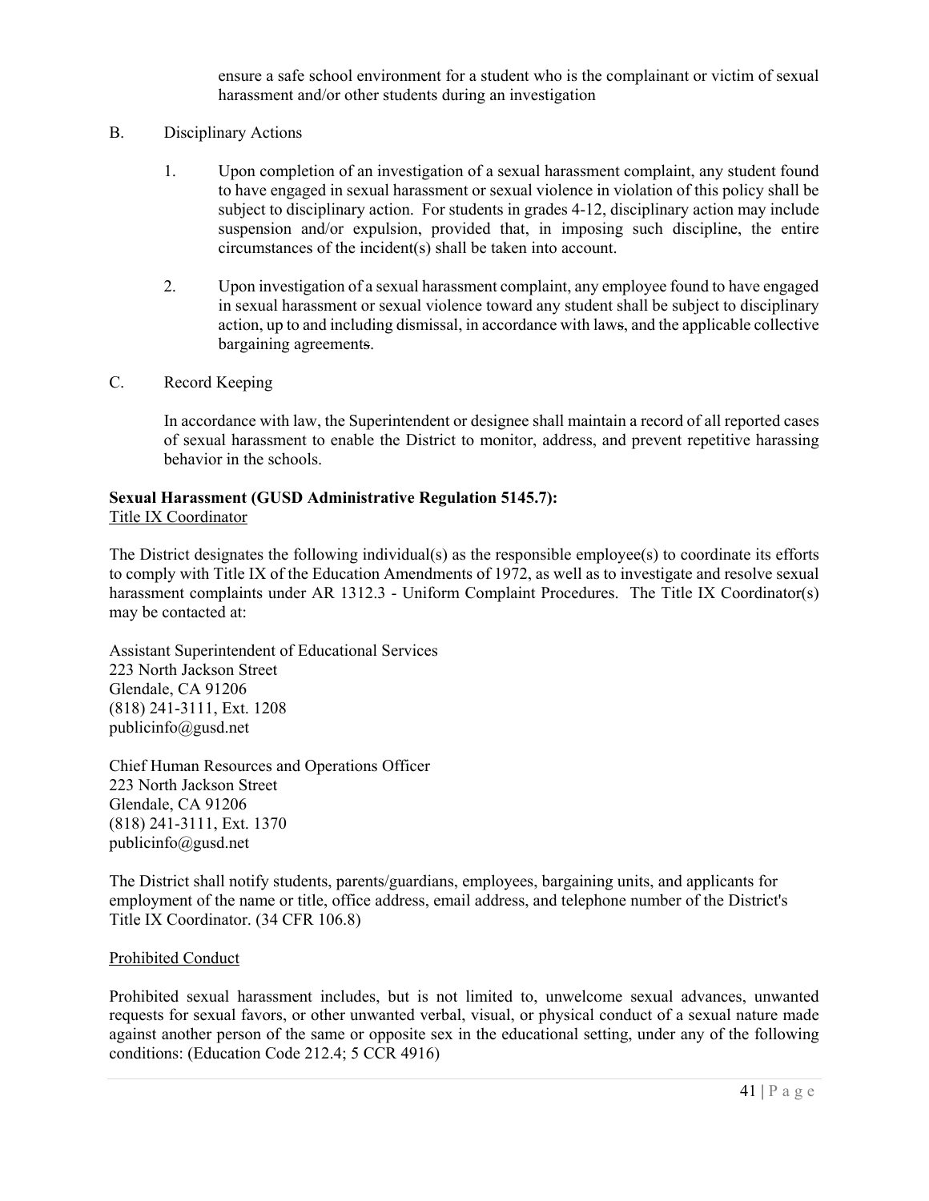ensure a safe school environment for a student who is the complainant or victim of sexual harassment and/or other students during an investigation

B. Disciplinary Actions

1. Upon completion of an investigation of a sexual harassment complaint, any student found to have engaged in sexual harassment or sexual violence in violation of this policy shall be subject to disciplinary action. For students in grades 4-12, disciplinary action may include suspension and/or expulsion, provided that, in imposing such discipline, the entire circumstances of the incident(s) shall be taken into account.

2. Upon investigation of a sexual harassment complaint, any employee found to have engaged in sexual harassment or sexual violence toward any student shall be subject to disciplinary action, up to and including dismissal, in accordance with laws, and the applicable collective bargaining agreements.

C. Record Keeping

In accordance with law, the Superintendent or designee shall maintain a record of all reported cases of sexual harassment to enable the District to monitor, address, and prevent repetitive harassing behavior in the schools.

**Sexual Harassment (GUSD Administrative Regulation 5145.7):**

Title IX Coordinator

The District designates the following individual(s) as the responsible employee(s) to coordinate its efforts to comply with Title IX of the Education Amendments of 1972, as well as to investigate and resolve sexual harassment complaints under AR 1312.3 - Uniform Complaint Procedures. The Title IX Coordinator(s) may be contacted at:

Assistant Superintendent of Educational Services
223 North Jackson Street
Glendale, CA 91206
(818) 241-3111, Ext. 1208
publicinfo@gusd.net

Chief Human Resources and Operations Officer
223 North Jackson Street
Glendale, CA 91206
(818) 241-3111, Ext. 1370
publicinfo@gusd.net

The District shall notify students, parents/guardians, employees, bargaining units, and applicants for employment of the name or title, office address, email address, and telephone number of the District's Title IX Coordinator. (34 CFR 106.8)

Prohibited Conduct

Prohibited sexual harassment includes, but is not limited to, unwelcome sexual advances, unwanted requests for sexual favors, or other unwanted verbal, visual, or physical conduct of a sexual nature made against another person of the same or opposite sex in the educational setting, under any of the following conditions: (Education Code 212.4; 5 CCR 4916)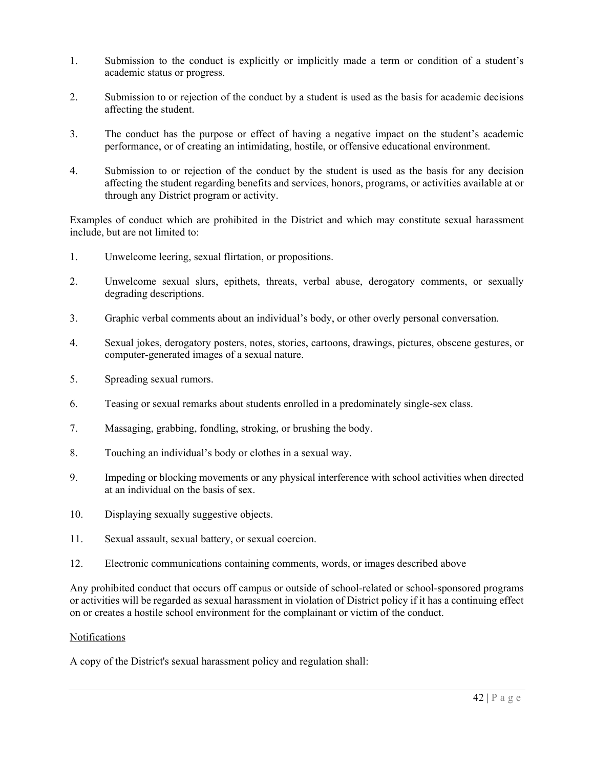1. Submission to the conduct is explicitly or implicitly made a term or condition of a student's academic status or progress.

2. Submission to or rejection of the conduct by a student is used as the basis for academic decisions affecting the student.

3. The conduct has the purpose or effect of having a negative impact on the student's academic performance, or of creating an intimidating, hostile, or offensive educational environment.

4. Submission to or rejection of the conduct by the student is used as the basis for any decision affecting the student regarding benefits and services, honors, programs, or activities available at or through any District program or activity.

Examples of conduct which are prohibited in the District and which may constitute sexual harassment include, but are not limited to:

1. Unwelcome leering, sexual flirtation, or propositions.

2. Unwelcome sexual slurs, epithets, threats, verbal abuse, derogatory comments, or sexually degrading descriptions.

3. Graphic verbal comments about an individual's body, or other overly personal conversation.

4. Sexual jokes, derogatory posters, notes, stories, cartoons, drawings, pictures, obscene gestures, or computer-generated images of a sexual nature.

5. Spreading sexual rumors.

6. Teasing or sexual remarks about students enrolled in a predominately single-sex class.

7. Massaging, grabbing, fondling, stroking, or brushing the body.

8. Touching an individual's body or clothes in a sexual way.

9. Impeding or blocking movements or any physical interference with school activities when directed at an individual on the basis of sex.

10. Displaying sexually suggestive objects.

11. Sexual assault, sexual battery, or sexual coercion.

12. Electronic communications containing comments, words, or images described above

Any prohibited conduct that occurs off campus or outside of school-related or school-sponsored programs or activities will be regarded as sexual harassment in violation of District policy if it has a continuing effect on or creates a hostile school environment for the complainant or victim of the conduct.

<u>Notifications</u>

A copy of the District's sexual harassment policy and regulation shall: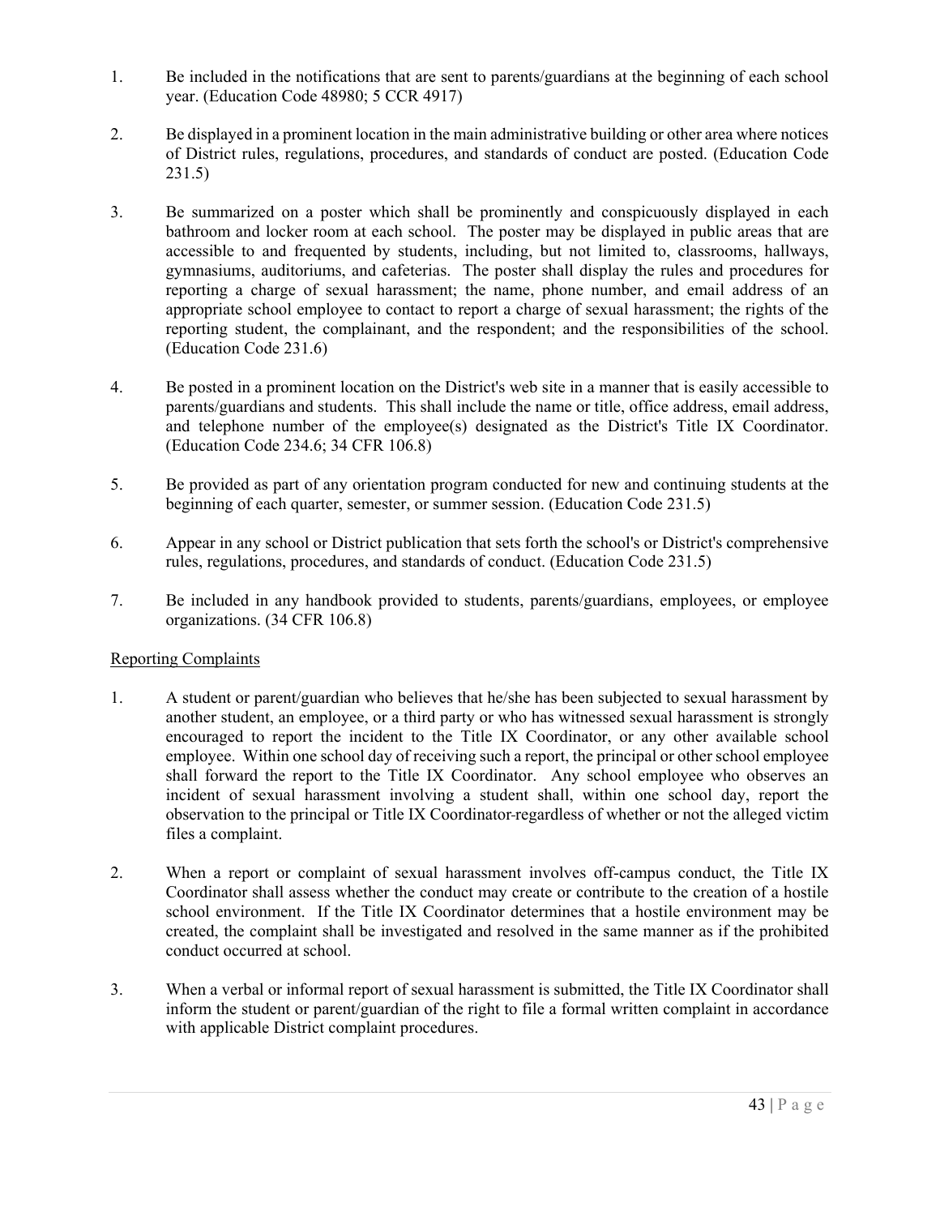1. Be included in the notifications that are sent to parents/guardians at the beginning of each school year. (Education Code 48980; 5 CCR 4917)

2. Be displayed in a prominent location in the main administrative building or other area where notices of District rules, regulations, procedures, and standards of conduct are posted. (Education Code 231.5)

3. Be summarized on a poster which shall be prominently and conspicuously displayed in each bathroom and locker room at each school. The poster may be displayed in public areas that are accessible to and frequented by students, including, but not limited to, classrooms, hallways, gymnasiums, auditoriums, and cafeterias. The poster shall display the rules and procedures for reporting a charge of sexual harassment; the name, phone number, and email address of an appropriate school employee to contact to report a charge of sexual harassment; the rights of the reporting student, the complainant, and the respondent; and the responsibilities of the school. (Education Code 231.6)

4. Be posted in a prominent location on the District's web site in a manner that is easily accessible to parents/guardians and students. This shall include the name or title, office address, email address, and telephone number of the employee(s) designated as the District's Title IX Coordinator. (Education Code 234.6; 34 CFR 106.8)

5. Be provided as part of any orientation program conducted for new and continuing students at the beginning of each quarter, semester, or summer session. (Education Code 231.5)

6. Appear in any school or District publication that sets forth the school's or District's comprehensive rules, regulations, procedures, and standards of conduct. (Education Code 231.5)

7. Be included in any handbook provided to students, parents/guardians, employees, or employee organizations. (34 CFR 106.8)

<u>Reporting Complaints</u>

1. A student or parent/guardian who believes that he/she has been subjected to sexual harassment by another student, an employee, or a third party or who has witnessed sexual harassment is strongly encouraged to report the incident to the Title IX Coordinator, or any other available school employee. Within one school day of receiving such a report, the principal or other school employee shall forward the report to the Title IX Coordinator. Any school employee who observes an incident of sexual harassment involving a student shall, within one school day, report the observation to the principal or Title IX Coordinator regardless of whether or not the alleged victim files a complaint.

2. When a report or complaint of sexual harassment involves off-campus conduct, the Title IX Coordinator shall assess whether the conduct may create or contribute to the creation of a hostile school environment. If the Title IX Coordinator determines that a hostile environment may be created, the complaint shall be investigated and resolved in the same manner as if the prohibited conduct occurred at school.

3. When a verbal or informal report of sexual harassment is submitted, the Title IX Coordinator shall inform the student or parent/guardian of the right to file a formal written complaint in accordance with applicable District complaint procedures.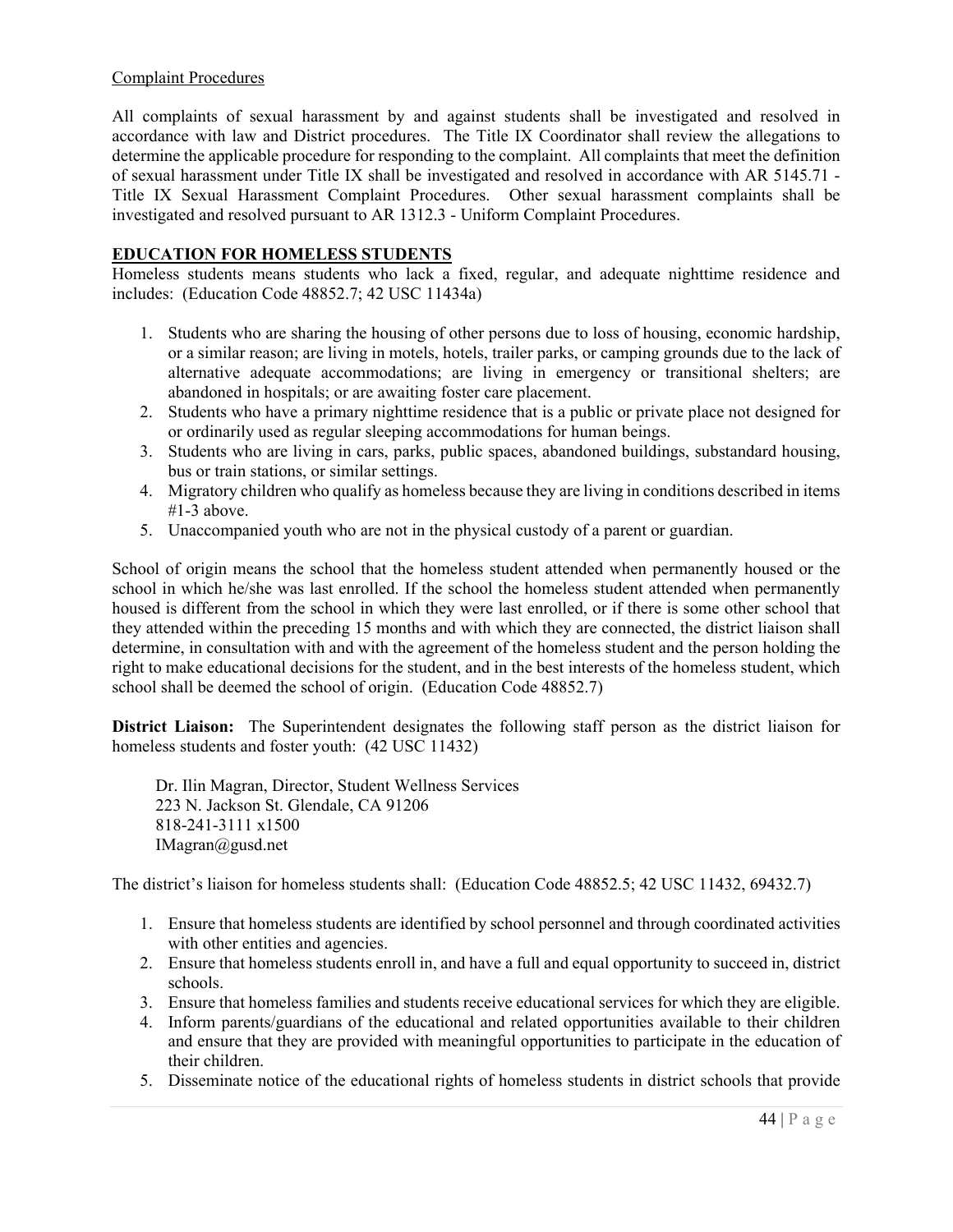Complaint Procedures

All complaints of sexual harassment by and against students shall be investigated and resolved in accordance with law and District procedures. The Title IX Coordinator shall review the allegations to determine the applicable procedure for responding to the complaint. All complaints that meet the definition of sexual harassment under Title IX shall be investigated and resolved in accordance with AR 5145.71 - Title IX Sexual Harassment Complaint Procedures. Other sexual harassment complaints shall be investigated and resolved pursuant to AR 1312.3 - Uniform Complaint Procedures.

## EDUCATION FOR HOMELESS STUDENTS

Homeless students means students who lack a fixed, regular, and adequate nighttime residence and includes: (Education Code 48852.7; 42 USC 11434a)

1. Students who are sharing the housing of other persons due to loss of housing, economic hardship, or a similar reason; are living in motels, hotels, trailer parks, or camping grounds due to the lack of alternative adequate accommodations; are living in emergency or transitional shelters; are abandoned in hospitals; or are awaiting foster care placement.
2. Students who have a primary nighttime residence that is a public or private place not designed for or ordinarily used as regular sleeping accommodations for human beings.
3. Students who are living in cars, parks, public spaces, abandoned buildings, substandard housing, bus or train stations, or similar settings.
4. Migratory children who qualify as homeless because they are living in conditions described in items #1-3 above.
5. Unaccompanied youth who are not in the physical custody of a parent or guardian.

School of origin means the school that the homeless student attended when permanently housed or the school in which he/she was last enrolled. If the school the homeless student attended when permanently housed is different from the school in which they were last enrolled, or if there is some other school that they attended within the preceding 15 months and with which they are connected, the district liaison shall determine, in consultation with and with the agreement of the homeless student and the person holding the right to make educational decisions for the student, and in the best interests of the homeless student, which school shall be deemed the school of origin. (Education Code 48852.7)

**District Liaison:** The Superintendent designates the following staff person as the district liaison for homeless students and foster youth: (42 USC 11432)

Dr. Ilin Magran, Director, Student Wellness Services
223 N. Jackson St. Glendale, CA 91206
818-241-3111 x1500
IMagran@gusd.net

The district's liaison for homeless students shall: (Education Code 48852.5; 42 USC 11432, 69432.7)

1. Ensure that homeless students are identified by school personnel and through coordinated activities with other entities and agencies.
2. Ensure that homeless students enroll in, and have a full and equal opportunity to succeed in, district schools.
3. Ensure that homeless families and students receive educational services for which they are eligible.
4. Inform parents/guardians of the educational and related opportunities available to their children and ensure that they are provided with meaningful opportunities to participate in the education of their children.
5. Disseminate notice of the educational rights of homeless students in district schools that provide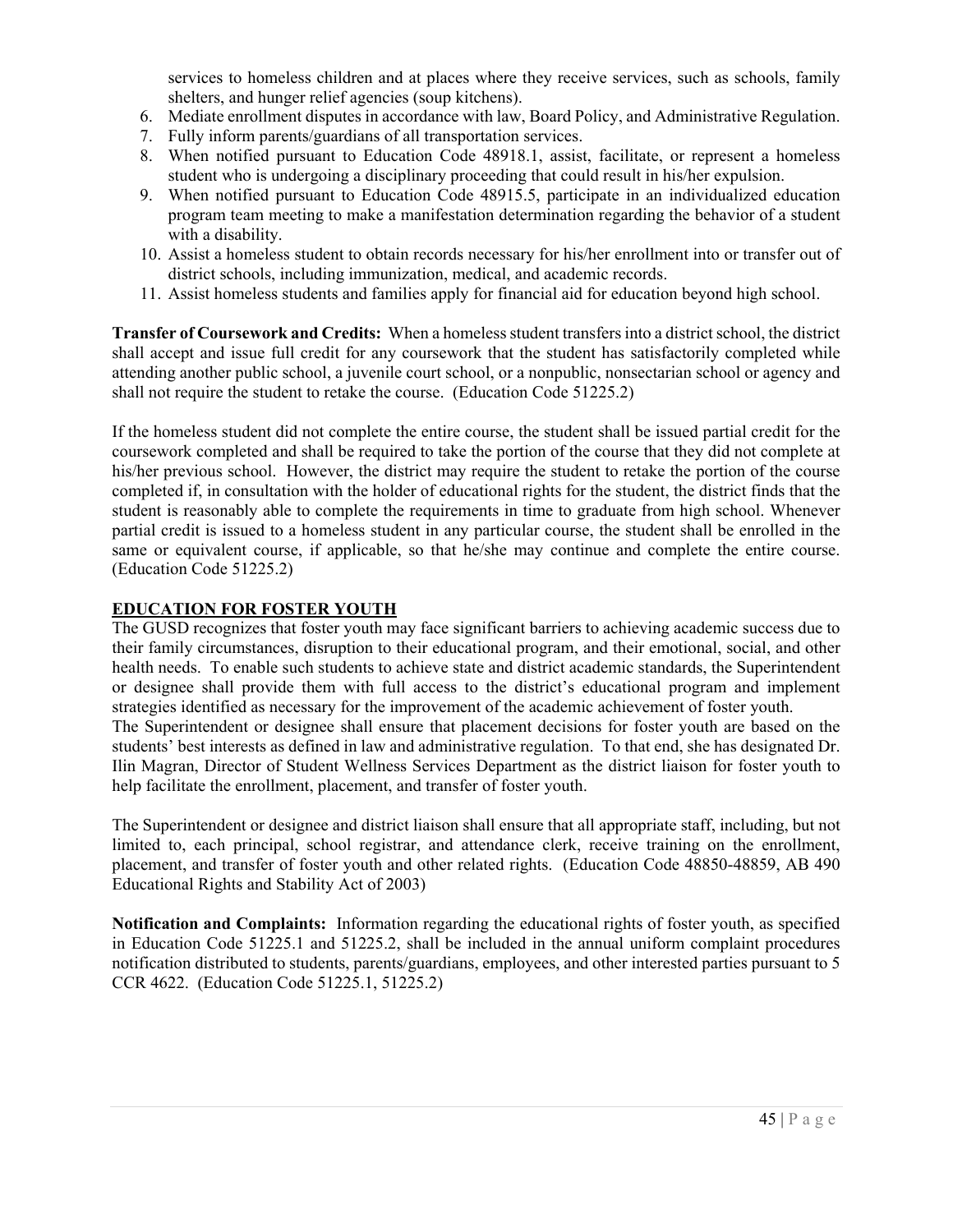services to homeless children and at places where they receive services, such as schools, family shelters, and hunger relief agencies (soup kitchens).

6. Mediate enrollment disputes in accordance with law, Board Policy, and Administrative Regulation.
7. Fully inform parents/guardians of all transportation services.
8. When notified pursuant to Education Code 48918.1, assist, facilitate, or represent a homeless student who is undergoing a disciplinary proceeding that could result in his/her expulsion.
9. When notified pursuant to Education Code 48915.5, participate in an individualized education program team meeting to make a manifestation determination regarding the behavior of a student with a disability.
10. Assist a homeless student to obtain records necessary for his/her enrollment into or transfer out of district schools, including immunization, medical, and academic records.
11. Assist homeless students and families apply for financial aid for education beyond high school.

**Transfer of Coursework and Credits:** When a homeless student transfers into a district school, the district shall accept and issue full credit for any coursework that the student has satisfactorily completed while attending another public school, a juvenile court school, or a nonpublic, nonsectarian school or agency and shall not require the student to retake the course. (Education Code 51225.2)

If the homeless student did not complete the entire course, the student shall be issued partial credit for the coursework completed and shall be required to take the portion of the course that they did not complete at his/her previous school. However, the district may require the student to retake the portion of the course completed if, in consultation with the holder of educational rights for the student, the district finds that the student is reasonably able to complete the requirements in time to graduate from high school. Whenever partial credit is issued to a homeless student in any particular course, the student shall be enrolled in the same or equivalent course, if applicable, so that he/she may continue and complete the entire course. (Education Code 51225.2)

## EDUCATION FOR FOSTER YOUTH

The GUSD recognizes that foster youth may face significant barriers to achieving academic success due to their family circumstances, disruption to their educational program, and their emotional, social, and other health needs. To enable such students to achieve state and district academic standards, the Superintendent or designee shall provide them with full access to the district's educational program and implement strategies identified as necessary for the improvement of the academic achievement of foster youth.

The Superintendent or designee shall ensure that placement decisions for foster youth are based on the students' best interests as defined in law and administrative regulation. To that end, she has designated Dr. Ilin Magran, Director of Student Wellness Services Department as the district liaison for foster youth to help facilitate the enrollment, placement, and transfer of foster youth.

The Superintendent or designee and district liaison shall ensure that all appropriate staff, including, but not limited to, each principal, school registrar, and attendance clerk, receive training on the enrollment, placement, and transfer of foster youth and other related rights. (Education Code 48850-48859, AB 490 Educational Rights and Stability Act of 2003)

**Notification and Complaints:** Information regarding the educational rights of foster youth, as specified in Education Code 51225.1 and 51225.2, shall be included in the annual uniform complaint procedures notification distributed to students, parents/guardians, employees, and other interested parties pursuant to 5 CCR 4622. (Education Code 51225.1, 51225.2)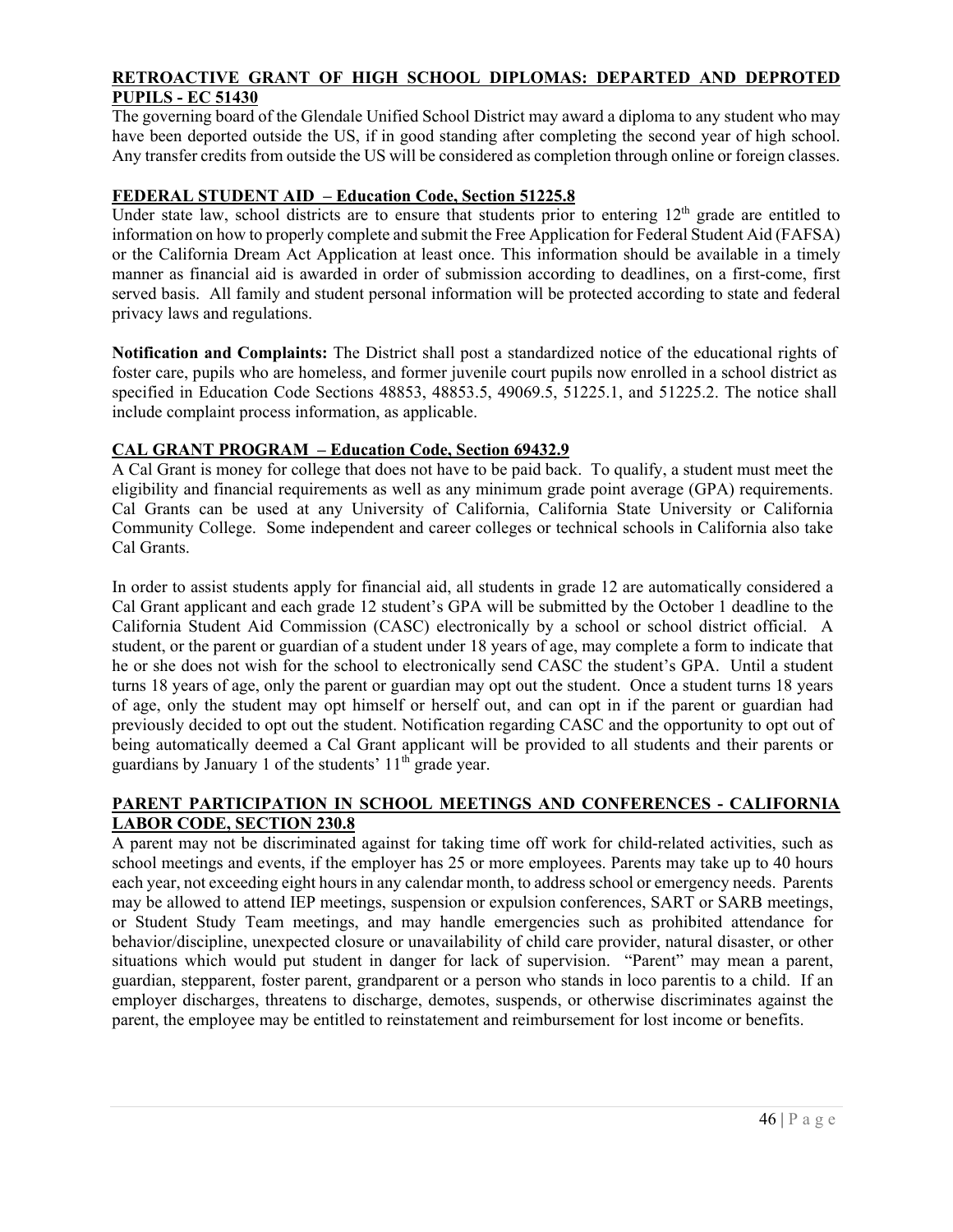**RETROACTIVE GRANT OF HIGH SCHOOL DIPLOMAS: DEPARTED AND DEPROTED PUPILS - EC 51430**

The governing board of the Glendale Unified School District may award a diploma to any student who may have been deported outside the US, if in good standing after completing the second year of high school. Any transfer credits from outside the US will be considered as completion through online or foreign classes.

**FEDERAL STUDENT AID – Education Code, Section 51225.8**

Under state law, school districts are to ensure that students prior to entering 12th grade are entitled to information on how to properly complete and submit the Free Application for Federal Student Aid (FAFSA) or the California Dream Act Application at least once. This information should be available in a timely manner as financial aid is awarded in order of submission according to deadlines, on a first-come, first served basis. All family and student personal information will be protected according to state and federal privacy laws and regulations.

**Notification and Complaints:** The District shall post a standardized notice of the educational rights of foster care, pupils who are homeless, and former juvenile court pupils now enrolled in a school district as specified in Education Code Sections 48853, 48853.5, 49069.5, 51225.1, and 51225.2. The notice shall include complaint process information, as applicable.

**CAL GRANT PROGRAM – Education Code, Section 69432.9**

A Cal Grant is money for college that does not have to be paid back. To qualify, a student must meet the eligibility and financial requirements as well as any minimum grade point average (GPA) requirements. Cal Grants can be used at any University of California, California State University or California Community College. Some independent and career colleges or technical schools in California also take Cal Grants.

In order to assist students apply for financial aid, all students in grade 12 are automatically considered a Cal Grant applicant and each grade 12 student's GPA will be submitted by the October 1 deadline to the California Student Aid Commission (CASC) electronically by a school or school district official. A student, or the parent or guardian of a student under 18 years of age, may complete a form to indicate that he or she does not wish for the school to electronically send CASC the student's GPA. Until a student turns 18 years of age, only the parent or guardian may opt out the student. Once a student turns 18 years of age, only the student may opt himself or herself out, and can opt in if the parent or guardian had previously decided to opt out the student. Notification regarding CASC and the opportunity to opt out of being automatically deemed a Cal Grant applicant will be provided to all students and their parents or guardians by January 1 of the students' 11th grade year.

**PARENT PARTICIPATION IN SCHOOL MEETINGS AND CONFERENCES - CALIFORNIA LABOR CODE, SECTION 230.8**

A parent may not be discriminated against for taking time off work for child-related activities, such as school meetings and events, if the employer has 25 or more employees. Parents may take up to 40 hours each year, not exceeding eight hours in any calendar month, to address school or emergency needs. Parents may be allowed to attend IEP meetings, suspension or expulsion conferences, SART or SARB meetings, or Student Study Team meetings, and may handle emergencies such as prohibited attendance for behavior/discipline, unexpected closure or unavailability of child care provider, natural disaster, or other situations which would put student in danger for lack of supervision. "Parent" may mean a parent, guardian, stepparent, foster parent, grandparent or a person who stands in loco parentis to a child. If an employer discharges, threatens to discharge, demotes, suspends, or otherwise discriminates against the parent, the employee may be entitled to reinstatement and reimbursement for lost income or benefits.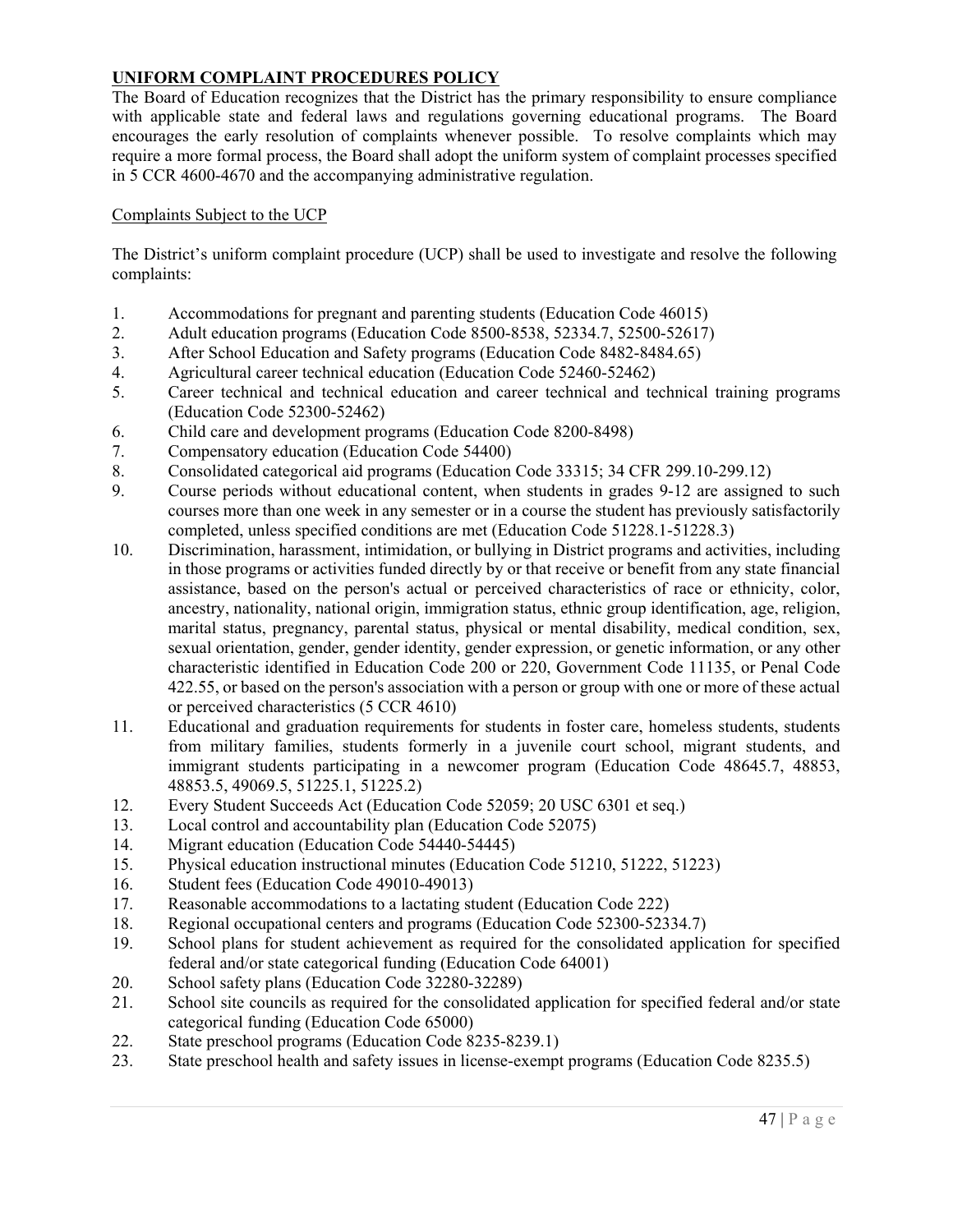## UNIFORM COMPLAINT PROCEDURES POLICY

The Board of Education recognizes that the District has the primary responsibility to ensure compliance with applicable state and federal laws and regulations governing educational programs. The Board encourages the early resolution of complaints whenever possible. To resolve complaints which may require a more formal process, the Board shall adopt the uniform system of complaint processes specified in 5 CCR 4600-4670 and the accompanying administrative regulation.

### Complaints Subject to the UCP

The District's uniform complaint procedure (UCP) shall be used to investigate and resolve the following complaints:

1. Accommodations for pregnant and parenting students (Education Code 46015)
2. Adult education programs (Education Code 8500-8538, 52334.7, 52500-52617)
3. After School Education and Safety programs (Education Code 8482-8484.65)
4. Agricultural career technical education (Education Code 52460-52462)
5. Career technical and technical education and career technical and technical training programs (Education Code 52300-52462)
6. Child care and development programs (Education Code 8200-8498)
7. Compensatory education (Education Code 54400)
8. Consolidated categorical aid programs (Education Code 33315; 34 CFR 299.10-299.12)
9. Course periods without educational content, when students in grades 9-12 are assigned to such courses more than one week in any semester or in a course the student has previously satisfactorily completed, unless specified conditions are met (Education Code 51228.1-51228.3)
10. Discrimination, harassment, intimidation, or bullying in District programs and activities, including in those programs or activities funded directly by or that receive or benefit from any state financial assistance, based on the person's actual or perceived characteristics of race or ethnicity, color, ancestry, nationality, national origin, immigration status, ethnic group identification, age, religion, marital status, pregnancy, parental status, physical or mental disability, medical condition, sex, sexual orientation, gender, gender identity, gender expression, or genetic information, or any other characteristic identified in Education Code 200 or 220, Government Code 11135, or Penal Code 422.55, or based on the person's association with a person or group with one or more of these actual or perceived characteristics (5 CCR 4610)
11. Educational and graduation requirements for students in foster care, homeless students, students from military families, students formerly in a juvenile court school, migrant students, and immigrant students participating in a newcomer program (Education Code 48645.7, 48853, 48853.5, 49069.5, 51225.1, 51225.2)
12. Every Student Succeeds Act (Education Code 52059; 20 USC 6301 et seq.)
13. Local control and accountability plan (Education Code 52075)
14. Migrant education (Education Code 54440-54445)
15. Physical education instructional minutes (Education Code 51210, 51222, 51223)
16. Student fees (Education Code 49010-49013)
17. Reasonable accommodations to a lactating student (Education Code 222)
18. Regional occupational centers and programs (Education Code 52300-52334.7)
19. School plans for student achievement as required for the consolidated application for specified federal and/or state categorical funding (Education Code 64001)
20. School safety plans (Education Code 32280-32289)
21. School site councils as required for the consolidated application for specified federal and/or state categorical funding (Education Code 65000)
22. State preschool programs (Education Code 8235-8239.1)
23. State preschool health and safety issues in license-exempt programs (Education Code 8235.5)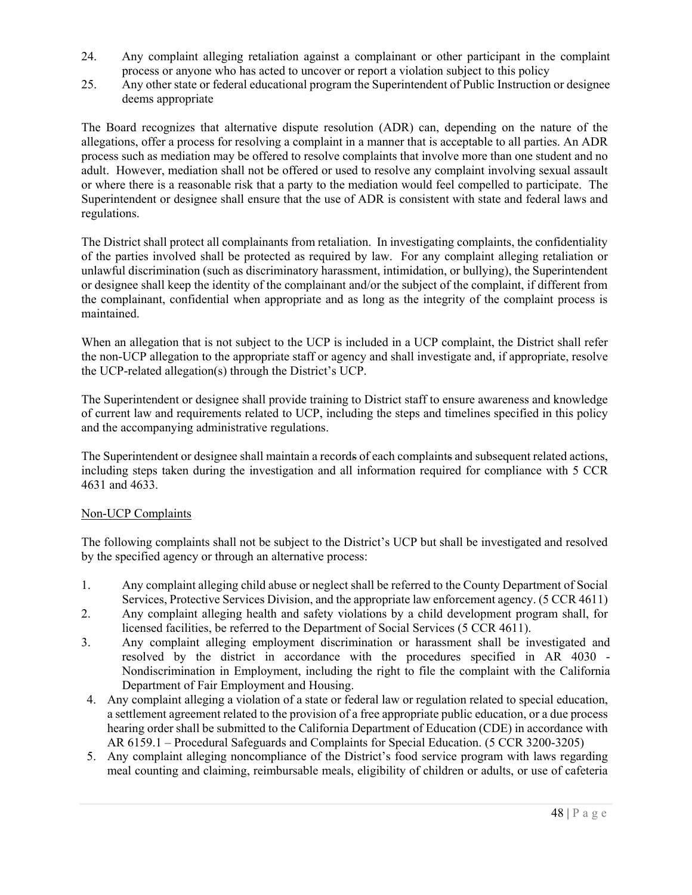24. Any complaint alleging retaliation against a complainant or other participant in the complaint process or anyone who has acted to uncover or report a violation subject to this policy
25. Any other state or federal educational program the Superintendent of Public Instruction or designee deems appropriate

The Board recognizes that alternative dispute resolution (ADR) can, depending on the nature of the allegations, offer a process for resolving a complaint in a manner that is acceptable to all parties. An ADR process such as mediation may be offered to resolve complaints that involve more than one student and no adult. However, mediation shall not be offered or used to resolve any complaint involving sexual assault or where there is a reasonable risk that a party to the mediation would feel compelled to participate. The Superintendent or designee shall ensure that the use of ADR is consistent with state and federal laws and regulations.

The District shall protect all complainants from retaliation. In investigating complaints, the confidentiality of the parties involved shall be protected as required by law. For any complaint alleging retaliation or unlawful discrimination (such as discriminatory harassment, intimidation, or bullying), the Superintendent or designee shall keep the identity of the complainant and/or the subject of the complaint, if different from the complainant, confidential when appropriate and as long as the integrity of the complaint process is maintained.

When an allegation that is not subject to the UCP is included in a UCP complaint, the District shall refer the non-UCP allegation to the appropriate staff or agency and shall investigate and, if appropriate, resolve the UCP-related allegation(s) through the District's UCP.

The Superintendent or designee shall provide training to District staff to ensure awareness and knowledge of current law and requirements related to UCP, including the steps and timelines specified in this policy and the accompanying administrative regulations.

The Superintendent or designee shall maintain a records of each complaints and subsequent related actions, including steps taken during the investigation and all information required for compliance with 5 CCR 4631 and 4633.

<u>Non-UCP Complaints</u>

The following complaints shall not be subject to the District's UCP but shall be investigated and resolved by the specified agency or through an alternative process:

1. Any complaint alleging child abuse or neglect shall be referred to the County Department of Social Services, Protective Services Division, and the appropriate law enforcement agency. (5 CCR 4611)
2. Any complaint alleging health and safety violations by a child development program shall, for licensed facilities, be referred to the Department of Social Services (5 CCR 4611).
3. Any complaint alleging employment discrimination or harassment shall be investigated and resolved by the district in accordance with the procedures specified in AR 4030 - Nondiscrimination in Employment, including the right to file the complaint with the California Department of Fair Employment and Housing.
4. Any complaint alleging a violation of a state or federal law or regulation related to special education, a settlement agreement related to the provision of a free appropriate public education, or a due process hearing order shall be submitted to the California Department of Education (CDE) in accordance with AR 6159.1 – Procedural Safeguards and Complaints for Special Education. (5 CCR 3200-3205)
5. Any complaint alleging noncompliance of the District's food service program with laws regarding meal counting and claiming, reimbursable meals, eligibility of children or adults, or use of cafeteria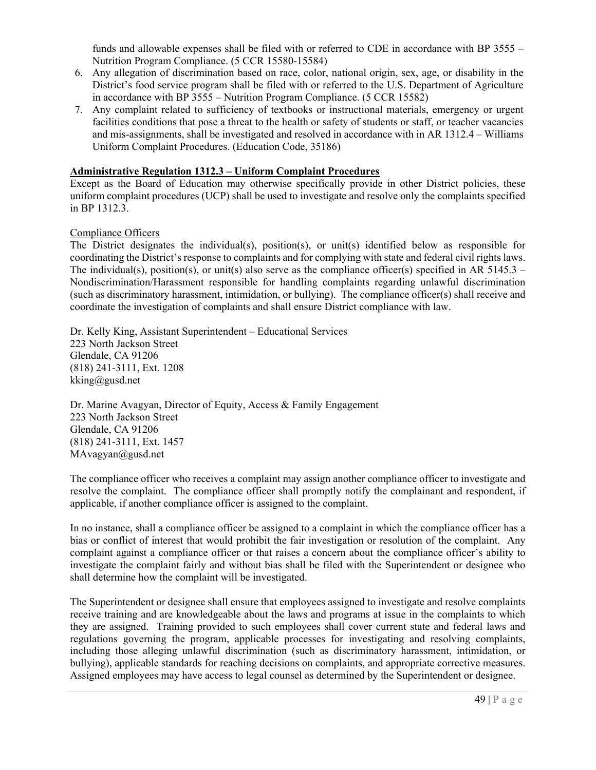funds and allowable expenses shall be filed with or referred to CDE in accordance with BP 3555 – Nutrition Program Compliance. (5 CCR 15580-15584)

6. Any allegation of discrimination based on race, color, national origin, sex, age, or disability in the District's food service program shall be filed with or referred to the U.S. Department of Agriculture in accordance with BP 3555 – Nutrition Program Compliance. (5 CCR 15582)
7. Any complaint related to sufficiency of textbooks or instructional materials, emergency or urgent facilities conditions that pose a threat to the health or safety of students or staff, or teacher vacancies and mis-assignments, shall be investigated and resolved in accordance with in AR 1312.4 – Williams Uniform Complaint Procedures. (Education Code, 35186)

**<u>Administrative Regulation 1312.3 – Uniform Complaint Procedures</u>**

Except as the Board of Education may otherwise specifically provide in other District policies, these uniform complaint procedures (UCP) shall be used to investigate and resolve only the complaints specified in BP 1312.3.

<u>Compliance Officers</u>

The District designates the individual(s), position(s), or unit(s) identified below as responsible for coordinating the District's response to complaints and for complying with state and federal civil rights laws. The individual(s), position(s), or unit(s) also serve as the compliance officer(s) specified in AR 5145.3 – Nondiscrimination/Harassment responsible for handling complaints regarding unlawful discrimination (such as discriminatory harassment, intimidation, or bullying). The compliance officer(s) shall receive and coordinate the investigation of complaints and shall ensure District compliance with law.

Dr. Kelly King, Assistant Superintendent – Educational Services  
223 North Jackson Street  
Glendale, CA 91206  
(818) 241-3111, Ext. 1208  
kking@gusd.net

Dr. Marine Avagyan, Director of Equity, Access & Family Engagement  
223 North Jackson Street  
Glendale, CA 91206  
(818) 241-3111, Ext. 1457  
MAvagyan@gusd.net

The compliance officer who receives a complaint may assign another compliance officer to investigate and resolve the complaint. The compliance officer shall promptly notify the complainant and respondent, if applicable, if another compliance officer is assigned to the complaint.

In no instance, shall a compliance officer be assigned to a complaint in which the compliance officer has a bias or conflict of interest that would prohibit the fair investigation or resolution of the complaint. Any complaint against a compliance officer or that raises a concern about the compliance officer's ability to investigate the complaint fairly and without bias shall be filed with the Superintendent or designee who shall determine how the complaint will be investigated.

The Superintendent or designee shall ensure that employees assigned to investigate and resolve complaints receive training and are knowledgeable about the laws and programs at issue in the complaints to which they are assigned. Training provided to such employees shall cover current state and federal laws and regulations governing the program, applicable processes for investigating and resolving complaints, including those alleging unlawful discrimination (such as discriminatory harassment, intimidation, or bullying), applicable standards for reaching decisions on complaints, and appropriate corrective measures. Assigned employees may have access to legal counsel as determined by the Superintendent or designee.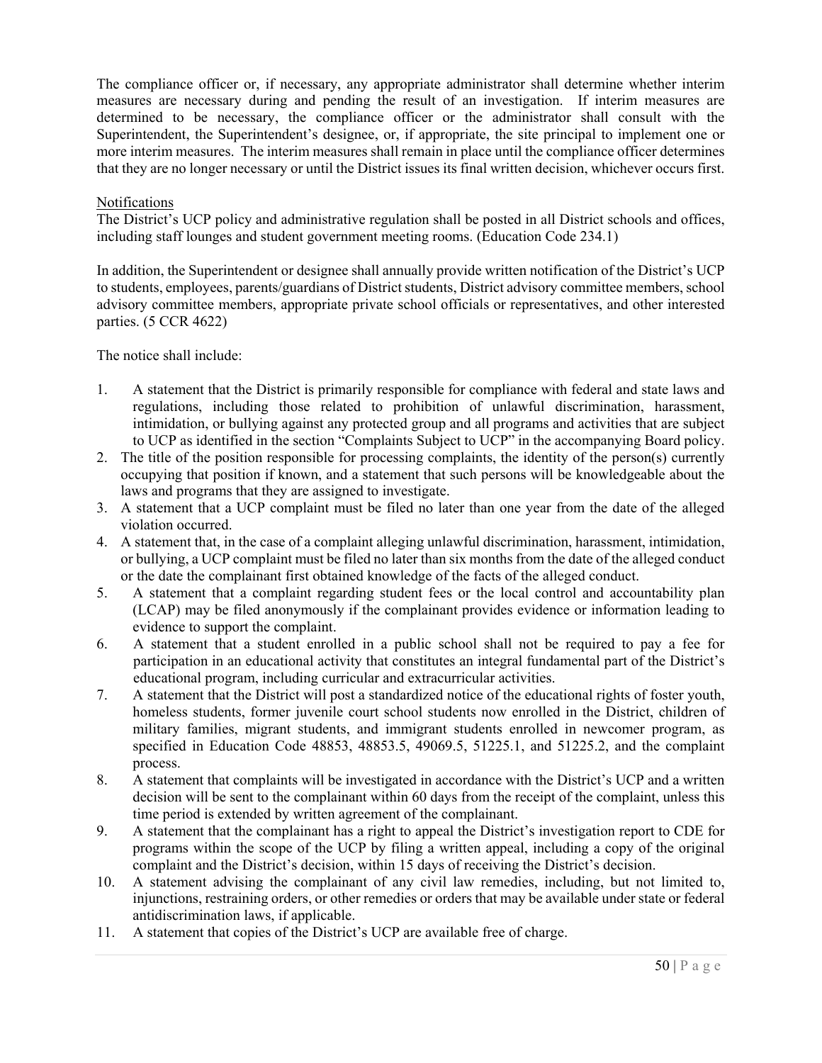The compliance officer or, if necessary, any appropriate administrator shall determine whether interim measures are necessary during and pending the result of an investigation. If interim measures are determined to be necessary, the compliance officer or the administrator shall consult with the Superintendent, the Superintendent's designee, or, if appropriate, the site principal to implement one or more interim measures. The interim measures shall remain in place until the compliance officer determines that they are no longer necessary or until the District issues its final written decision, whichever occurs first.

Notifications

The District's UCP policy and administrative regulation shall be posted in all District schools and offices, including staff lounges and student government meeting rooms. (Education Code 234.1)

In addition, the Superintendent or designee shall annually provide written notification of the District's UCP to students, employees, parents/guardians of District students, District advisory committee members, school advisory committee members, appropriate private school officials or representatives, and other interested parties. (5 CCR 4622)

The notice shall include:

1. A statement that the District is primarily responsible for compliance with federal and state laws and regulations, including those related to prohibition of unlawful discrimination, harassment, intimidation, or bullying against any protected group and all programs and activities that are subject to UCP as identified in the section "Complaints Subject to UCP" in the accompanying Board policy.
2. The title of the position responsible for processing complaints, the identity of the person(s) currently occupying that position if known, and a statement that such persons will be knowledgeable about the laws and programs that they are assigned to investigate.
3. A statement that a UCP complaint must be filed no later than one year from the date of the alleged violation occurred.
4. A statement that, in the case of a complaint alleging unlawful discrimination, harassment, intimidation, or bullying, a UCP complaint must be filed no later than six months from the date of the alleged conduct or the date the complainant first obtained knowledge of the facts of the alleged conduct.
5. A statement that a complaint regarding student fees or the local control and accountability plan (LCAP) may be filed anonymously if the complainant provides evidence or information leading to evidence to support the complaint.
6. A statement that a student enrolled in a public school shall not be required to pay a fee for participation in an educational activity that constitutes an integral fundamental part of the District's educational program, including curricular and extracurricular activities.
7. A statement that the District will post a standardized notice of the educational rights of foster youth, homeless students, former juvenile court school students now enrolled in the District, children of military families, migrant students, and immigrant students enrolled in newcomer program, as specified in Education Code 48853, 48853.5, 49069.5, 51225.1, and 51225.2, and the complaint process.
8. A statement that complaints will be investigated in accordance with the District's UCP and a written decision will be sent to the complainant within 60 days from the receipt of the complaint, unless this time period is extended by written agreement of the complainant.
9. A statement that the complainant has a right to appeal the District's investigation report to CDE for programs within the scope of the UCP by filing a written appeal, including a copy of the original complaint and the District's decision, within 15 days of receiving the District's decision.
10. A statement advising the complainant of any civil law remedies, including, but not limited to, injunctions, restraining orders, or other remedies or orders that may be available under state or federal antidiscrimination laws, if applicable.
11. A statement that copies of the District's UCP are available free of charge.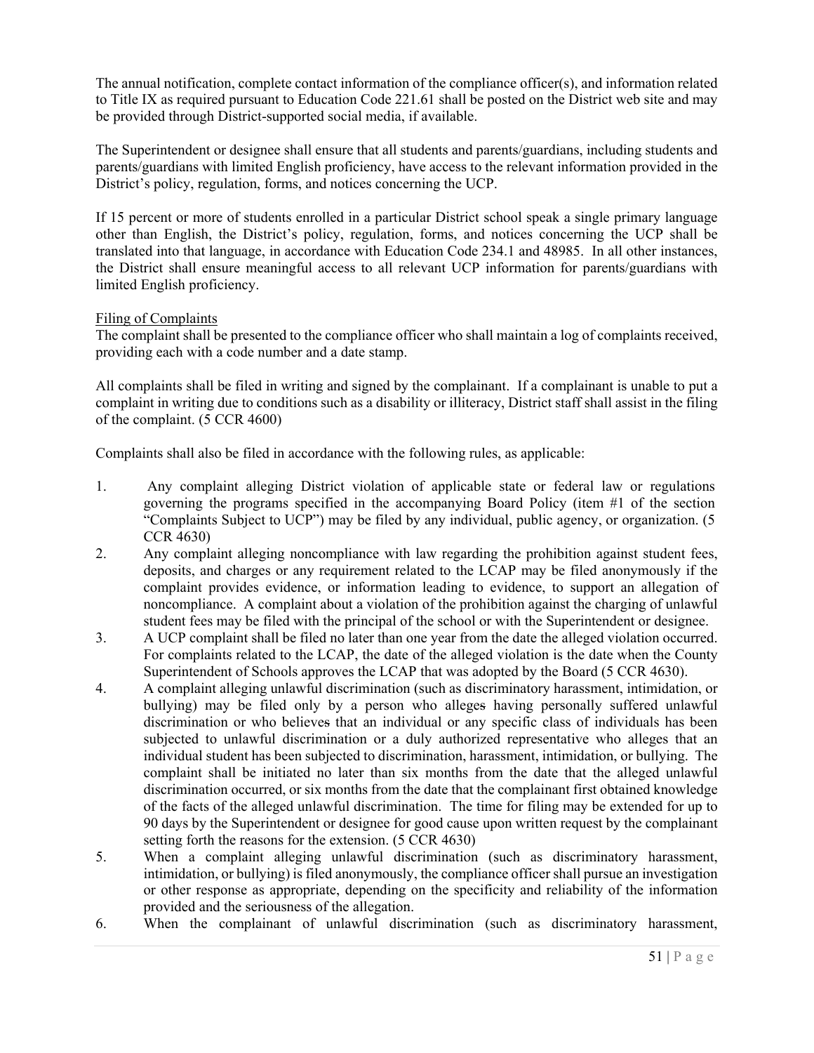The annual notification, complete contact information of the compliance officer(s), and information related to Title IX as required pursuant to Education Code 221.61 shall be posted on the District web site and may be provided through District-supported social media, if available.

The Superintendent or designee shall ensure that all students and parents/guardians, including students and parents/guardians with limited English proficiency, have access to the relevant information provided in the District's policy, regulation, forms, and notices concerning the UCP.

If 15 percent or more of students enrolled in a particular District school speak a single primary language other than English, the District's policy, regulation, forms, and notices concerning the UCP shall be translated into that language, in accordance with Education Code 234.1 and 48985. In all other instances, the District shall ensure meaningful access to all relevant UCP information for parents/guardians with limited English proficiency.

Filing of Complaints

The complaint shall be presented to the compliance officer who shall maintain a log of complaints received, providing each with a code number and a date stamp.

All complaints shall be filed in writing and signed by the complainant. If a complainant is unable to put a complaint in writing due to conditions such as a disability or illiteracy, District staff shall assist in the filing of the complaint. (5 CCR 4600)

Complaints shall also be filed in accordance with the following rules, as applicable:

1. Any complaint alleging District violation of applicable state or federal law or regulations governing the programs specified in the accompanying Board Policy (item #1 of the section "Complaints Subject to UCP") may be filed by any individual, public agency, or organization. (5 CCR 4630)
2. Any complaint alleging noncompliance with law regarding the prohibition against student fees, deposits, and charges or any requirement related to the LCAP may be filed anonymously if the complaint provides evidence, or information leading to evidence, to support an allegation of noncompliance. A complaint about a violation of the prohibition against the charging of unlawful student fees may be filed with the principal of the school or with the Superintendent or designee.
3. A UCP complaint shall be filed no later than one year from the date the alleged violation occurred. For complaints related to the LCAP, the date of the alleged violation is the date when the County Superintendent of Schools approves the LCAP that was adopted by the Board (5 CCR 4630).
4. A complaint alleging unlawful discrimination (such as discriminatory harassment, intimidation, or bullying) may be filed only by a person who alleges having personally suffered unlawful discrimination or who believes that an individual or any specific class of individuals has been subjected to unlawful discrimination or a duly authorized representative who alleges that an individual student has been subjected to discrimination, harassment, intimidation, or bullying. The complaint shall be initiated no later than six months from the date that the alleged unlawful discrimination occurred, or six months from the date that the complainant first obtained knowledge of the facts of the alleged unlawful discrimination. The time for filing may be extended for up to 90 days by the Superintendent or designee for good cause upon written request by the complainant setting forth the reasons for the extension. (5 CCR 4630)
5. When a complaint alleging unlawful discrimination (such as discriminatory harassment, intimidation, or bullying) is filed anonymously, the compliance officer shall pursue an investigation or other response as appropriate, depending on the specificity and reliability of the information provided and the seriousness of the allegation.
6. When the complainant of unlawful discrimination (such as discriminatory harassment,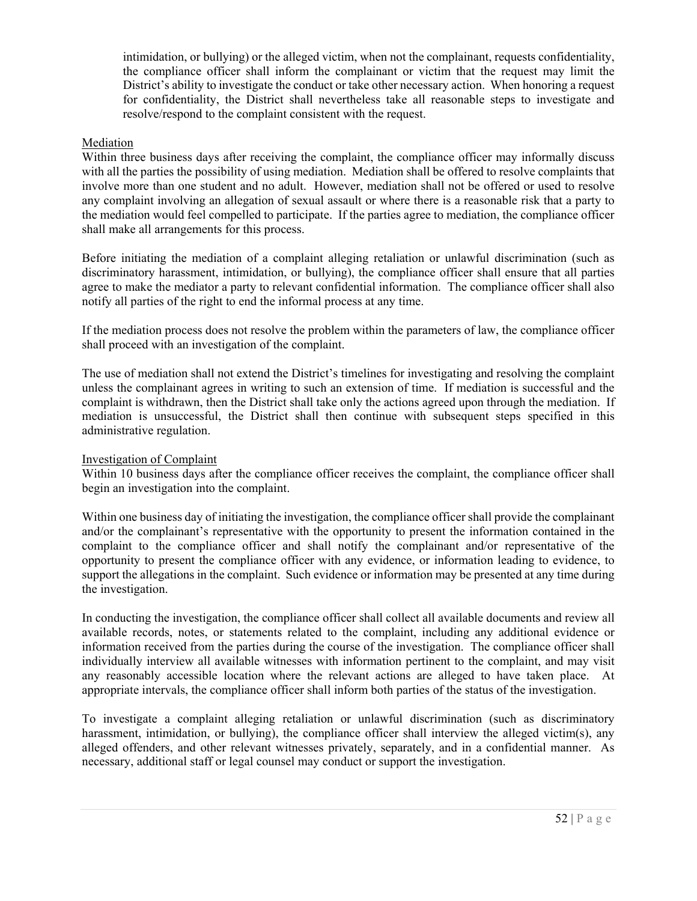intimidation, or bullying) or the alleged victim, when not the complainant, requests confidentiality, the compliance officer shall inform the complainant or victim that the request may limit the District's ability to investigate the conduct or take other necessary action. When honoring a request for confidentiality, the District shall nevertheless take all reasonable steps to investigate and resolve/respond to the complaint consistent with the request.

<u>Mediation</u>

Within three business days after receiving the complaint, the compliance officer may informally discuss with all the parties the possibility of using mediation. Mediation shall be offered to resolve complaints that involve more than one student and no adult. However, mediation shall not be offered or used to resolve any complaint involving an allegation of sexual assault or where there is a reasonable risk that a party to the mediation would feel compelled to participate. If the parties agree to mediation, the compliance officer shall make all arrangements for this process.

Before initiating the mediation of a complaint alleging retaliation or unlawful discrimination (such as discriminatory harassment, intimidation, or bullying), the compliance officer shall ensure that all parties agree to make the mediator a party to relevant confidential information. The compliance officer shall also notify all parties of the right to end the informal process at any time.

If the mediation process does not resolve the problem within the parameters of law, the compliance officer shall proceed with an investigation of the complaint.

The use of mediation shall not extend the District's timelines for investigating and resolving the complaint unless the complainant agrees in writing to such an extension of time. If mediation is successful and the complaint is withdrawn, then the District shall take only the actions agreed upon through the mediation. If mediation is unsuccessful, the District shall then continue with subsequent steps specified in this administrative regulation.

<u>Investigation of Complaint</u>

Within 10 business days after the compliance officer receives the complaint, the compliance officer shall begin an investigation into the complaint.

Within one business day of initiating the investigation, the compliance officer shall provide the complainant and/or the complainant's representative with the opportunity to present the information contained in the complaint to the compliance officer and shall notify the complainant and/or representative of the opportunity to present the compliance officer with any evidence, or information leading to evidence, to support the allegations in the complaint. Such evidence or information may be presented at any time during the investigation.

In conducting the investigation, the compliance officer shall collect all available documents and review all available records, notes, or statements related to the complaint, including any additional evidence or information received from the parties during the course of the investigation. The compliance officer shall individually interview all available witnesses with information pertinent to the complaint, and may visit any reasonably accessible location where the relevant actions are alleged to have taken place. At appropriate intervals, the compliance officer shall inform both parties of the status of the investigation.

To investigate a complaint alleging retaliation or unlawful discrimination (such as discriminatory harassment, intimidation, or bullying), the compliance officer shall interview the alleged victim(s), any alleged offenders, and other relevant witnesses privately, separately, and in a confidential manner. As necessary, additional staff or legal counsel may conduct or support the investigation.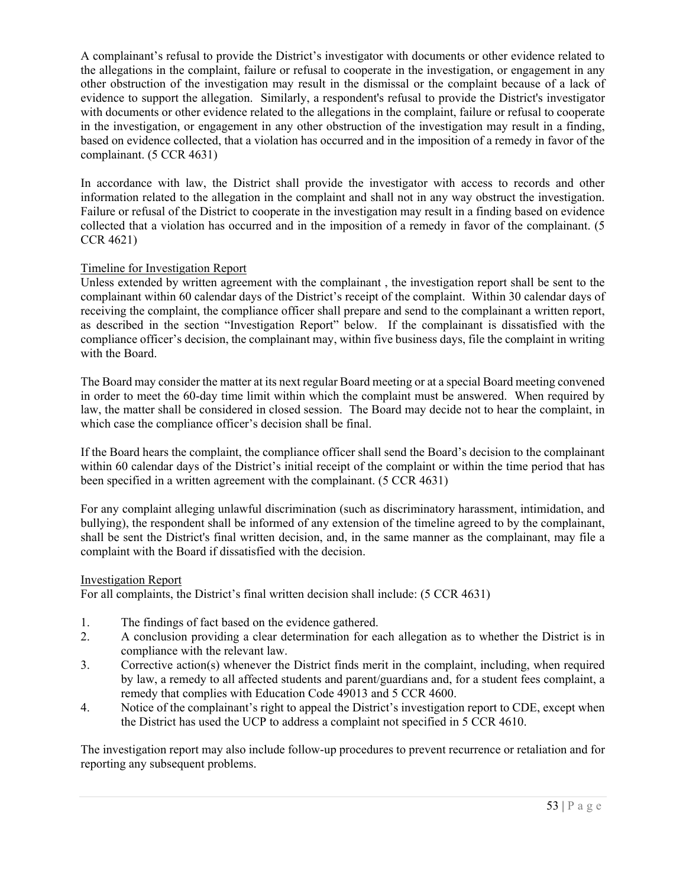A complainant's refusal to provide the District's investigator with documents or other evidence related to the allegations in the complaint, failure or refusal to cooperate in the investigation, or engagement in any other obstruction of the investigation may result in the dismissal or the complaint because of a lack of evidence to support the allegation. Similarly, a respondent's refusal to provide the District's investigator with documents or other evidence related to the allegations in the complaint, failure or refusal to cooperate in the investigation, or engagement in any other obstruction of the investigation may result in a finding, based on evidence collected, that a violation has occurred and in the imposition of a remedy in favor of the complainant. (5 CCR 4631)

In accordance with law, the District shall provide the investigator with access to records and other information related to the allegation in the complaint and shall not in any way obstruct the investigation. Failure or refusal of the District to cooperate in the investigation may result in a finding based on evidence collected that a violation has occurred and in the imposition of a remedy in favor of the complainant. (5 CCR 4621)

Timeline for Investigation Report

Unless extended by written agreement with the complainant , the investigation report shall be sent to the complainant within 60 calendar days of the District's receipt of the complaint. Within 30 calendar days of receiving the complaint, the compliance officer shall prepare and send to the complainant a written report, as described in the section "Investigation Report" below. If the complainant is dissatisfied with the compliance officer's decision, the complainant may, within five business days, file the complaint in writing with the Board.

The Board may consider the matter at its next regular Board meeting or at a special Board meeting convened in order to meet the 60-day time limit within which the complaint must be answered. When required by law, the matter shall be considered in closed session. The Board may decide not to hear the complaint, in which case the compliance officer's decision shall be final.

If the Board hears the complaint, the compliance officer shall send the Board's decision to the complainant within 60 calendar days of the District's initial receipt of the complaint or within the time period that has been specified in a written agreement with the complainant. (5 CCR 4631)

For any complaint alleging unlawful discrimination (such as discriminatory harassment, intimidation, and bullying), the respondent shall be informed of any extension of the timeline agreed to by the complainant, shall be sent the District's final written decision, and, in the same manner as the complainant, may file a complaint with the Board if dissatisfied with the decision.

Investigation Report

For all complaints, the District's final written decision shall include: (5 CCR 4631)

1. The findings of fact based on the evidence gathered.
2. A conclusion providing a clear determination for each allegation as to whether the District is in compliance with the relevant law.
3. Corrective action(s) whenever the District finds merit in the complaint, including, when required by law, a remedy to all affected students and parent/guardians and, for a student fees complaint, a remedy that complies with Education Code 49013 and 5 CCR 4600.
4. Notice of the complainant's right to appeal the District's investigation report to CDE, except when the District has used the UCP to address a complaint not specified in 5 CCR 4610.

The investigation report may also include follow-up procedures to prevent recurrence or retaliation and for reporting any subsequent problems.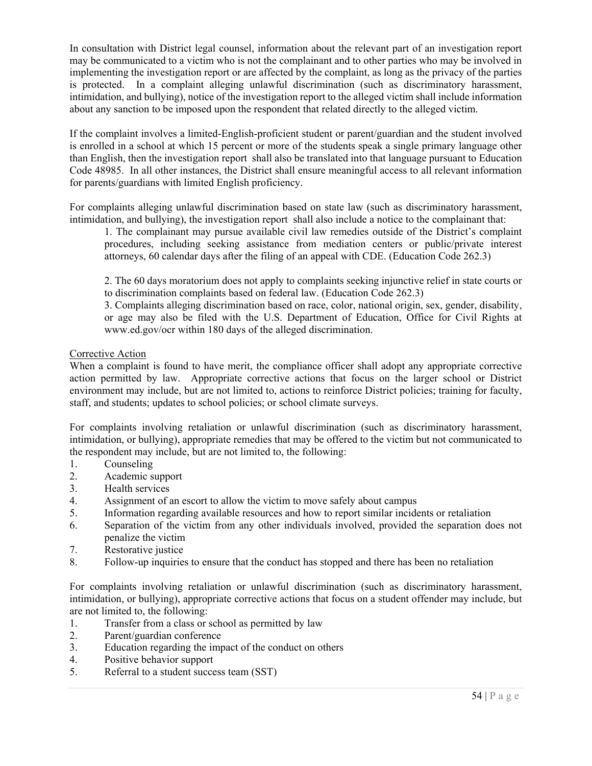In consultation with District legal counsel, information about the relevant part of an investigation report may be communicated to a victim who is not the complainant and to other parties who may be involved in implementing the investigation report or are affected by the complaint, as long as the privacy of the parties is protected. In a complaint alleging unlawful discrimination (such as discriminatory harassment, intimidation, and bullying), notice of the investigation report to the alleged victim shall include information about any sanction to be imposed upon the respondent that related directly to the alleged victim.

If the complaint involves a limited-English-proficient student or parent/guardian and the student involved is enrolled in a school at which 15 percent or more of the students speak a single primary language other than English, then the investigation report shall also be translated into that language pursuant to Education Code 48985. In all other instances, the District shall ensure meaningful access to all relevant information for parents/guardians with limited English proficiency.

For complaints alleging unlawful discrimination based on state law (such as discriminatory harassment, intimidation, and bullying), the investigation report shall also include a notice to the complainant that:

1. The complainant may pursue available civil law remedies outside of the District's complaint procedures, including seeking assistance from mediation centers or public/private interest attorneys, 60 calendar days after the filing of an appeal with CDE. (Education Code 262.3)

2. The 60 days moratorium does not apply to complaints seeking injunctive relief in state courts or to discrimination complaints based on federal law. (Education Code 262.3)

3. Complaints alleging discrimination based on race, color, national origin, sex, gender, disability, or age may also be filed with the U.S. Department of Education, Office for Civil Rights at www.ed.gov/ocr within 180 days of the alleged discrimination.

<u>Corrective Action</u>

When a complaint is found to have merit, the compliance officer shall adopt any appropriate corrective action permitted by law. Appropriate corrective actions that focus on the larger school or District environment may include, but are not limited to, actions to reinforce District policies; training for faculty, staff, and students; updates to school policies; or school climate surveys.

For complaints involving retaliation or unlawful discrimination (such as discriminatory harassment, intimidation, or bullying), appropriate remedies that may be offered to the victim but not communicated to the respondent may include, but are not limited to, the following:

1. Counseling
2. Academic support
3. Health services
4. Assignment of an escort to allow the victim to move safely about campus
5. Information regarding available resources and how to report similar incidents or retaliation
6. Separation of the victim from any other individuals involved, provided the separation does not penalize the victim
7. Restorative justice
8. Follow-up inquiries to ensure that the conduct has stopped and there has been no retaliation

For complaints involving retaliation or unlawful discrimination (such as discriminatory harassment, intimidation, or bullying), appropriate corrective actions that focus on a student offender may include, but are not limited to, the following:

1. Transfer from a class or school as permitted by law
2. Parent/guardian conference
3. Education regarding the impact of the conduct on others
4. Positive behavior support
5. Referral to a student success team (SST)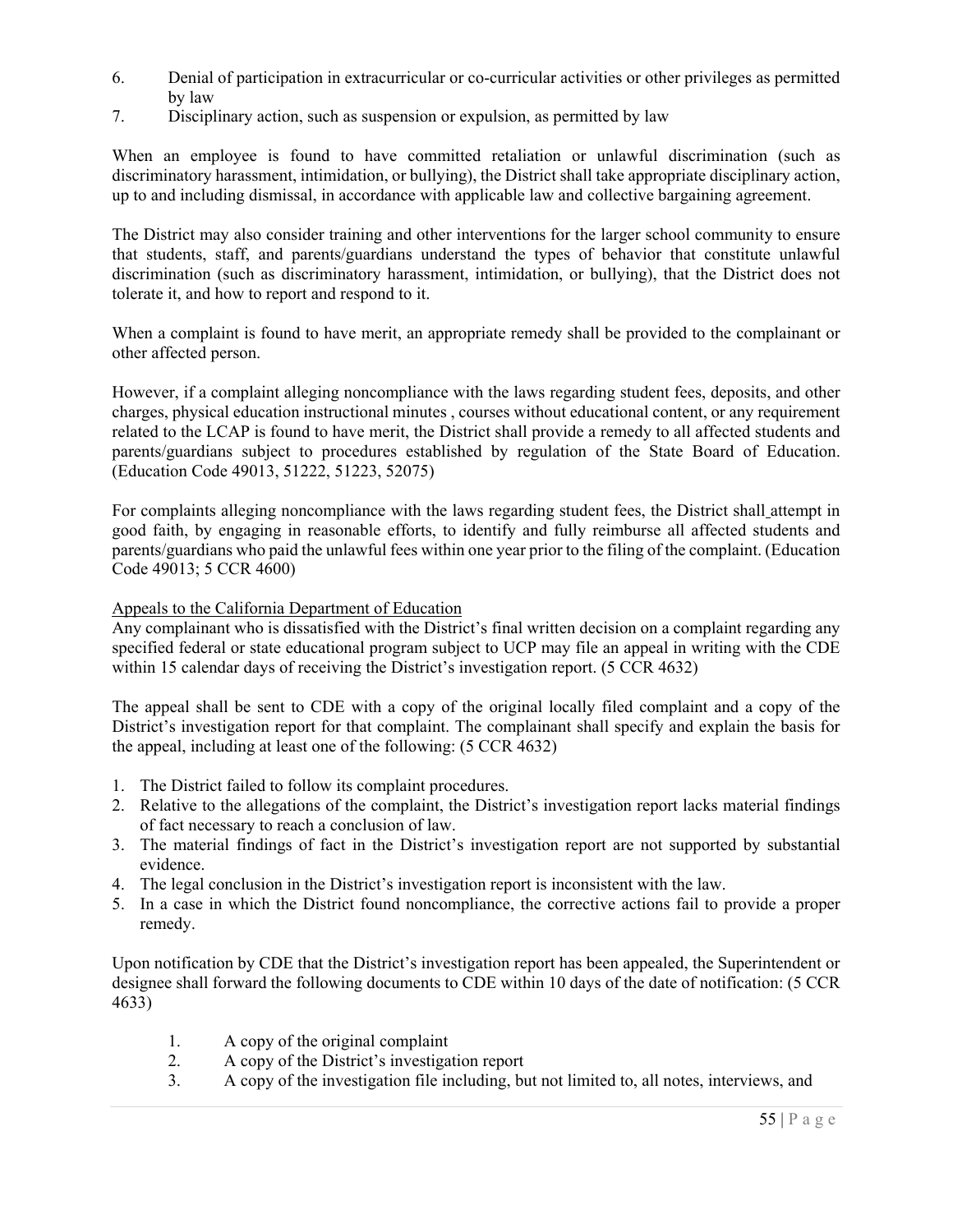6. Denial of participation in extracurricular or co-curricular activities or other privileges as permitted by law
7. Disciplinary action, such as suspension or expulsion, as permitted by law

When an employee is found to have committed retaliation or unlawful discrimination (such as discriminatory harassment, intimidation, or bullying), the District shall take appropriate disciplinary action, up to and including dismissal, in accordance with applicable law and collective bargaining agreement.

The District may also consider training and other interventions for the larger school community to ensure that students, staff, and parents/guardians understand the types of behavior that constitute unlawful discrimination (such as discriminatory harassment, intimidation, or bullying), that the District does not tolerate it, and how to report and respond to it.

When a complaint is found to have merit, an appropriate remedy shall be provided to the complainant or other affected person.

However, if a complaint alleging noncompliance with the laws regarding student fees, deposits, and other charges, physical education instructional minutes , courses without educational content, or any requirement related to the LCAP is found to have merit, the District shall provide a remedy to all affected students and parents/guardians subject to procedures established by regulation of the State Board of Education. (Education Code 49013, 51222, 51223, 52075)

For complaints alleging noncompliance with the laws regarding student fees, the District shall attempt in good faith, by engaging in reasonable efforts, to identify and fully reimburse all affected students and parents/guardians who paid the unlawful fees within one year prior to the filing of the complaint. (Education Code 49013; 5 CCR 4600)

Appeals to the California Department of Education

Any complainant who is dissatisfied with the District's final written decision on a complaint regarding any specified federal or state educational program subject to UCP may file an appeal in writing with the CDE within 15 calendar days of receiving the District's investigation report. (5 CCR 4632)

The appeal shall be sent to CDE with a copy of the original locally filed complaint and a copy of the District's investigation report for that complaint. The complainant shall specify and explain the basis for the appeal, including at least one of the following: (5 CCR 4632)

1. The District failed to follow its complaint procedures.
2. Relative to the allegations of the complaint, the District's investigation report lacks material findings of fact necessary to reach a conclusion of law.
3. The material findings of fact in the District's investigation report are not supported by substantial evidence.
4. The legal conclusion in the District's investigation report is inconsistent with the law.
5. In a case in which the District found noncompliance, the corrective actions fail to provide a proper remedy.

Upon notification by CDE that the District's investigation report has been appealed, the Superintendent or designee shall forward the following documents to CDE within 10 days of the date of notification: (5 CCR 4633)

1. A copy of the original complaint
2. A copy of the District's investigation report
3. A copy of the investigation file including, but not limited to, all notes, interviews, and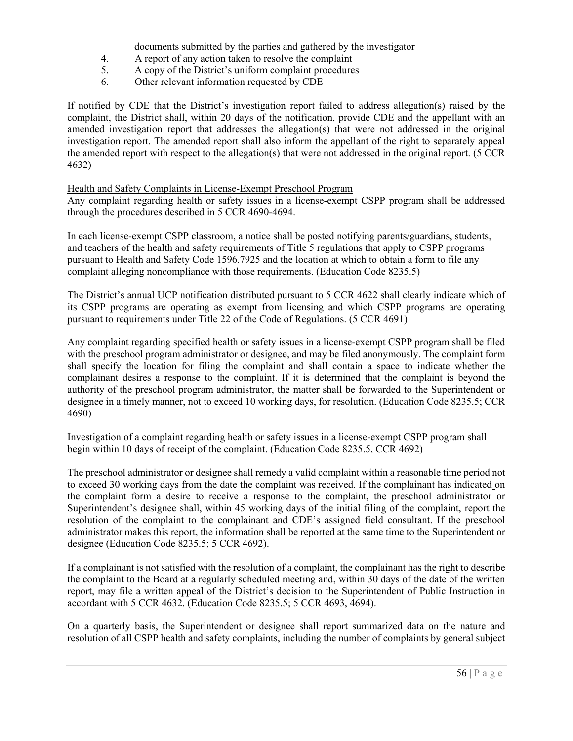documents submitted by the parties and gathered by the investigator

4. A report of any action taken to resolve the complaint
5. A copy of the District's uniform complaint procedures
6. Other relevant information requested by CDE

If notified by CDE that the District's investigation report failed to address allegation(s) raised by the complaint, the District shall, within 20 days of the notification, provide CDE and the appellant with an amended investigation report that addresses the allegation(s) that were not addressed in the original investigation report. The amended report shall also inform the appellant of the right to separately appeal the amended report with respect to the allegation(s) that were not addressed in the original report. (5 CCR 4632)

<u>Health and Safety Complaints in License-Exempt Preschool Program</u>
Any complaint regarding health or safety issues in a license-exempt CSPP program shall be addressed through the procedures described in 5 CCR 4690-4694.

In each license-exempt CSPP classroom, a notice shall be posted notifying parents/guardians, students, and teachers of the health and safety requirements of Title 5 regulations that apply to CSPP programs pursuant to Health and Safety Code 1596.7925 and the location at which to obtain a form to file any complaint alleging noncompliance with those requirements. (Education Code 8235.5)

The District's annual UCP notification distributed pursuant to 5 CCR 4622 shall clearly indicate which of its CSPP programs are operating as exempt from licensing and which CSPP programs are operating pursuant to requirements under Title 22 of the Code of Regulations. (5 CCR 4691)

Any complaint regarding specified health or safety issues in a license-exempt CSPP program shall be filed with the preschool program administrator or designee, and may be filed anonymously. The complaint form shall specify the location for filing the complaint and shall contain a space to indicate whether the complainant desires a response to the complaint. If it is determined that the complaint is beyond the authority of the preschool program administrator, the matter shall be forwarded to the Superintendent or designee in a timely manner, not to exceed 10 working days, for resolution. (Education Code 8235.5; CCR 4690)

Investigation of a complaint regarding health or safety issues in a license-exempt CSPP program shall begin within 10 days of receipt of the complaint. (Education Code 8235.5, CCR 4692)

The preschool administrator or designee shall remedy a valid complaint within a reasonable time period not to exceed 30 working days from the date the complaint was received. If the complainant has indicated on the complaint form a desire to receive a response to the complaint, the preschool administrator or Superintendent's designee shall, within 45 working days of the initial filing of the complaint, report the resolution of the complaint to the complainant and CDE's assigned field consultant. If the preschool administrator makes this report, the information shall be reported at the same time to the Superintendent or designee (Education Code 8235.5; 5 CCR 4692).

If a complainant is not satisfied with the resolution of a complaint, the complainant has the right to describe the complaint to the Board at a regularly scheduled meeting and, within 30 days of the date of the written report, may file a written appeal of the District's decision to the Superintendent of Public Instruction in accordant with 5 CCR 4632. (Education Code 8235.5; 5 CCR 4693, 4694).

On a quarterly basis, the Superintendent or designee shall report summarized data on the nature and resolution of all CSPP health and safety complaints, including the number of complaints by general subject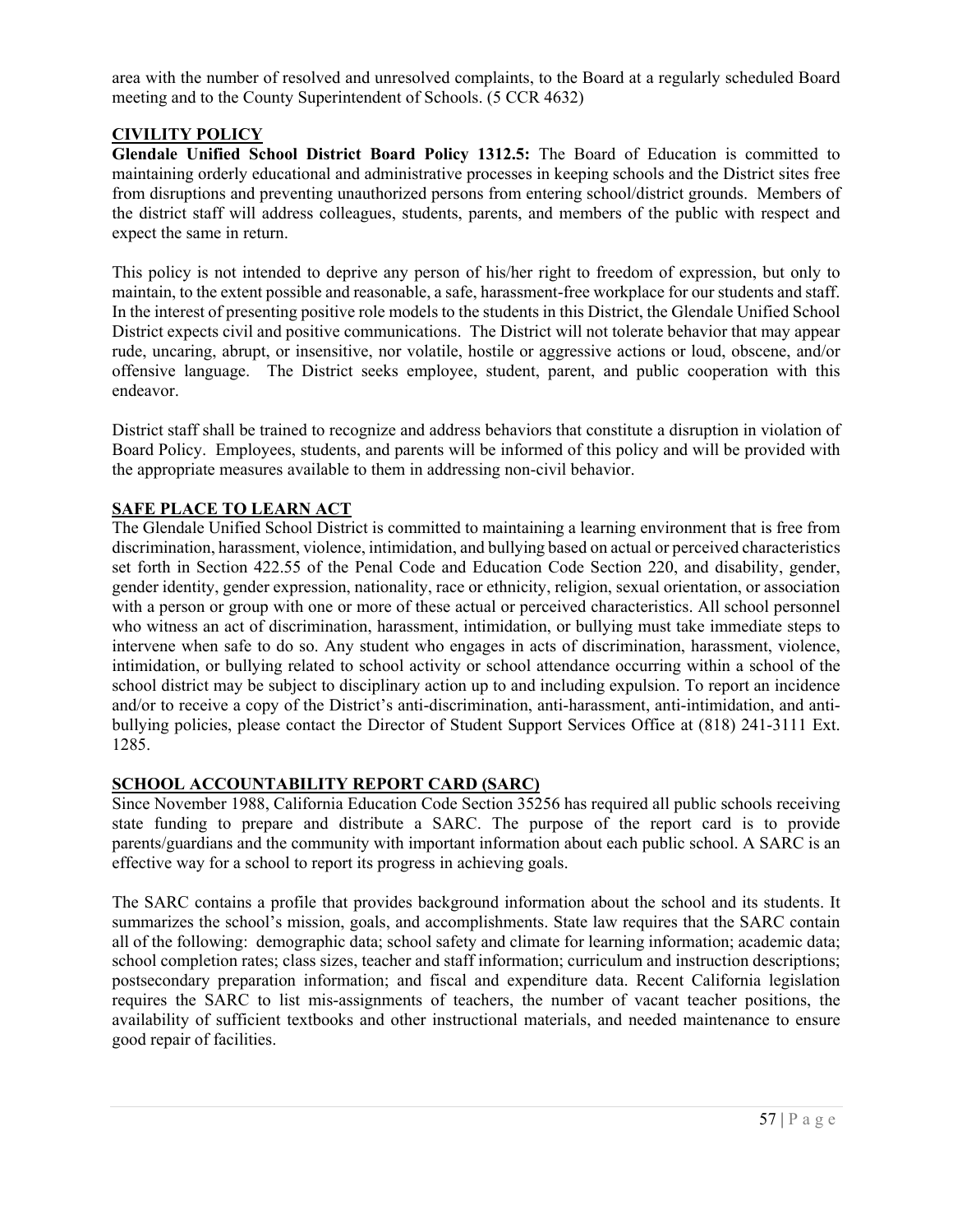area with the number of resolved and unresolved complaints, to the Board at a regularly scheduled Board meeting and to the County Superintendent of Schools. (5 CCR 4632)

## CIVILITY POLICY

**Glendale Unified School District Board Policy 1312.5:** The Board of Education is committed to maintaining orderly educational and administrative processes in keeping schools and the District sites free from disruptions and preventing unauthorized persons from entering school/district grounds. Members of the district staff will address colleagues, students, parents, and members of the public with respect and expect the same in return.

This policy is not intended to deprive any person of his/her right to freedom of expression, but only to maintain, to the extent possible and reasonable, a safe, harassment-free workplace for our students and staff. In the interest of presenting positive role models to the students in this District, the Glendale Unified School District expects civil and positive communications. The District will not tolerate behavior that may appear rude, uncaring, abrupt, or insensitive, nor volatile, hostile or aggressive actions or loud, obscene, and/or offensive language. The District seeks employee, student, parent, and public cooperation with this endeavor.

District staff shall be trained to recognize and address behaviors that constitute a disruption in violation of Board Policy. Employees, students, and parents will be informed of this policy and will be provided with the appropriate measures available to them in addressing non-civil behavior.

## SAFE PLACE TO LEARN ACT

The Glendale Unified School District is committed to maintaining a learning environment that is free from discrimination, harassment, violence, intimidation, and bullying based on actual or perceived characteristics set forth in Section 422.55 of the Penal Code and Education Code Section 220, and disability, gender, gender identity, gender expression, nationality, race or ethnicity, religion, sexual orientation, or association with a person or group with one or more of these actual or perceived characteristics. All school personnel who witness an act of discrimination, harassment, intimidation, or bullying must take immediate steps to intervene when safe to do so. Any student who engages in acts of discrimination, harassment, violence, intimidation, or bullying related to school activity or school attendance occurring within a school of the school district may be subject to disciplinary action up to and including expulsion. To report an incidence and/or to receive a copy of the District's anti-discrimination, anti-harassment, anti-intimidation, and anti-bullying policies, please contact the Director of Student Support Services Office at (818) 241-3111 Ext. 1285.

## SCHOOL ACCOUNTABILITY REPORT CARD (SARC)

Since November 1988, California Education Code Section 35256 has required all public schools receiving state funding to prepare and distribute a SARC. The purpose of the report card is to provide parents/guardians and the community with important information about each public school. A SARC is an effective way for a school to report its progress in achieving goals.

The SARC contains a profile that provides background information about the school and its students. It summarizes the school's mission, goals, and accomplishments. State law requires that the SARC contain all of the following: demographic data; school safety and climate for learning information; academic data; school completion rates; class sizes, teacher and staff information; curriculum and instruction descriptions; postsecondary preparation information; and fiscal and expenditure data. Recent California legislation requires the SARC to list mis-assignments of teachers, the number of vacant teacher positions, the availability of sufficient textbooks and other instructional materials, and needed maintenance to ensure good repair of facilities.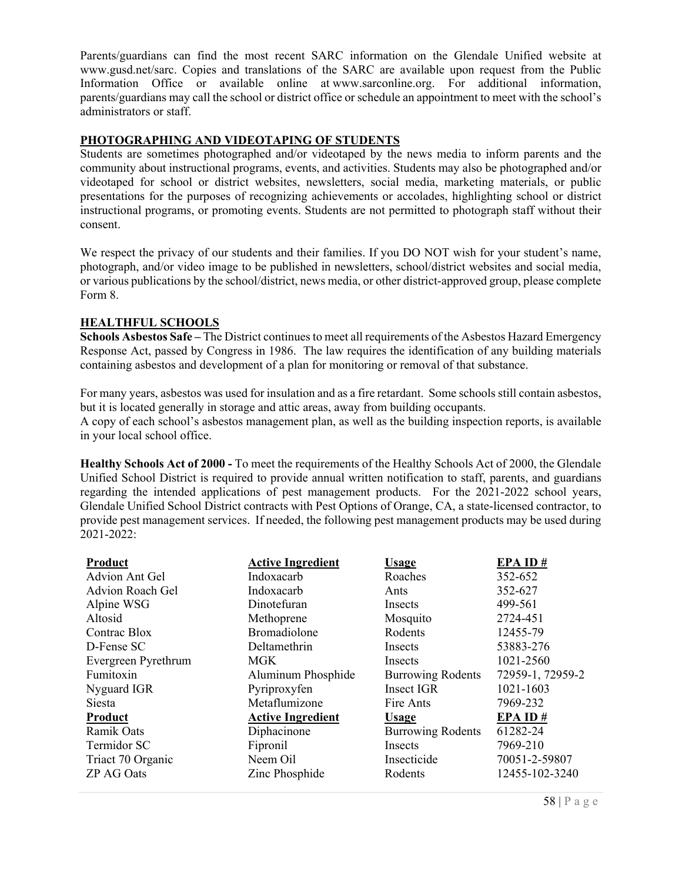Parents/guardians can find the most recent SARC information on the Glendale Unified website at www.gusd.net/sarc. Copies and translations of the SARC are available upon request from the Public Information Office or available online at www.sarconline.org. For additional information, parents/guardians may call the school or district office or schedule an appointment to meet with the school's administrators or staff.

## PHOTOGRAPHING AND VIDEOTAPING OF STUDENTS

Students are sometimes photographed and/or videotaped by the news media to inform parents and the community about instructional programs, events, and activities. Students may also be photographed and/or videotaped for school or district websites, newsletters, social media, marketing materials, or public presentations for the purposes of recognizing achievements or accolades, highlighting school or district instructional programs, or promoting events. Students are not permitted to photograph staff without their consent.

We respect the privacy of our students and their families. If you DO NOT wish for your student's name, photograph, and/or video image to be published in newsletters, school/district websites and social media, or various publications by the school/district, news media, or other district-approved group, please complete Form 8.

## HEALTHFUL SCHOOLS

**Schools Asbestos Safe –** The District continues to meet all requirements of the Asbestos Hazard Emergency Response Act, passed by Congress in 1986. The law requires the identification of any building materials containing asbestos and development of a plan for monitoring or removal of that substance.

For many years, asbestos was used for insulation and as a fire retardant. Some schools still contain asbestos, but it is located generally in storage and attic areas, away from building occupants.
A copy of each school's asbestos management plan, as well as the building inspection reports, is available in your local school office.

**Healthy Schools Act of 2000 -** To meet the requirements of the Healthy Schools Act of 2000, the Glendale Unified School District is required to provide annual written notification to staff, parents, and guardians regarding the intended applications of pest management products. For the 2021-2022 school years, Glendale Unified School District contracts with Pest Options of Orange, CA, a state-licensed contractor, to provide pest management services. If needed, the following pest management products may be used during 2021-2022:

| Product | Active Ingredient | Usage | EPA ID # |
|---|---|---|---|
| Advion Ant Gel | Indoxacarb | Roaches | 352-652 |
| Advion Roach Gel | Indoxacarb | Ants | 352-627 |
| Alpine WSG | Dinotefuran | Insects | 499-561 |
| Altosid | Methoprene | Mosquito | 2724-451 |
| Contrac Blox | Bromadiolone | Rodents | 12455-79 |
| D-Fense SC | Deltamethrin | Insects | 53883-276 |
| Evergreen Pyrethrum | MGK | Insects | 1021-2560 |
| Fumitoxin | Aluminum Phosphide | Burrowing Rodents | 72959-1, 72959-2 |
| Nyguard IGR | Pyriproxyfen | Insect IGR | 1021-1603 |
| Siesta | Metaflumizone | Fire Ants | 7969-232 |
| **Product** | **Active Ingredient** | **Usage** | **EPA ID #** |
| Ramik Oats | Diphacinone | Burrowing Rodents | 61282-24 |
| Termidor SC | Fipronil | Insects | 7969-210 |
| Triact 70 Organic | Neem Oil | Insecticide | 70051-2-59807 |
| ZP AG Oats | Zinc Phosphide | Rodents | 12455-102-3240 |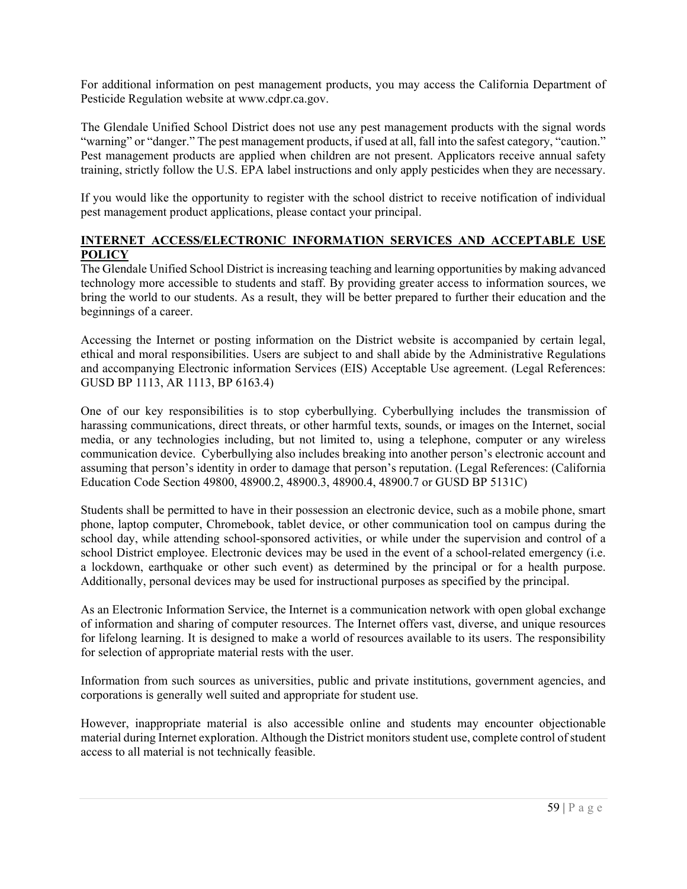For additional information on pest management products, you may access the California Department of Pesticide Regulation website at www.cdpr.ca.gov.

The Glendale Unified School District does not use any pest management products with the signal words "warning" or "danger." The pest management products, if used at all, fall into the safest category, "caution." Pest management products are applied when children are not present. Applicators receive annual safety training, strictly follow the U.S. EPA label instructions and only apply pesticides when they are necessary.

If you would like the opportunity to register with the school district to receive notification of individual pest management product applications, please contact your principal.

## INTERNET ACCESS/ELECTRONIC INFORMATION SERVICES AND ACCEPTABLE USE POLICY

The Glendale Unified School District is increasing teaching and learning opportunities by making advanced technology more accessible to students and staff. By providing greater access to information sources, we bring the world to our students. As a result, they will be better prepared to further their education and the beginnings of a career.

Accessing the Internet or posting information on the District website is accompanied by certain legal, ethical and moral responsibilities. Users are subject to and shall abide by the Administrative Regulations and accompanying Electronic information Services (EIS) Acceptable Use agreement. (Legal References: GUSD BP 1113, AR 1113, BP 6163.4)

One of our key responsibilities is to stop cyberbullying. Cyberbullying includes the transmission of harassing communications, direct threats, or other harmful texts, sounds, or images on the Internet, social media, or any technologies including, but not limited to, using a telephone, computer or any wireless communication device. Cyberbullying also includes breaking into another person's electronic account and assuming that person's identity in order to damage that person's reputation. (Legal References: (California Education Code Section 49800, 48900.2, 48900.3, 48900.4, 48900.7 or GUSD BP 5131C)

Students shall be permitted to have in their possession an electronic device, such as a mobile phone, smart phone, laptop computer, Chromebook, tablet device, or other communication tool on campus during the school day, while attending school-sponsored activities, or while under the supervision and control of a school District employee. Electronic devices may be used in the event of a school-related emergency (i.e. a lockdown, earthquake or other such event) as determined by the principal or for a health purpose. Additionally, personal devices may be used for instructional purposes as specified by the principal.

As an Electronic Information Service, the Internet is a communication network with open global exchange of information and sharing of computer resources. The Internet offers vast, diverse, and unique resources for lifelong learning. It is designed to make a world of resources available to its users. The responsibility for selection of appropriate material rests with the user.

Information from such sources as universities, public and private institutions, government agencies, and corporations is generally well suited and appropriate for student use.

However, inappropriate material is also accessible online and students may encounter objectionable material during Internet exploration. Although the District monitors student use, complete control of student access to all material is not technically feasible.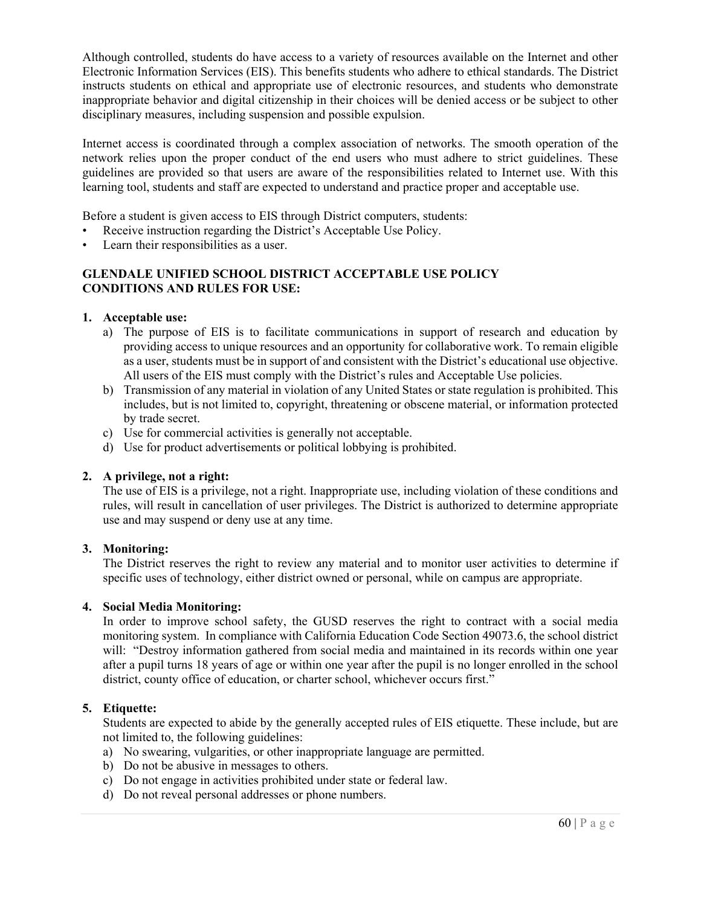Although controlled, students do have access to a variety of resources available on the Internet and other Electronic Information Services (EIS). This benefits students who adhere to ethical standards. The District instructs students on ethical and appropriate use of electronic resources, and students who demonstrate inappropriate behavior and digital citizenship in their choices will be denied access or be subject to other disciplinary measures, including suspension and possible expulsion.

Internet access is coordinated through a complex association of networks. The smooth operation of the network relies upon the proper conduct of the end users who must adhere to strict guidelines. These guidelines are provided so that users are aware of the responsibilities related to Internet use. With this learning tool, students and staff are expected to understand and practice proper and acceptable use.

Before a student is given access to EIS through District computers, students:

- Receive instruction regarding the District's Acceptable Use Policy.
- Learn their responsibilities as a user.

**GLENDALE UNIFIED SCHOOL DISTRICT ACCEPTABLE USE POLICY CONDITIONS AND RULES FOR USE:**

1. **Acceptable use:**
   a) The purpose of EIS is to facilitate communications in support of research and education by providing access to unique resources and an opportunity for collaborative work. To remain eligible as a user, students must be in support of and consistent with the District's educational use objective. All users of the EIS must comply with the District's rules and Acceptable Use policies.
   b) Transmission of any material in violation of any United States or state regulation is prohibited. This includes, but is not limited to, copyright, threatening or obscene material, or information protected by trade secret.
   c) Use for commercial activities is generally not acceptable.
   d) Use for product advertisements or political lobbying is prohibited.

2. **A privilege, not a right:**
   The use of EIS is a privilege, not a right. Inappropriate use, including violation of these conditions and rules, will result in cancellation of user privileges. The District is authorized to determine appropriate use and may suspend or deny use at any time.

3. **Monitoring:**
   The District reserves the right to review any material and to monitor user activities to determine if specific uses of technology, either district owned or personal, while on campus are appropriate.

4. **Social Media Monitoring:**
   In order to improve school safety, the GUSD reserves the right to contract with a social media monitoring system. In compliance with California Education Code Section 49073.6, the school district will: "Destroy information gathered from social media and maintained in its records within one year after a pupil turns 18 years of age or within one year after the pupil is no longer enrolled in the school district, county office of education, or charter school, whichever occurs first."

5. **Etiquette:**
   Students are expected to abide by the generally accepted rules of EIS etiquette. These include, but are not limited to, the following guidelines:
   a) No swearing, vulgarities, or other inappropriate language are permitted.
   b) Do not be abusive in messages to others.
   c) Do not engage in activities prohibited under state or federal law.
   d) Do not reveal personal addresses or phone numbers.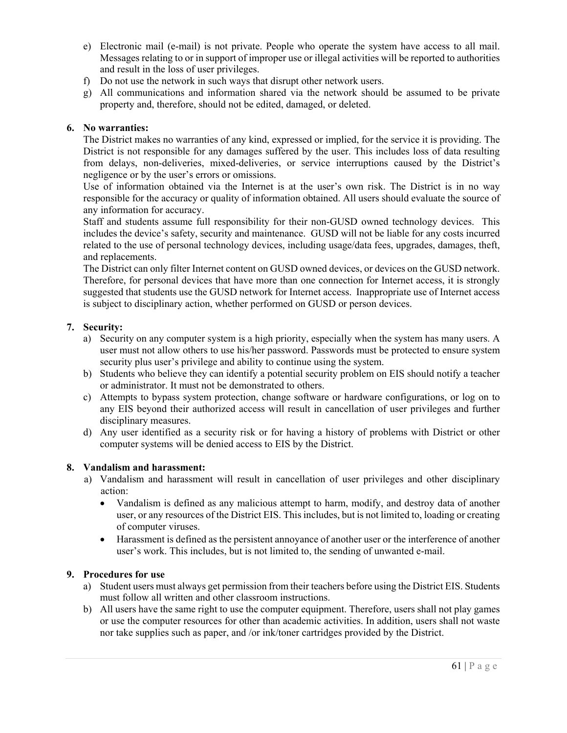e) Electronic mail (e-mail) is not private. People who operate the system have access to all mail. Messages relating to or in support of improper use or illegal activities will be reported to authorities and result in the loss of user privileges.
f) Do not use the network in such ways that disrupt other network users.
g) All communications and information shared via the network should be assumed to be private property and, therefore, should not be edited, damaged, or deleted.

**6. No warranties:**

The District makes no warranties of any kind, expressed or implied, for the service it is providing. The District is not responsible for any damages suffered by the user. This includes loss of data resulting from delays, non-deliveries, mixed-deliveries, or service interruptions caused by the District's negligence or by the user's errors or omissions.

Use of information obtained via the Internet is at the user's own risk. The District is in no way responsible for the accuracy or quality of information obtained. All users should evaluate the source of any information for accuracy.

Staff and students assume full responsibility for their non-GUSD owned technology devices. This includes the device's safety, security and maintenance. GUSD will not be liable for any costs incurred related to the use of personal technology devices, including usage/data fees, upgrades, damages, theft, and replacements.

The District can only filter Internet content on GUSD owned devices, or devices on the GUSD network. Therefore, for personal devices that have more than one connection for Internet access, it is strongly suggested that students use the GUSD network for Internet access. Inappropriate use of Internet access is subject to disciplinary action, whether performed on GUSD or person devices.

**7. Security:**

a) Security on any computer system is a high priority, especially when the system has many users. A user must not allow others to use his/her password. Passwords must be protected to ensure system security plus user's privilege and ability to continue using the system.
b) Students who believe they can identify a potential security problem on EIS should notify a teacher or administrator. It must not be demonstrated to others.
c) Attempts to bypass system protection, change software or hardware configurations, or log on to any EIS beyond their authorized access will result in cancellation of user privileges and further disciplinary measures.
d) Any user identified as a security risk or for having a history of problems with District or other computer systems will be denied access to EIS by the District.

**8. Vandalism and harassment:**

a) Vandalism and harassment will result in cancellation of user privileges and other disciplinary action:
   - Vandalism is defined as any malicious attempt to harm, modify, and destroy data of another user, or any resources of the District EIS. This includes, but is not limited to, loading or creating of computer viruses.
   - Harassment is defined as the persistent annoyance of another user or the interference of another user's work. This includes, but is not limited to, the sending of unwanted e-mail.

**9. Procedures for use**

a) Student users must always get permission from their teachers before using the District EIS. Students must follow all written and other classroom instructions.
b) All users have the same right to use the computer equipment. Therefore, users shall not play games or use the computer resources for other than academic activities. In addition, users shall not waste nor take supplies such as paper, and /or ink/toner cartridges provided by the District.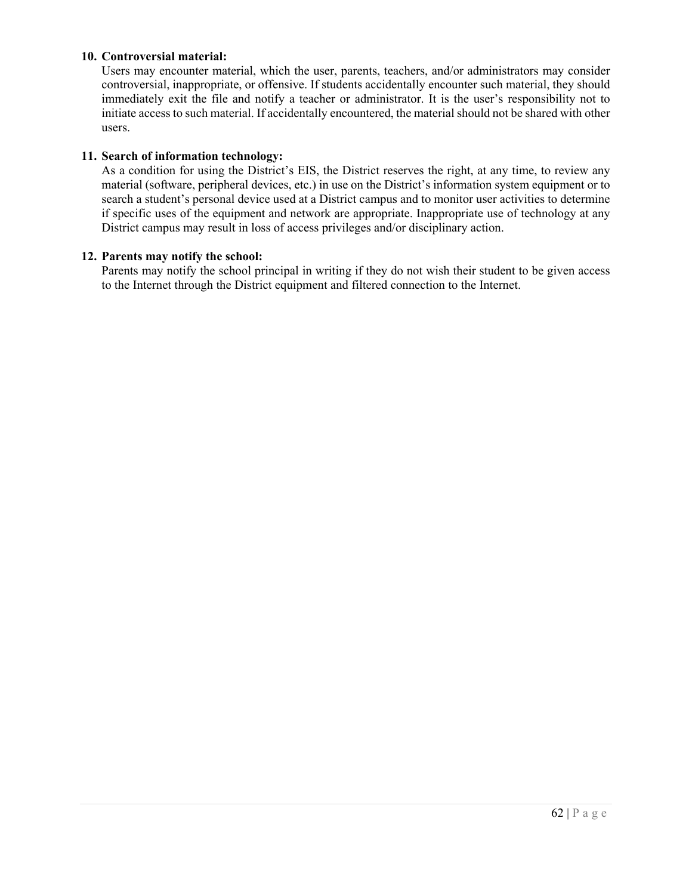10. **Controversial material:**
    Users may encounter material, which the user, parents, teachers, and/or administrators may consider controversial, inappropriate, or offensive. If students accidentally encounter such material, they should immediately exit the file and notify a teacher or administrator. It is the user's responsibility not to initiate access to such material. If accidentally encountered, the material should not be shared with other users.

11. **Search of information technology:**
    As a condition for using the District's EIS, the District reserves the right, at any time, to review any material (software, peripheral devices, etc.) in use on the District's information system equipment or to search a student's personal device used at a District campus and to monitor user activities to determine if specific uses of the equipment and network are appropriate. Inappropriate use of technology at any District campus may result in loss of access privileges and/or disciplinary action.

12. **Parents may notify the school:**
    Parents may notify the school principal in writing if they do not wish their student to be given access to the Internet through the District equipment and filtered connection to the Internet.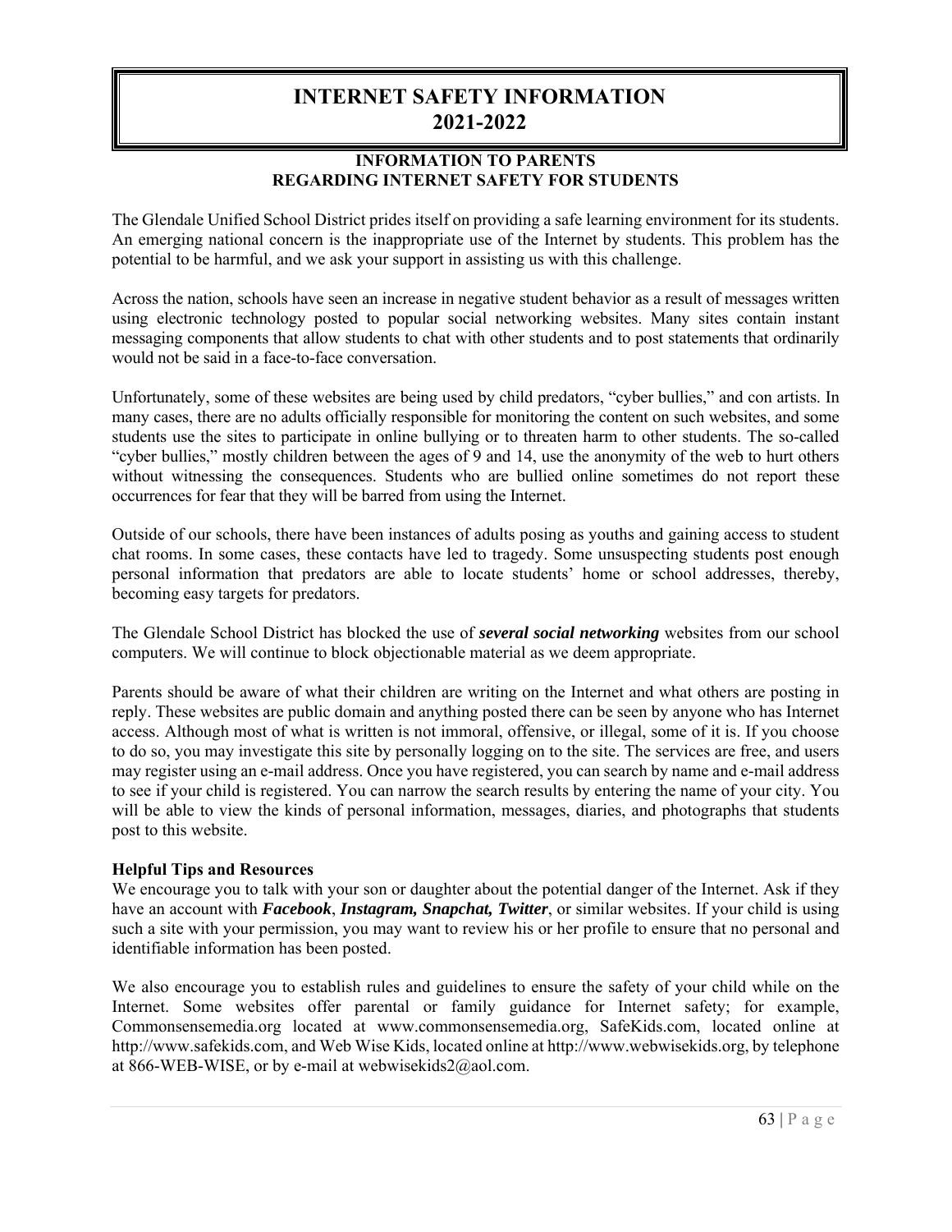# INTERNET SAFETY INFORMATION 2021-2022

## INFORMATION TO PARENTS REGARDING INTERNET SAFETY FOR STUDENTS

The Glendale Unified School District prides itself on providing a safe learning environment for its students. An emerging national concern is the inappropriate use of the Internet by students. This problem has the potential to be harmful, and we ask your support in assisting us with this challenge.

Across the nation, schools have seen an increase in negative student behavior as a result of messages written using electronic technology posted to popular social networking websites. Many sites contain instant messaging components that allow students to chat with other students and to post statements that ordinarily would not be said in a face-to-face conversation.

Unfortunately, some of these websites are being used by child predators, "cyber bullies," and con artists. In many cases, there are no adults officially responsible for monitoring the content on such websites, and some students use the sites to participate in online bullying or to threaten harm to other students. The so-called "cyber bullies," mostly children between the ages of 9 and 14, use the anonymity of the web to hurt others without witnessing the consequences. Students who are bullied online sometimes do not report these occurrences for fear that they will be barred from using the Internet.

Outside of our schools, there have been instances of adults posing as youths and gaining access to student chat rooms. In some cases, these contacts have led to tragedy. Some unsuspecting students post enough personal information that predators are able to locate students' home or school addresses, thereby, becoming easy targets for predators.

The Glendale School District has blocked the use of ***several social networking*** websites from our school computers. We will continue to block objectionable material as we deem appropriate.

Parents should be aware of what their children are writing on the Internet and what others are posting in reply. These websites are public domain and anything posted there can be seen by anyone who has Internet access. Although most of what is written is not immoral, offensive, or illegal, some of it is. If you choose to do so, you may investigate this site by personally logging on to the site. The services are free, and users may register using an e-mail address. Once you have registered, you can search by name and e-mail address to see if your child is registered. You can narrow the search results by entering the name of your city. You will be able to view the kinds of personal information, messages, diaries, and photographs that students post to this website.

**Helpful Tips and Resources**

We encourage you to talk with your son or daughter about the potential danger of the Internet. Ask if they have an account with ***Facebook***, ***Instagram, Snapchat, Twitter***, or similar websites. If your child is using such a site with your permission, you may want to review his or her profile to ensure that no personal and identifiable information has been posted.

We also encourage you to establish rules and guidelines to ensure the safety of your child while on the Internet. Some websites offer parental or family guidance for Internet safety; for example, Commonsensemedia.org located at www.commonsensemedia.org, SafeKids.com, located online at http://www.safekids.com, and Web Wise Kids, located online at http://www.webwisekids.org, by telephone at 866-WEB-WISE, or by e-mail at webwisekids2@aol.com.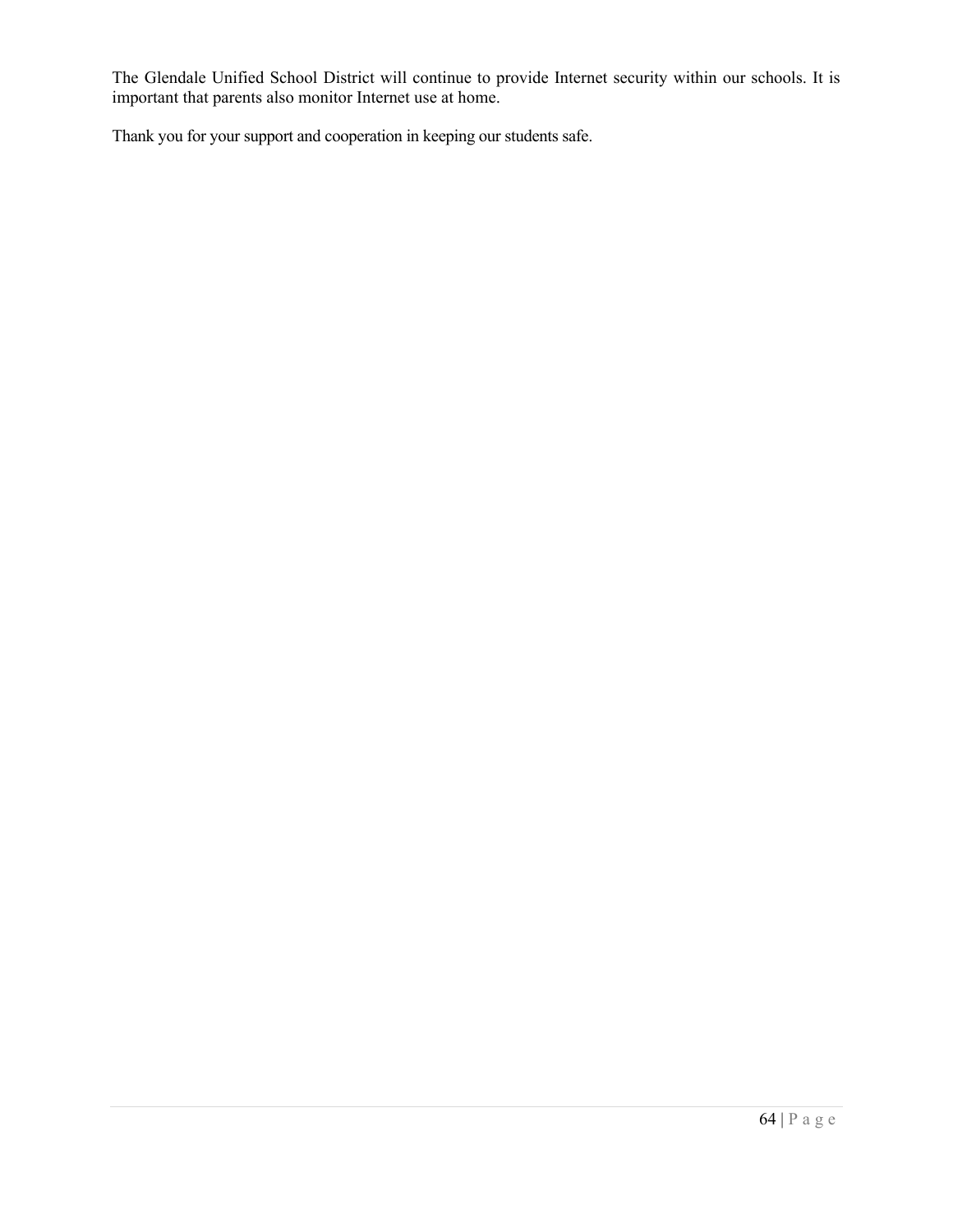The Glendale Unified School District will continue to provide Internet security within our schools. It is important that parents also monitor Internet use at home.

Thank you for your support and cooperation in keeping our students safe.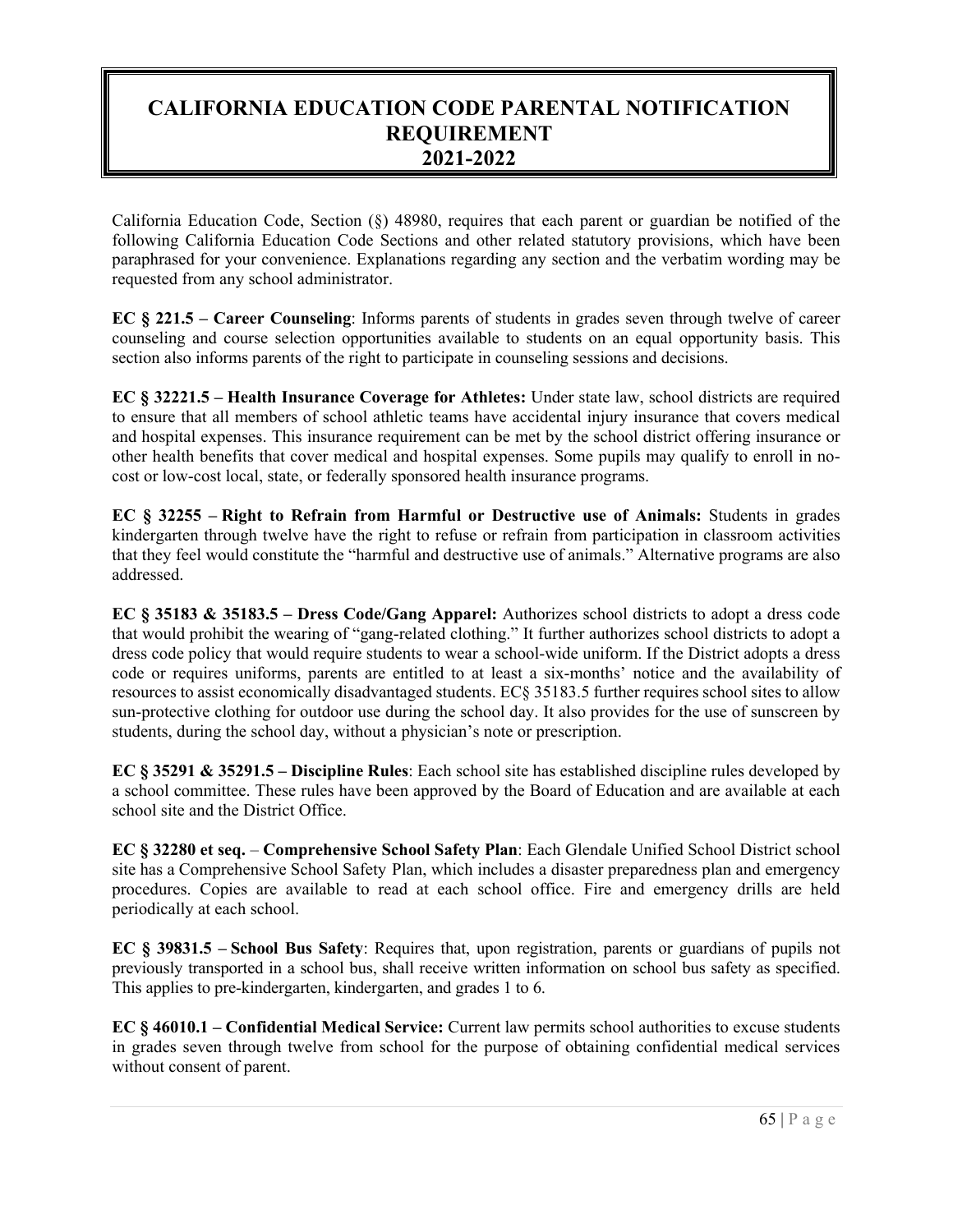# CALIFORNIA EDUCATION CODE PARENTAL NOTIFICATION REQUIREMENT 2021-2022

California Education Code, Section (§) 48980, requires that each parent or guardian be notified of the following California Education Code Sections and other related statutory provisions, which have been paraphrased for your convenience. Explanations regarding any section and the verbatim wording may be requested from any school administrator.

**EC § 221.5 – Career Counseling**: Informs parents of students in grades seven through twelve of career counseling and course selection opportunities available to students on an equal opportunity basis. This section also informs parents of the right to participate in counseling sessions and decisions.

**EC § 32221.5 – Health Insurance Coverage for Athletes:** Under state law, school districts are required to ensure that all members of school athletic teams have accidental injury insurance that covers medical and hospital expenses. This insurance requirement can be met by the school district offering insurance or other health benefits that cover medical and hospital expenses. Some pupils may qualify to enroll in no-cost or low-cost local, state, or federally sponsored health insurance programs.

**EC § 32255 – Right to Refrain from Harmful or Destructive use of Animals:** Students in grades kindergarten through twelve have the right to refuse or refrain from participation in classroom activities that they feel would constitute the "harmful and destructive use of animals." Alternative programs are also addressed.

**EC § 35183 & 35183.5 – Dress Code/Gang Apparel:** Authorizes school districts to adopt a dress code that would prohibit the wearing of "gang-related clothing." It further authorizes school districts to adopt a dress code policy that would require students to wear a school-wide uniform. If the District adopts a dress code or requires uniforms, parents are entitled to at least a six-months' notice and the availability of resources to assist economically disadvantaged students. EC§ 35183.5 further requires school sites to allow sun-protective clothing for outdoor use during the school day. It also provides for the use of sunscreen by students, during the school day, without a physician's note or prescription.

**EC § 35291 & 35291.5 – Discipline Rules**: Each school site has established discipline rules developed by a school committee. These rules have been approved by the Board of Education and are available at each school site and the District Office.

**EC § 32280 et seq.** – **Comprehensive School Safety Plan**: Each Glendale Unified School District school site has a Comprehensive School Safety Plan, which includes a disaster preparedness plan and emergency procedures. Copies are available to read at each school office. Fire and emergency drills are held periodically at each school.

**EC § 39831.5 – School Bus Safety**: Requires that, upon registration, parents or guardians of pupils not previously transported in a school bus, shall receive written information on school bus safety as specified. This applies to pre-kindergarten, kindergarten, and grades 1 to 6.

**EC § 46010.1 – Confidential Medical Service:** Current law permits school authorities to excuse students in grades seven through twelve from school for the purpose of obtaining confidential medical services without consent of parent.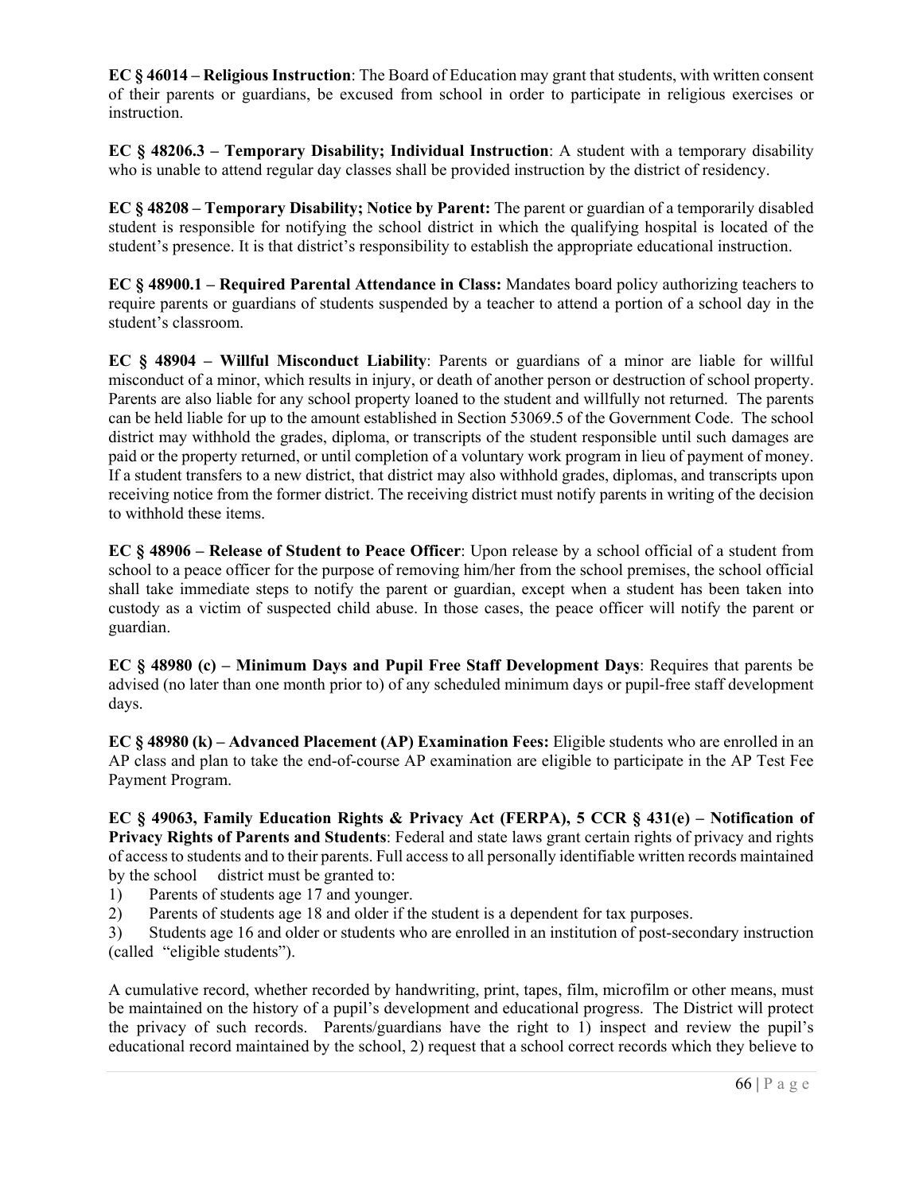**EC § 46014 – Religious Instruction**: The Board of Education may grant that students, with written consent of their parents or guardians, be excused from school in order to participate in religious exercises or instruction.

**EC § 48206.3 – Temporary Disability; Individual Instruction**: A student with a temporary disability who is unable to attend regular day classes shall be provided instruction by the district of residency.

**EC § 48208 – Temporary Disability; Notice by Parent:** The parent or guardian of a temporarily disabled student is responsible for notifying the school district in which the qualifying hospital is located of the student's presence. It is that district's responsibility to establish the appropriate educational instruction.

**EC § 48900.1 – Required Parental Attendance in Class:** Mandates board policy authorizing teachers to require parents or guardians of students suspended by a teacher to attend a portion of a school day in the student's classroom.

**EC § 48904 – Willful Misconduct Liability**: Parents or guardians of a minor are liable for willful misconduct of a minor, which results in injury, or death of another person or destruction of school property. Parents are also liable for any school property loaned to the student and willfully not returned. The parents can be held liable for up to the amount established in Section 53069.5 of the Government Code. The school district may withhold the grades, diploma, or transcripts of the student responsible until such damages are paid or the property returned, or until completion of a voluntary work program in lieu of payment of money. If a student transfers to a new district, that district may also withhold grades, diplomas, and transcripts upon receiving notice from the former district. The receiving district must notify parents in writing of the decision to withhold these items.

**EC § 48906 – Release of Student to Peace Officer**: Upon release by a school official of a student from school to a peace officer for the purpose of removing him/her from the school premises, the school official shall take immediate steps to notify the parent or guardian, except when a student has been taken into custody as a victim of suspected child abuse. In those cases, the peace officer will notify the parent or guardian.

**EC § 48980 (c) – Minimum Days and Pupil Free Staff Development Days**: Requires that parents be advised (no later than one month prior to) of any scheduled minimum days or pupil-free staff development days.

**EC § 48980 (k) – Advanced Placement (AP) Examination Fees:** Eligible students who are enrolled in an AP class and plan to take the end-of-course AP examination are eligible to participate in the AP Test Fee Payment Program.

**EC § 49063, Family Education Rights & Privacy Act (FERPA), 5 CCR § 431(e) – Notification of Privacy Rights of Parents and Students**: Federal and state laws grant certain rights of privacy and rights of access to students and to their parents. Full access to all personally identifiable written records maintained by the school district must be granted to:

1) Parents of students age 17 and younger.
2) Parents of students age 18 and older if the student is a dependent for tax purposes.
3) Students age 16 and older or students who are enrolled in an institution of post-secondary instruction (called "eligible students").

A cumulative record, whether recorded by handwriting, print, tapes, film, microfilm or other means, must be maintained on the history of a pupil's development and educational progress. The District will protect the privacy of such records. Parents/guardians have the right to 1) inspect and review the pupil's educational record maintained by the school, 2) request that a school correct records which they believe to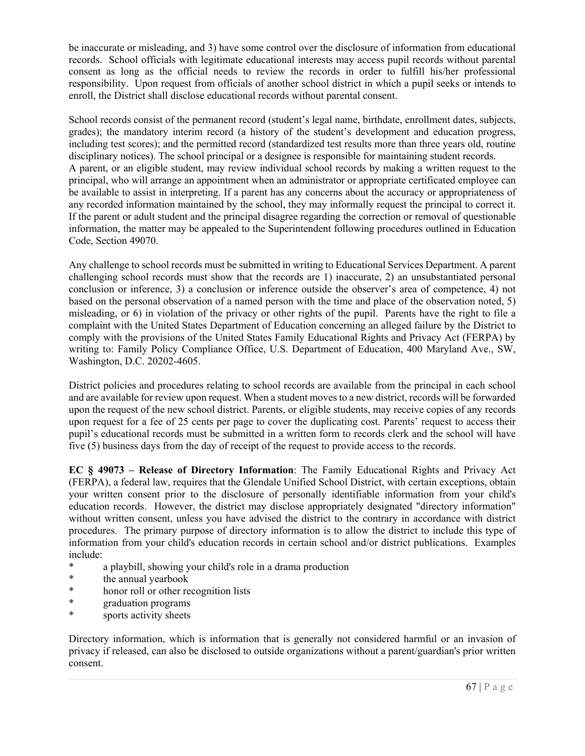be inaccurate or misleading, and 3) have some control over the disclosure of information from educational records. School officials with legitimate educational interests may access pupil records without parental consent as long as the official needs to review the records in order to fulfill his/her professional responsibility. Upon request from officials of another school district in which a pupil seeks or intends to enroll, the District shall disclose educational records without parental consent.

School records consist of the permanent record (student's legal name, birthdate, enrollment dates, subjects, grades); the mandatory interim record (a history of the student's development and education progress, including test scores); and the permitted record (standardized test results more than three years old, routine disciplinary notices). The school principal or a designee is responsible for maintaining student records.
A parent, or an eligible student, may review individual school records by making a written request to the principal, who will arrange an appointment when an administrator or appropriate certificated employee can be available to assist in interpreting. If a parent has any concerns about the accuracy or appropriateness of any recorded information maintained by the school, they may informally request the principal to correct it. If the parent or adult student and the principal disagree regarding the correction or removal of questionable information, the matter may be appealed to the Superintendent following procedures outlined in Education Code, Section 49070.

Any challenge to school records must be submitted in writing to Educational Services Department. A parent challenging school records must show that the records are 1) inaccurate, 2) an unsubstantiated personal conclusion or inference, 3) a conclusion or inference outside the observer's area of competence, 4) not based on the personal observation of a named person with the time and place of the observation noted, 5) misleading, or 6) in violation of the privacy or other rights of the pupil. Parents have the right to file a complaint with the United States Department of Education concerning an alleged failure by the District to comply with the provisions of the United States Family Educational Rights and Privacy Act (FERPA) by writing to: Family Policy Compliance Office, U.S. Department of Education, 400 Maryland Ave., SW, Washington, D.C. 20202-4605.

District policies and procedures relating to school records are available from the principal in each school and are available for review upon request. When a student moves to a new district, records will be forwarded upon the request of the new school district. Parents, or eligible students, may receive copies of any records upon request for a fee of 25 cents per page to cover the duplicating cost. Parents' request to access their pupil's educational records must be submitted in a written form to records clerk and the school will have five (5) business days from the day of receipt of the request to provide access to the records.

**EC § 49073 – Release of Directory Information**: The Family Educational Rights and Privacy Act (FERPA), a federal law, requires that the Glendale Unified School District, with certain exceptions, obtain your written consent prior to the disclosure of personally identifiable information from your child's education records. However, the district may disclose appropriately designated "directory information" without written consent, unless you have advised the district to the contrary in accordance with district procedures. The primary purpose of directory information is to allow the district to include this type of information from your child's education records in certain school and/or district publications. Examples include:

* a playbill, showing your child's role in a drama production
* the annual yearbook
* honor roll or other recognition lists
* graduation programs
* sports activity sheets

Directory information, which is information that is generally not considered harmful or an invasion of privacy if released, can also be disclosed to outside organizations without a parent/guardian's prior written consent.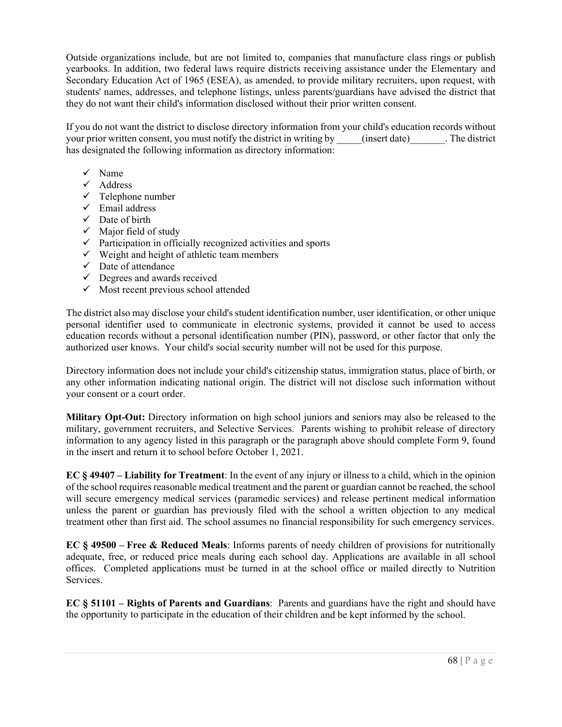Outside organizations include, but are not limited to, companies that manufacture class rings or publish yearbooks. In addition, two federal laws require districts receiving assistance under the Elementary and Secondary Education Act of 1965 (ESEA), as amended, to provide military recruiters, upon request, with students' names, addresses, and telephone listings, unless parents/guardians have advised the district that they do not want their child's information disclosed without their prior written consent.

If you do not want the district to disclose directory information from your child's education records without your prior written consent, you must notify the district in writing by _____(insert date)_______. The district has designated the following information as directory information:

- ✓ Name
- ✓ Address
- ✓ Telephone number
- ✓ Email address
- ✓ Date of birth
- ✓ Major field of study
- ✓ Participation in officially recognized activities and sports
- ✓ Weight and height of athletic team members
- ✓ Date of attendance
- ✓ Degrees and awards received
- ✓ Most recent previous school attended

The district also may disclose your child's student identification number, user identification, or other unique personal identifier used to communicate in electronic systems, provided it cannot be used to access education records without a personal identification number (PIN), password, or other factor that only the authorized user knows. Your child's social security number will not be used for this purpose.

Directory information does not include your child's citizenship status, immigration status, place of birth, or any other information indicating national origin. The district will not disclose such information without your consent or a court order.

**Military Opt-Out:** Directory information on high school juniors and seniors may also be released to the military, government recruiters, and Selective Services. Parents wishing to prohibit release of directory information to any agency listed in this paragraph or the paragraph above should complete Form 9, found in the insert and return it to school before October 1, 2021.

**EC § 49407 – Liability for Treatment**: In the event of any injury or illness to a child, which in the opinion of the school requires reasonable medical treatment and the parent or guardian cannot be reached, the school will secure emergency medical services (paramedic services) and release pertinent medical information unless the parent or guardian has previously filed with the school a written objection to any medical treatment other than first aid. The school assumes no financial responsibility for such emergency services.

**EC § 49500 – Free & Reduced Meals**: Informs parents of needy children of provisions for nutritionally adequate, free, or reduced price meals during each school day. Applications are available in all school offices. Completed applications must be turned in at the school office or mailed directly to Nutrition Services.

**EC § 51101 – Rights of Parents and Guardians**: Parents and guardians have the right and should have the opportunity to participate in the education of their children and be kept informed by the school.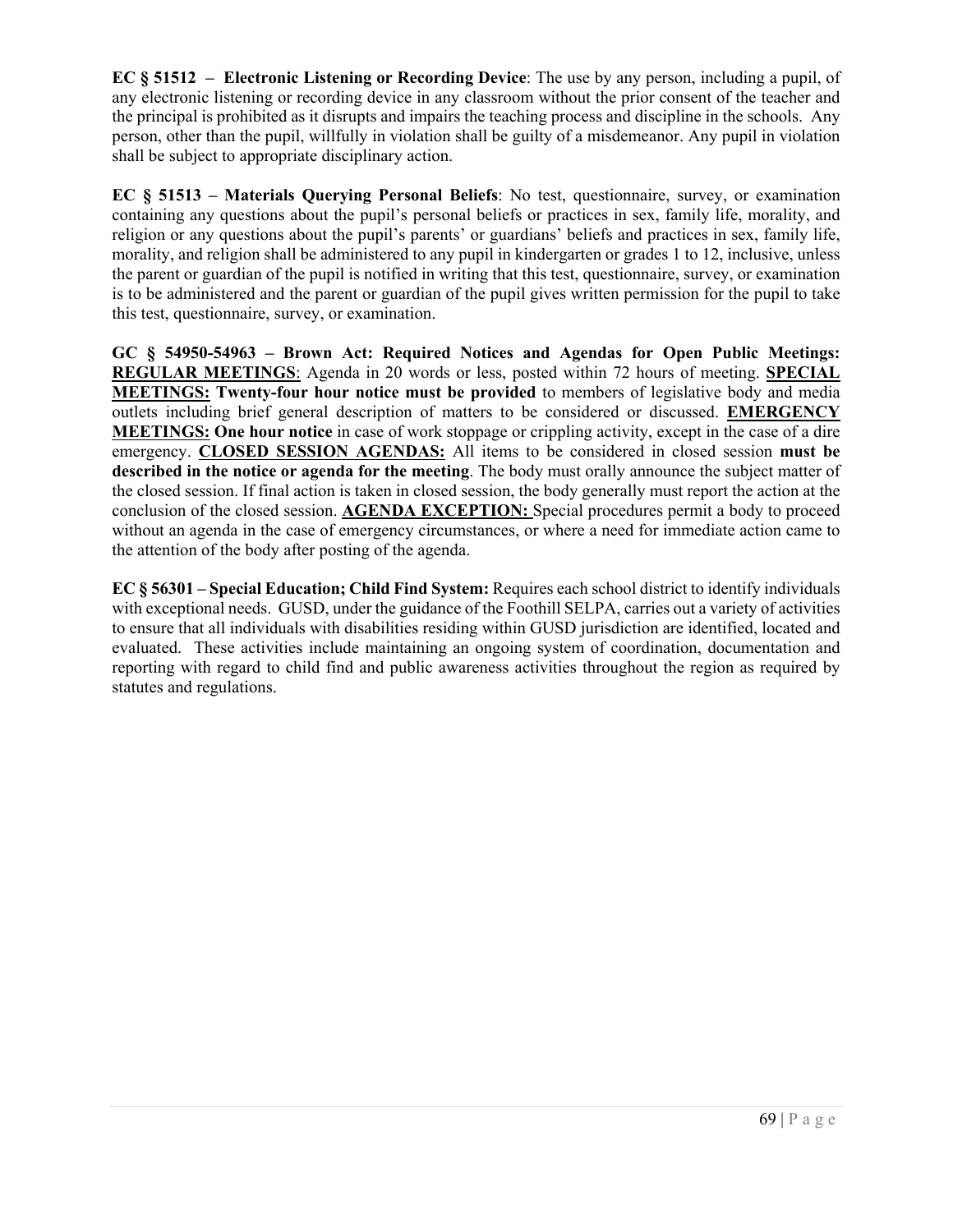**EC § 51512 – Electronic Listening or Recording Device**: The use by any person, including a pupil, of any electronic listening or recording device in any classroom without the prior consent of the teacher and the principal is prohibited as it disrupts and impairs the teaching process and discipline in the schools. Any person, other than the pupil, willfully in violation shall be guilty of a misdemeanor. Any pupil in violation shall be subject to appropriate disciplinary action.

**EC § 51513 – Materials Querying Personal Beliefs**: No test, questionnaire, survey, or examination containing any questions about the pupil's personal beliefs or practices in sex, family life, morality, and religion or any questions about the pupil's parents' or guardians' beliefs and practices in sex, family life, morality, and religion shall be administered to any pupil in kindergarten or grades 1 to 12, inclusive, unless the parent or guardian of the pupil is notified in writing that this test, questionnaire, survey, or examination is to be administered and the parent or guardian of the pupil gives written permission for the pupil to take this test, questionnaire, survey, or examination.

**GC § 54950-54963 – Brown Act: Required Notices and Agendas for Open Public Meetings: <u>REGULAR MEETINGS</u>**: Agenda in 20 words or less, posted within 72 hours of meeting. **<u>SPECIAL MEETINGS:</u> Twenty-four hour notice must be provided** to members of legislative body and media outlets including brief general description of matters to be considered or discussed. **<u>EMERGENCY MEETINGS:</u> One hour notice** in case of work stoppage or crippling activity, except in the case of a dire emergency. **<u>CLOSED SESSION AGENDAS:</u>** All items to be considered in closed session **must be described in the notice or agenda for the meeting**. The body must orally announce the subject matter of the closed session. If final action is taken in closed session, the body generally must report the action at the conclusion of the closed session. **<u>AGENDA EXCEPTION:</u>** Special procedures permit a body to proceed without an agenda in the case of emergency circumstances, or where a need for immediate action came to the attention of the body after posting of the agenda.

**EC § 56301 – Special Education; Child Find System:** Requires each school district to identify individuals with exceptional needs. GUSD, under the guidance of the Foothill SELPA, carries out a variety of activities to ensure that all individuals with disabilities residing within GUSD jurisdiction are identified, located and evaluated. These activities include maintaining an ongoing system of coordination, documentation and reporting with regard to child find and public awareness activities throughout the region as required by statutes and regulations.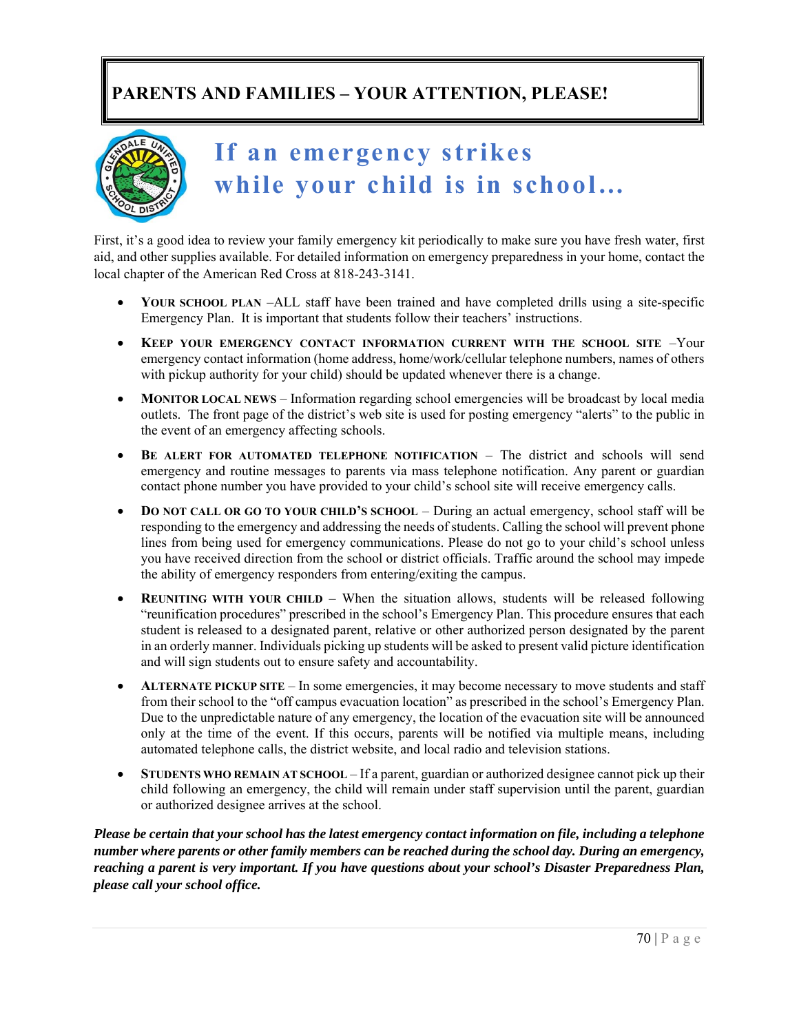## PARENTS AND FAMILIES – YOUR ATTENTION, PLEASE!

# If an emergency strikes while your child is in school…

First, it's a good idea to review your family emergency kit periodically to make sure you have fresh water, first aid, and other supplies available. For detailed information on emergency preparedness in your home, contact the local chapter of the American Red Cross at 818-243-3141.

- **YOUR SCHOOL PLAN** –ALL staff have been trained and have completed drills using a site-specific Emergency Plan. It is important that students follow their teachers' instructions.
- **KEEP YOUR EMERGENCY CONTACT INFORMATION CURRENT WITH THE SCHOOL SITE** –Your emergency contact information (home address, home/work/cellular telephone numbers, names of others with pickup authority for your child) should be updated whenever there is a change.
- **MONITOR LOCAL NEWS** – Information regarding school emergencies will be broadcast by local media outlets. The front page of the district's web site is used for posting emergency "alerts" to the public in the event of an emergency affecting schools.
- **BE ALERT FOR AUTOMATED TELEPHONE NOTIFICATION** – The district and schools will send emergency and routine messages to parents via mass telephone notification. Any parent or guardian contact phone number you have provided to your child's school site will receive emergency calls.
- **DO NOT CALL OR GO TO YOUR CHILD'S SCHOOL** – During an actual emergency, school staff will be responding to the emergency and addressing the needs of students. Calling the school will prevent phone lines from being used for emergency communications. Please do not go to your child's school unless you have received direction from the school or district officials. Traffic around the school may impede the ability of emergency responders from entering/exiting the campus.
- **REUNITING WITH YOUR CHILD** – When the situation allows, students will be released following "reunification procedures" prescribed in the school's Emergency Plan. This procedure ensures that each student is released to a designated parent, relative or other authorized person designated by the parent in an orderly manner. Individuals picking up students will be asked to present valid picture identification and will sign students out to ensure safety and accountability.
- **ALTERNATE PICKUP SITE** – In some emergencies, it may become necessary to move students and staff from their school to the "off campus evacuation location" as prescribed in the school's Emergency Plan. Due to the unpredictable nature of any emergency, the location of the evacuation site will be announced only at the time of the event. If this occurs, parents will be notified via multiple means, including automated telephone calls, the district website, and local radio and television stations.
- **STUDENTS WHO REMAIN AT SCHOOL** – If a parent, guardian or authorized designee cannot pick up their child following an emergency, the child will remain under staff supervision until the parent, guardian or authorized designee arrives at the school.

***Please be certain that your school has the latest emergency contact information on file, including a telephone number where parents or other family members can be reached during the school day. During an emergency, reaching a parent is very important. If you have questions about your school's Disaster Preparedness Plan, please call your school office.***